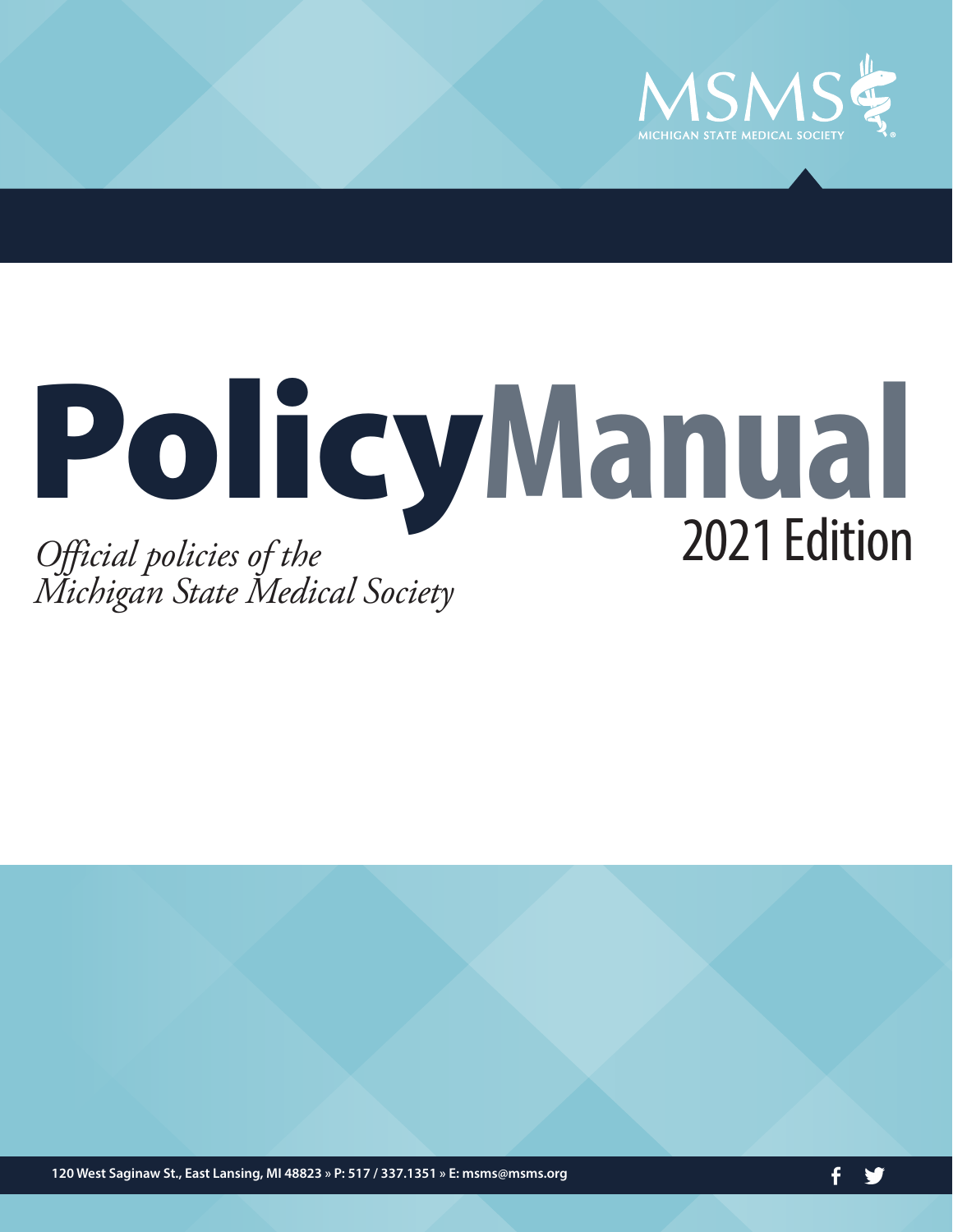MSMS

MICHIGAN STATE MEDICAL SOCIETY

# Policy Manual

## 2021 Edition

*Official policies of the Michigan State Medical Society*

**120 West Saginaw St., East Lansing, MI 48823 » P: 517 / 337.1351 » E: msms@msms.org**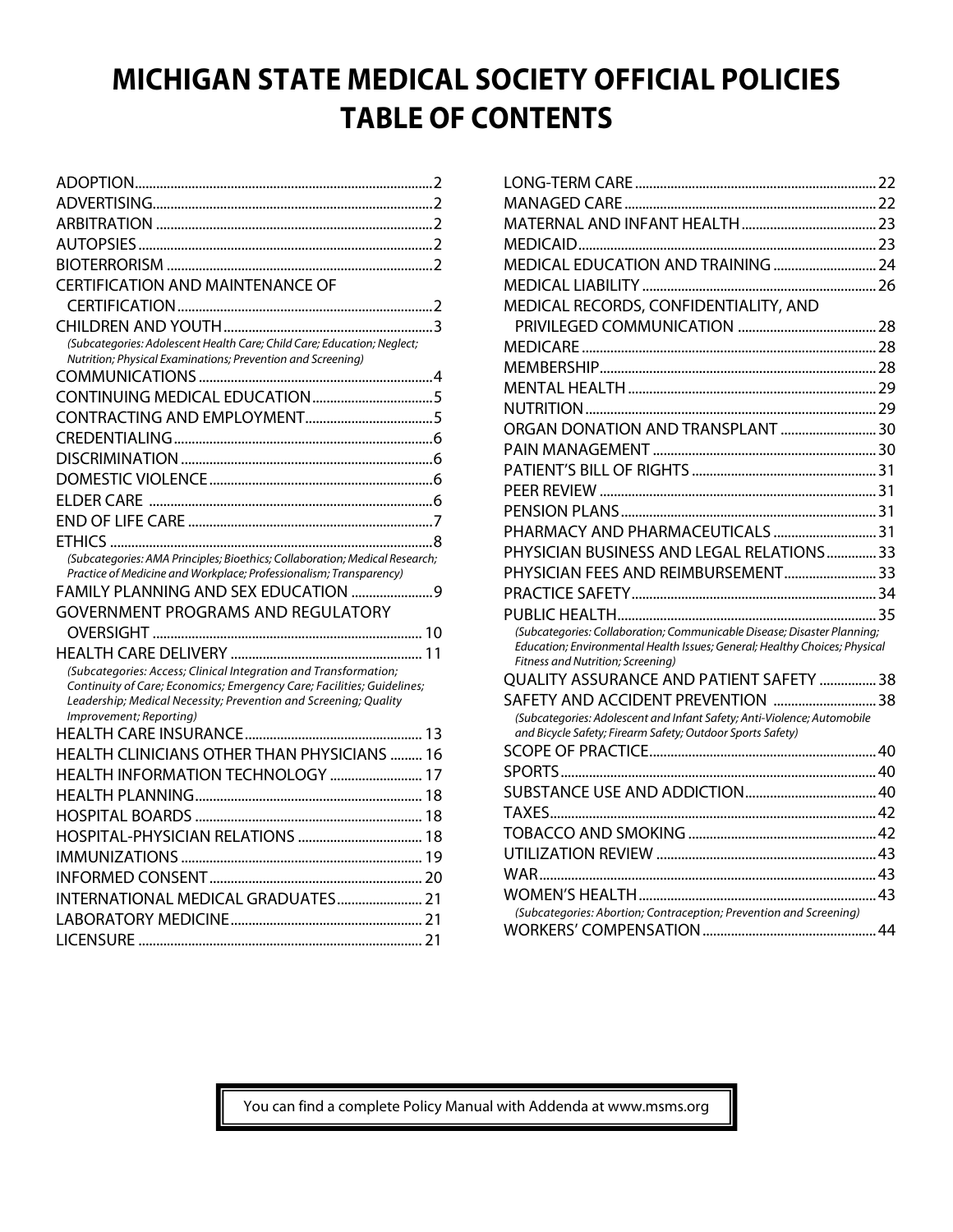# MICHIGAN STATE MEDICAL SOCIETY OFFICIAL POLICIES TABLE OF CONTENTS

ADOPTION....2
ADVERTISING....2
ARBITRATION....2
AUTOPSIES....2
BIOTERRORISM....2
CERTIFICATION AND MAINTENANCE OF CERTIFICATION....2
CHILDREN AND YOUTH....3
*(Subcategories: Adolescent Health Care; Child Care; Education; Neglect; Nutrition; Physical Examinations; Prevention and Screening)*
COMMUNICATIONS....4
CONTINUING MEDICAL EDUCATION....5
CONTRACTING AND EMPLOYMENT....5
CREDENTIALING....6
DISCRIMINATION....6
DOMESTIC VIOLENCE....6
ELDER CARE....6
END OF LIFE CARE....7
ETHICS....8
*(Subcategories: AMA Principles; Bioethics; Collaboration; Medical Research; Practice of Medicine and Workplace; Professionalism; Transparency)*
FAMILY PLANNING AND SEX EDUCATION....9
GOVERNMENT PROGRAMS AND REGULATORY OVERSIGHT....10
HEALTH CARE DELIVERY....11
*(Subcategories: Access; Clinical Integration and Transformation; Continuity of Care; Economics; Emergency Care; Facilities; Guidelines; Leadership; Medical Necessity; Prevention and Screening; Quality Improvement; Reporting)*
HEALTH CARE INSURANCE....13
HEALTH CLINICIANS OTHER THAN PHYSICIANS....16
HEALTH INFORMATION TECHNOLOGY....17
HEALTH PLANNING....18
HOSPITAL BOARDS....18
HOSPITAL-PHYSICIAN RELATIONS....18
IMMUNIZATIONS....19
INFORMED CONSENT....20
INTERNATIONAL MEDICAL GRADUATES....21
LABORATORY MEDICINE....21
LICENSURE....21
LONG-TERM CARE....22
MANAGED CARE....22
MATERNAL AND INFANT HEALTH....23
MEDICAID....23
MEDICAL EDUCATION AND TRAINING....24
MEDICAL LIABILITY....26
MEDICAL RECORDS, CONFIDENTIALITY, AND PRIVILEGED COMMUNICATION....28
MEDICARE....28
MEMBERSHIP....28
MENTAL HEALTH....29
NUTRITION....29
ORGAN DONATION AND TRANSPLANT....30
PAIN MANAGEMENT....30
PATIENT'S BILL OF RIGHTS....31
PEER REVIEW....31
PENSION PLANS....31
PHARMACY AND PHARMACEUTICALS....31
PHYSICIAN BUSINESS AND LEGAL RELATIONS....33
PHYSICIAN FEES AND REIMBURSEMENT....33
PRACTICE SAFETY....34
PUBLIC HEALTH....35
*(Subcategories: Collaboration; Communicable Disease; Disaster Planning; Education; Environmental Health Issues; General; Healthy Choices; Physical Fitness and Nutrition; Screening)*
QUALITY ASSURANCE AND PATIENT SAFETY....38
SAFETY AND ACCIDENT PREVENTION....38
*(Subcategories: Adolescent and Infant Safety; Anti-Violence; Automobile and Bicycle Safety; Firearm Safety; Outdoor Sports Safety)*
SCOPE OF PRACTICE....40
SPORTS....40
SUBSTANCE USE AND ADDICTION....40
TAXES....42
TOBACCO AND SMOKING....42
UTILIZATION REVIEW....43
WAR....43
WOMEN'S HEALTH....43
*(Subcategories: Abortion; Contraception; Prevention and Screening)*
WORKERS' COMPENSATION....44

You can find a complete Policy Manual with Addenda at www.msms.org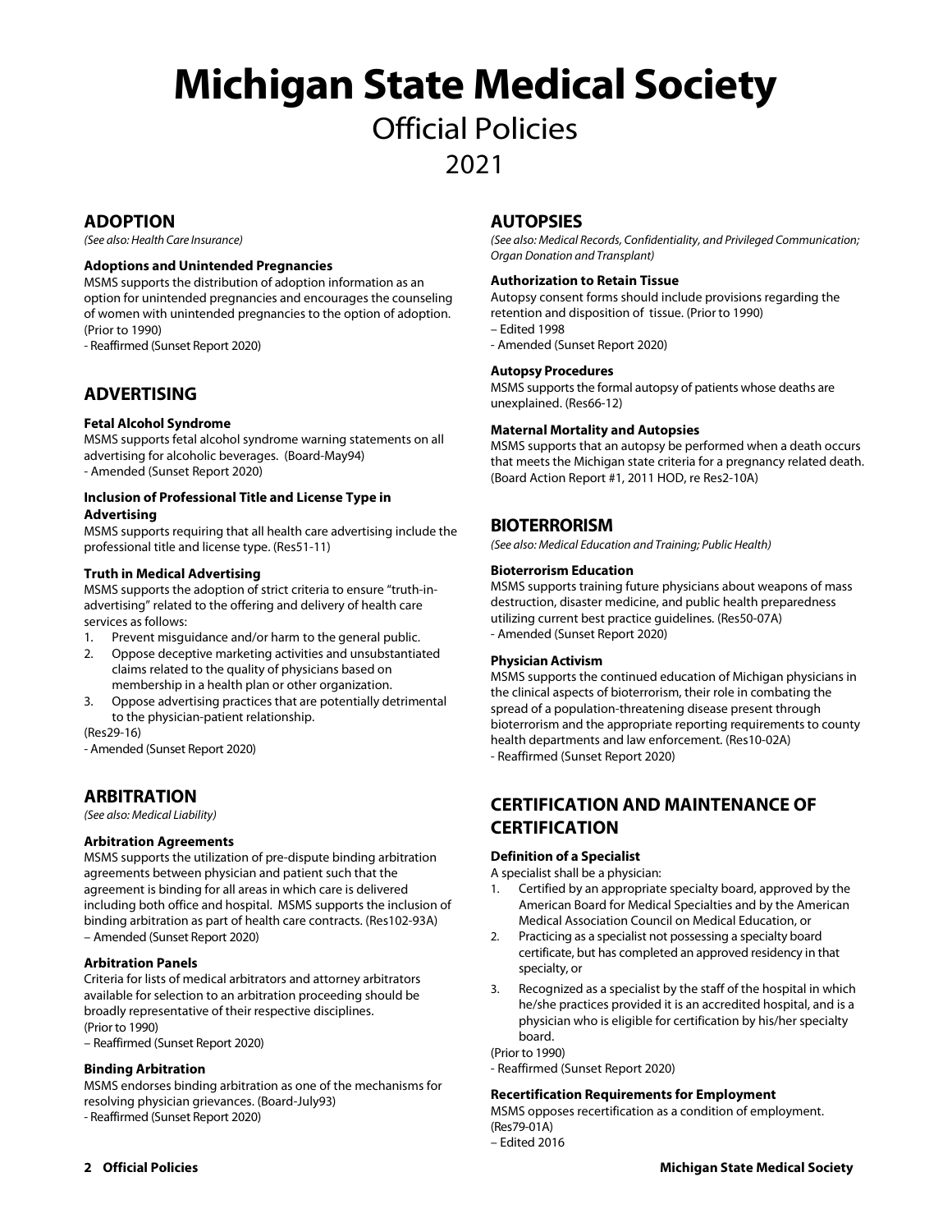# Michigan State Medical Society

## Official Policies

## 2021

## ADOPTION

*(See also: Health Care Insurance)*

### Adoptions and Unintended Pregnancies

MSMS supports the distribution of adoption information as an option for unintended pregnancies and encourages the counseling of women with unintended pregnancies to the option of adoption. (Prior to 1990)
- Reaffirmed (Sunset Report 2020)

## ADVERTISING

### Fetal Alcohol Syndrome

MSMS supports fetal alcohol syndrome warning statements on all advertising for alcoholic beverages. (Board-May94)
- Amended (Sunset Report 2020)

### Inclusion of Professional Title and License Type in Advertising

MSMS supports requiring that all health care advertising include the professional title and license type. (Res51-11)

### Truth in Medical Advertising

MSMS supports the adoption of strict criteria to ensure "truth-in-advertising" related to the offering and delivery of health care services as follows:

1. Prevent misguidance and/or harm to the general public.
2. Oppose deceptive marketing activities and unsubstantiated claims related to the quality of physicians based on membership in a health plan or other organization.
3. Oppose advertising practices that are potentially detrimental to the physician-patient relationship.

(Res29-16)
- Amended (Sunset Report 2020)

## ARBITRATION

*(See also: Medical Liability)*

### Arbitration Agreements

MSMS supports the utilization of pre-dispute binding arbitration agreements between physician and patient such that the agreement is binding for all areas in which care is delivered including both office and hospital. MSMS supports the inclusion of binding arbitration as part of health care contracts. (Res102-93A)
– Amended (Sunset Report 2020)

### Arbitration Panels

Criteria for lists of medical arbitrators and attorney arbitrators available for selection to an arbitration proceeding should be broadly representative of their respective disciplines. (Prior to 1990)
– Reaffirmed (Sunset Report 2020)

### Binding Arbitration

MSMS endorses binding arbitration as one of the mechanisms for resolving physician grievances. (Board-July93)
- Reaffirmed (Sunset Report 2020)

## AUTOPSIES

*(See also: Medical Records, Confidentiality, and Privileged Communication; Organ Donation and Transplant)*

### Authorization to Retain Tissue

Autopsy consent forms should include provisions regarding the retention and disposition of tissue. (Prior to 1990)
– Edited 1998
- Amended (Sunset Report 2020)

### Autopsy Procedures

MSMS supports the formal autopsy of patients whose deaths are unexplained. (Res66-12)

### Maternal Mortality and Autopsies

MSMS supports that an autopsy be performed when a death occurs that meets the Michigan state criteria for a pregnancy related death. (Board Action Report #1, 2011 HOD, re Res2-10A)

## BIOTERRORISM

*(See also: Medical Education and Training; Public Health)*

### Bioterrorism Education

MSMS supports training future physicians about weapons of mass destruction, disaster medicine, and public health preparedness utilizing current best practice guidelines. (Res50-07A)
- Amended (Sunset Report 2020)

### Physician Activism

MSMS supports the continued education of Michigan physicians in the clinical aspects of bioterrorism, their role in combating the spread of a population-threatening disease present through bioterrorism and the appropriate reporting requirements to county health departments and law enforcement. (Res10-02A)
- Reaffirmed (Sunset Report 2020)

## CERTIFICATION AND MAINTENANCE OF CERTIFICATION

### Definition of a Specialist

A specialist shall be a physician:

1. Certified by an appropriate specialty board, approved by the American Board for Medical Specialties and by the American Medical Association Council on Medical Education, or
2. Practicing as a specialist not possessing a specialty board certificate, but has completed an approved residency in that specialty, or
3. Recognized as a specialist by the staff of the hospital in which he/she practices provided it is an accredited hospital, and is a physician who is eligible for certification by his/her specialty board.

(Prior to 1990)
- Reaffirmed (Sunset Report 2020)

### Recertification Requirements for Employment

MSMS opposes recertification as a condition of employment. (Res79-01A)
– Edited 2016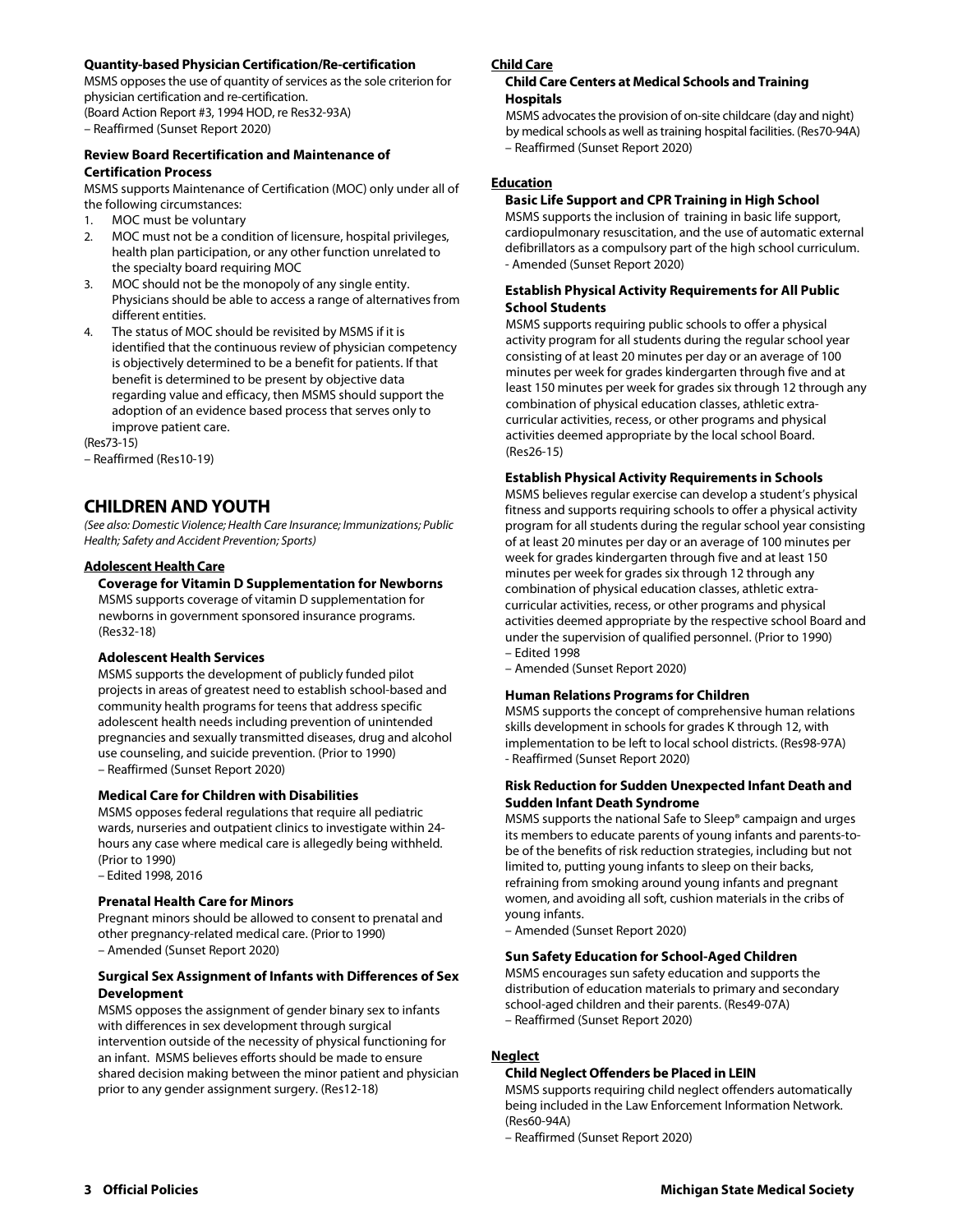#### Quantity-based Physician Certification/Re-certification

MSMS opposes the use of quantity of services as the sole criterion for physician certification and re-certification.
(Board Action Report #3, 1994 HOD, re Res32-93A)
– Reaffirmed (Sunset Report 2020)

#### Review Board Recertification and Maintenance of Certification Process

MSMS supports Maintenance of Certification (MOC) only under all of the following circumstances:

1. MOC must be voluntary
2. MOC must not be a condition of licensure, hospital privileges, health plan participation, or any other function unrelated to the specialty board requiring MOC
3. MOC should not be the monopoly of any single entity. Physicians should be able to access a range of alternatives from different entities.
4. The status of MOC should be revisited by MSMS if it is identified that the continuous review of physician competency is objectively determined to be a benefit for patients. If that benefit is determined to be present by objective data regarding value and efficacy, then MSMS should support the adoption of an evidence based process that serves only to improve patient care.

(Res73-15)
– Reaffirmed (Res10-19)

## CHILDREN AND YOUTH

*(See also: Domestic Violence; Health Care Insurance; Immunizations; Public Health; Safety and Accident Prevention; Sports)*

### Adolescent Health Care

#### Coverage for Vitamin D Supplementation for Newborns

MSMS supports coverage of vitamin D supplementation for newborns in government sponsored insurance programs. (Res32-18)

#### Adolescent Health Services

MSMS supports the development of publicly funded pilot projects in areas of greatest need to establish school-based and community health programs for teens that address specific adolescent health needs including prevention of unintended pregnancies and sexually transmitted diseases, drug and alcohol use counseling, and suicide prevention. (Prior to 1990)
– Reaffirmed (Sunset Report 2020)

#### Medical Care for Children with Disabilities

MSMS opposes federal regulations that require all pediatric wards, nurseries and outpatient clinics to investigate within 24-hours any case where medical care is allegedly being withheld. (Prior to 1990)
– Edited 1998, 2016

#### Prenatal Health Care for Minors

Pregnant minors should be allowed to consent to prenatal and other pregnancy-related medical care. (Prior to 1990)
– Amended (Sunset Report 2020)

#### Surgical Sex Assignment of Infants with Differences of Sex Development

MSMS opposes the assignment of gender binary sex to infants with differences in sex development through surgical intervention outside of the necessity of physical functioning for an infant. MSMS believes efforts should be made to ensure shared decision making between the minor patient and physician prior to any gender assignment surgery. (Res12-18)

### Child Care

#### Child Care Centers at Medical Schools and Training Hospitals

MSMS advocates the provision of on-site childcare (day and night) by medical schools as well as training hospital facilities. (Res70-94A)
– Reaffirmed (Sunset Report 2020)

### Education

#### Basic Life Support and CPR Training in High School

MSMS supports the inclusion of training in basic life support, cardiopulmonary resuscitation, and the use of automatic external defibrillators as a compulsory part of the high school curriculum.
- Amended (Sunset Report 2020)

#### Establish Physical Activity Requirements for All Public School Students

MSMS supports requiring public schools to offer a physical activity program for all students during the regular school year consisting of at least 20 minutes per day or an average of 100 minutes per week for grades kindergarten through five and at least 150 minutes per week for grades six through 12 through any combination of physical education classes, athletic extra-curricular activities, recess, or other programs and physical activities deemed appropriate by the local school Board. (Res26-15)

#### Establish Physical Activity Requirements in Schools

MSMS believes regular exercise can develop a student's physical fitness and supports requiring schools to offer a physical activity program for all students during the regular school year consisting of at least 20 minutes per day or an average of 100 minutes per week for grades kindergarten through five and at least 150 minutes per week for grades six through 12 through any combination of physical education classes, athletic extra-curricular activities, recess, or other programs and physical activities deemed appropriate by the respective school Board and under the supervision of qualified personnel. (Prior to 1990)
– Edited 1998
– Amended (Sunset Report 2020)

#### Human Relations Programs for Children

MSMS supports the concept of comprehensive human relations skills development in schools for grades K through 12, with implementation to be left to local school districts. (Res98-97A)
- Reaffirmed (Sunset Report 2020)

#### Risk Reduction for Sudden Unexpected Infant Death and Sudden Infant Death Syndrome

MSMS supports the national Safe to Sleep® campaign and urges its members to educate parents of young infants and parents-to-be of the benefits of risk reduction strategies, including but not limited to, putting young infants to sleep on their backs, refraining from smoking around young infants and pregnant women, and avoiding all soft, cushion materials in the cribs of young infants.
– Amended (Sunset Report 2020)

#### Sun Safety Education for School-Aged Children

MSMS encourages sun safety education and supports the distribution of education materials to primary and secondary school-aged children and their parents. (Res49-07A)
– Reaffirmed (Sunset Report 2020)

### Neglect

#### Child Neglect Offenders be Placed in LEIN

MSMS supports requiring child neglect offenders automatically being included in the Law Enforcement Information Network. (Res60-94A)
– Reaffirmed (Sunset Report 2020)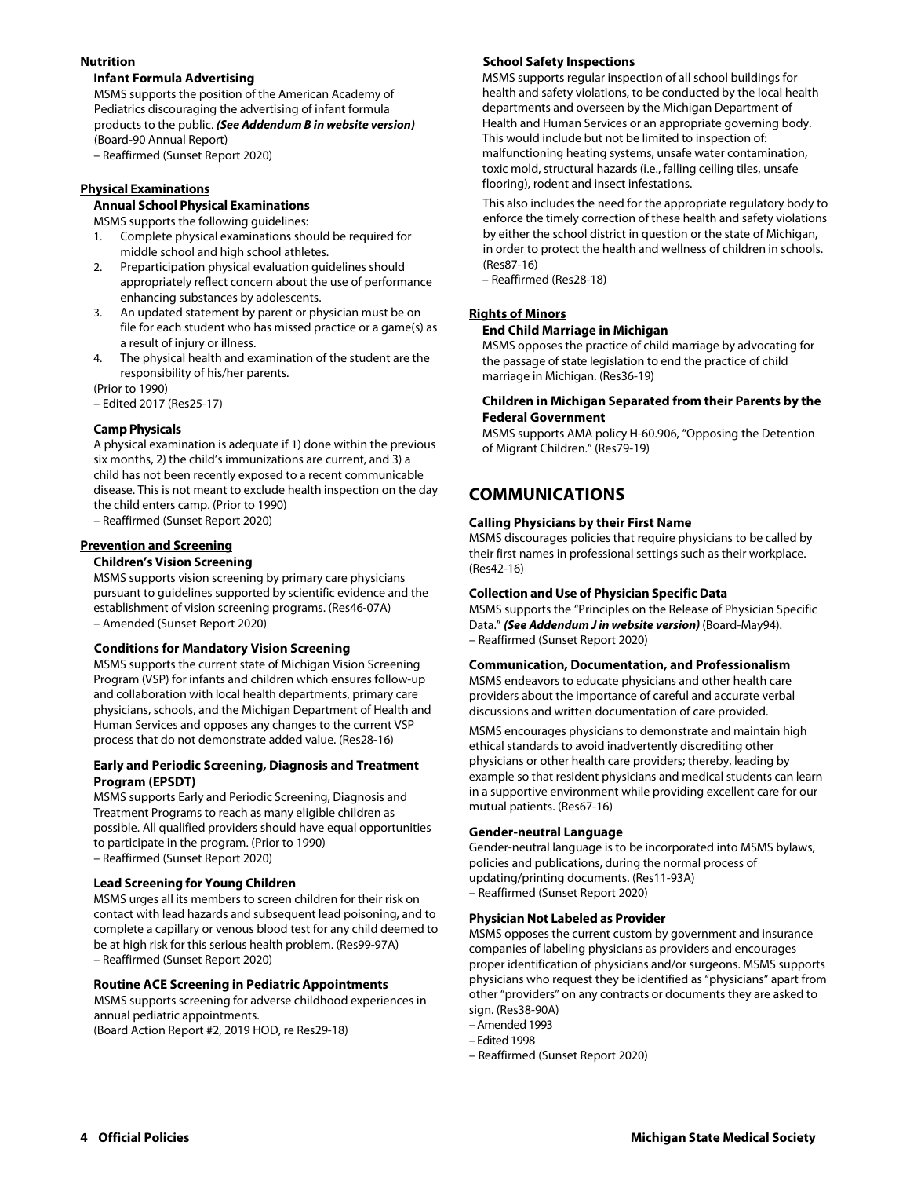## Nutrition

### Infant Formula Advertising

MSMS supports the position of the American Academy of Pediatrics discouraging the advertising of infant formula products to the public. ***(See Addendum B in website version)*** (Board-90 Annual Report)
– Reaffirmed (Sunset Report 2020)

## Physical Examinations

### Annual School Physical Examinations

MSMS supports the following guidelines:

1. Complete physical examinations should be required for middle school and high school athletes.
2. Preparticipation physical evaluation guidelines should appropriately reflect concern about the use of performance enhancing substances by adolescents.
3. An updated statement by parent or physician must be on file for each student who has missed practice or a game(s) as a result of injury or illness.
4. The physical health and examination of the student are the responsibility of his/her parents.

(Prior to 1990)
– Edited 2017 (Res25-17)

### Camp Physicals

A physical examination is adequate if 1) done within the previous six months, 2) the child's immunizations are current, and 3) a child has not been recently exposed to a recent communicable disease. This is not meant to exclude health inspection on the day the child enters camp. (Prior to 1990)
– Reaffirmed (Sunset Report 2020)

## Prevention and Screening

### Children's Vision Screening

MSMS supports vision screening by primary care physicians pursuant to guidelines supported by scientific evidence and the establishment of vision screening programs. (Res46-07A)
– Amended (Sunset Report 2020)

### Conditions for Mandatory Vision Screening

MSMS supports the current state of Michigan Vision Screening Program (VSP) for infants and children which ensures follow-up and collaboration with local health departments, primary care physicians, schools, and the Michigan Department of Health and Human Services and opposes any changes to the current VSP process that do not demonstrate added value. (Res28-16)

### Early and Periodic Screening, Diagnosis and Treatment Program (EPSDT)

MSMS supports Early and Periodic Screening, Diagnosis and Treatment Programs to reach as many eligible children as possible. All qualified providers should have equal opportunities to participate in the program. (Prior to 1990)
– Reaffirmed (Sunset Report 2020)

### Lead Screening for Young Children

MSMS urges all its members to screen children for their risk on contact with lead hazards and subsequent lead poisoning, and to complete a capillary or venous blood test for any child deemed to be at high risk for this serious health problem. (Res99-97A)
– Reaffirmed (Sunset Report 2020)

### Routine ACE Screening in Pediatric Appointments

MSMS supports screening for adverse childhood experiences in annual pediatric appointments.
(Board Action Report #2, 2019 HOD, re Res29-18)

### School Safety Inspections

MSMS supports regular inspection of all school buildings for health and safety violations, to be conducted by the local health departments and overseen by the Michigan Department of Health and Human Services or an appropriate governing body. This would include but not be limited to inspection of: malfunctioning heating systems, unsafe water contamination, toxic mold, structural hazards (i.e., falling ceiling tiles, unsafe flooring), rodent and insect infestations.

This also includes the need for the appropriate regulatory body to enforce the timely correction of these health and safety violations by either the school district in question or the state of Michigan, in order to protect the health and wellness of children in schools. (Res87-16)
– Reaffirmed (Res28-18)

## Rights of Minors

### End Child Marriage in Michigan

MSMS opposes the practice of child marriage by advocating for the passage of state legislation to end the practice of child marriage in Michigan. (Res36-19)

### Children in Michigan Separated from their Parents by the Federal Government

MSMS supports AMA policy H-60.906, "Opposing the Detention of Migrant Children." (Res79-19)

# COMMUNICATIONS

### Calling Physicians by their First Name

MSMS discourages policies that require physicians to be called by their first names in professional settings such as their workplace. (Res42-16)

### Collection and Use of Physician Specific Data

MSMS supports the "Principles on the Release of Physician Specific Data." ***(See Addendum J in website version)*** (Board-May94).
– Reaffirmed (Sunset Report 2020)

### Communication, Documentation, and Professionalism

MSMS endeavors to educate physicians and other health care providers about the importance of careful and accurate verbal discussions and written documentation of care provided.

MSMS encourages physicians to demonstrate and maintain high ethical standards to avoid inadvertently discrediting other physicians or other health care providers; thereby, leading by example so that resident physicians and medical students can learn in a supportive environment while providing excellent care for our mutual patients. (Res67-16)

### Gender-neutral Language

Gender-neutral language is to be incorporated into MSMS bylaws, policies and publications, during the normal process of updating/printing documents. (Res11-93A)
– Reaffirmed (Sunset Report 2020)

### Physician Not Labeled as Provider

MSMS opposes the current custom by government and insurance companies of labeling physicians as providers and encourages proper identification of physicians and/or surgeons. MSMS supports physicians who request they be identified as "physicians" apart from other "providers" on any contracts or documents they are asked to sign. (Res38-90A)
– Amended 1993
– Edited 1998
– Reaffirmed (Sunset Report 2020)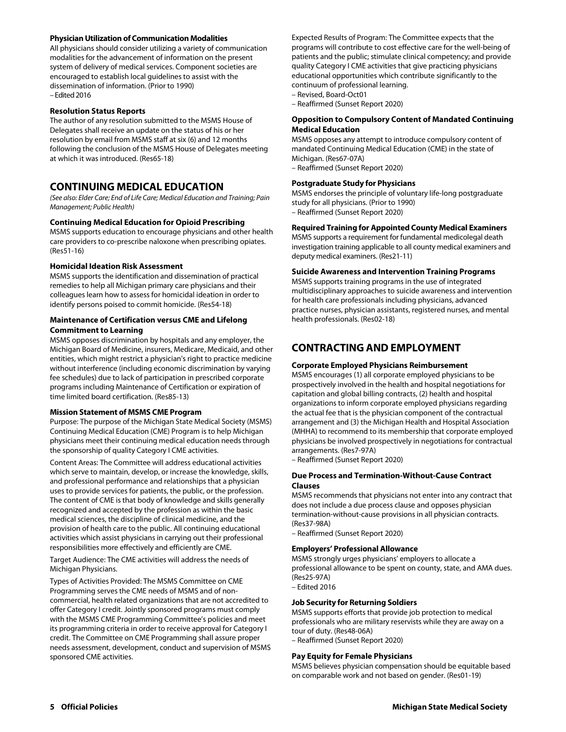#### Physician Utilization of Communication Modalities

All physicians should consider utilizing a variety of communication modalities for the advancement of information on the present system of delivery of medical services. Component societies are encouraged to establish local guidelines to assist with the dissemination of information. (Prior to 1990)
– Edited 2016

#### Resolution Status Reports

The author of any resolution submitted to the MSMS House of Delegates shall receive an update on the status of his or her resolution by email from MSMS staff at six (6) and 12 months following the conclusion of the MSMS House of Delegates meeting at which it was introduced. (Res65-18)

## CONTINUING MEDICAL EDUCATION

*(See also: Elder Care; End of Life Care; Medical Education and Training; Pain Management; Public Health)*

#### Continuing Medical Education for Opioid Prescribing

MSMS supports education to encourage physicians and other health care providers to co-prescribe naloxone when prescribing opiates. (Res51-16)

#### Homicidal Ideation Risk Assessment

MSMS supports the identification and dissemination of practical remedies to help all Michigan primary care physicians and their colleagues learn how to assess for homicidal ideation in order to identify persons poised to commit homicide. (Res54-18)

#### Maintenance of Certification versus CME and Lifelong Commitment to Learning

MSMS opposes discrimination by hospitals and any employer, the Michigan Board of Medicine, insurers, Medicare, Medicaid, and other entities, which might restrict a physician's right to practice medicine without interference (including economic discrimination by varying fee schedules) due to lack of participation in prescribed corporate programs including Maintenance of Certification or expiration of time limited board certification. (Res85-13)

#### Mission Statement of MSMS CME Program

Purpose: The purpose of the Michigan State Medical Society (MSMS) Continuing Medical Education (CME) Program is to help Michigan physicians meet their continuing medical education needs through the sponsorship of quality Category I CME activities.

Content Areas: The Committee will address educational activities which serve to maintain, develop, or increase the knowledge, skills, and professional performance and relationships that a physician uses to provide services for patients, the public, or the profession. The content of CME is that body of knowledge and skills generally recognized and accepted by the profession as within the basic medical sciences, the discipline of clinical medicine, and the provision of health care to the public. All continuing educational activities which assist physicians in carrying out their professional responsibilities more effectively and efficiently are CME.

Target Audience: The CME activities will address the needs of Michigan Physicians.

Types of Activities Provided: The MSMS Committee on CME Programming serves the CME needs of MSMS and of non-commercial, health related organizations that are not accredited to offer Category I credit. Jointly sponsored programs must comply with the MSMS CME Programming Committee's policies and meet its programming criteria in order to receive approval for Category I credit. The Committee on CME Programming shall assure proper needs assessment, development, conduct and supervision of MSMS sponsored CME activities.

Expected Results of Program: The Committee expects that the programs will contribute to cost effective care for the well-being of patients and the public; stimulate clinical competency; and provide quality Category I CME activities that give practicing physicians educational opportunities which contribute significantly to the continuum of professional learning.
– Revised, Board-Oct01
– Reaffirmed (Sunset Report 2020)

#### Opposition to Compulsory Content of Mandated Continuing Medical Education

MSMS opposes any attempt to introduce compulsory content of mandated Continuing Medical Education (CME) in the state of Michigan. (Res67-07A)
– Reaffirmed (Sunset Report 2020)

#### Postgraduate Study for Physicians

MSMS endorses the principle of voluntary life-long postgraduate study for all physicians. (Prior to 1990)
– Reaffirmed (Sunset Report 2020)

#### Required Training for Appointed County Medical Examiners

MSMS supports a requirement for fundamental medicolegal death investigation training applicable to all county medical examiners and deputy medical examiners. (Res21-11)

#### Suicide Awareness and Intervention Training Programs

MSMS supports training programs in the use of integrated multidisciplinary approaches to suicide awareness and intervention for health care professionals including physicians, advanced practice nurses, physician assistants, registered nurses, and mental health professionals. (Res02-18)

## CONTRACTING AND EMPLOYMENT

#### Corporate Employed Physicians Reimbursement

MSMS encourages (1) all corporate employed physicians to be prospectively involved in the health and hospital negotiations for capitation and global billing contracts, (2) health and hospital organizations to inform corporate employed physicians regarding the actual fee that is the physician component of the contractual arrangement and (3) the Michigan Health and Hospital Association (MHHA) to recommend to its membership that corporate employed physicians be involved prospectively in negotiations for contractual arrangements. (Res7-97A)
– Reaffirmed (Sunset Report 2020)

#### Due Process and Termination-Without-Cause Contract Clauses

MSMS recommends that physicians not enter into any contract that does not include a due process clause and opposes physician termination-without-cause provisions in all physician contracts. (Res37-98A)
– Reaffirmed (Sunset Report 2020)

#### Employers' Professional Allowance

MSMS strongly urges physicians' employers to allocate a professional allowance to be spent on county, state, and AMA dues. (Res25-97A)
– Edited 2016

#### Job Security for Returning Soldiers

MSMS supports efforts that provide job protection to medical professionals who are military reservists while they are away on a tour of duty. (Res48-06A)
– Reaffirmed (Sunset Report 2020)

#### Pay Equity for Female Physicians

MSMS believes physician compensation should be equitable based on comparable work and not based on gender. (Res01-19)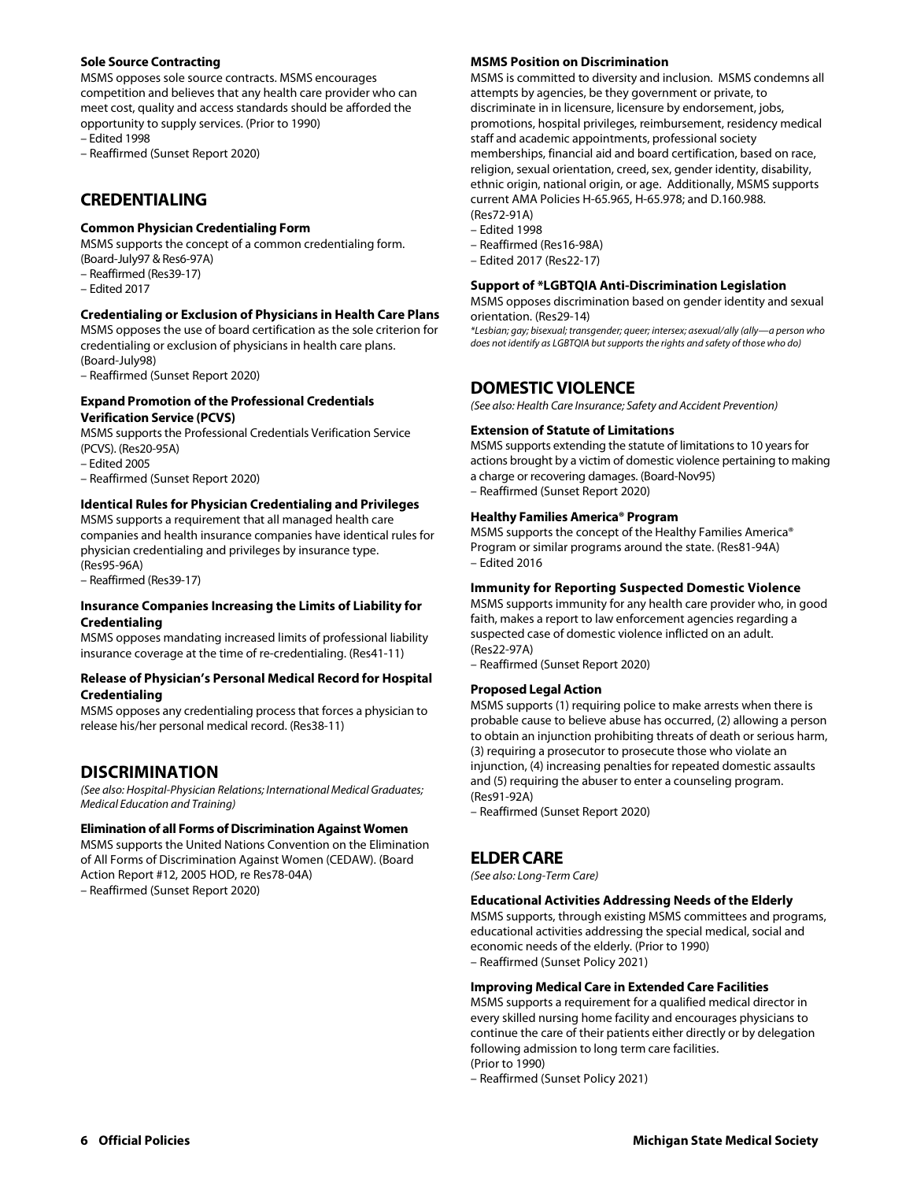**Sole Source Contracting**

MSMS opposes sole source contracts. MSMS encourages competition and believes that any health care provider who can meet cost, quality and access standards should be afforded the opportunity to supply services. (Prior to 1990)
– Edited 1998
– Reaffirmed (Sunset Report 2020)

## CREDENTIALING

**Common Physician Credentialing Form**

MSMS supports the concept of a common credentialing form. (Board-July97 & Res6-97A)
– Reaffirmed (Res39-17)
– Edited 2017

**Credentialing or Exclusion of Physicians in Health Care Plans**

MSMS opposes the use of board certification as the sole criterion for credentialing or exclusion of physicians in health care plans. (Board-July98)
– Reaffirmed (Sunset Report 2020)

**Expand Promotion of the Professional Credentials Verification Service (PCVS)**

MSMS supports the Professional Credentials Verification Service (PCVS). (Res20-95A)
– Edited 2005
– Reaffirmed (Sunset Report 2020)

**Identical Rules for Physician Credentialing and Privileges**

MSMS supports a requirement that all managed health care companies and health insurance companies have identical rules for physician credentialing and privileges by insurance type. (Res95-96A)
– Reaffirmed (Res39-17)

**Insurance Companies Increasing the Limits of Liability for Credentialing**

MSMS opposes mandating increased limits of professional liability insurance coverage at the time of re-credentialing. (Res41-11)

**Release of Physician's Personal Medical Record for Hospital Credentialing**

MSMS opposes any credentialing process that forces a physician to release his/her personal medical record. (Res38-11)

## DISCRIMINATION

*(See also: Hospital-Physician Relations; International Medical Graduates; Medical Education and Training)*

**Elimination of all Forms of Discrimination Against Women**

MSMS supports the United Nations Convention on the Elimination of All Forms of Discrimination Against Women (CEDAW). (Board Action Report #12, 2005 HOD, re Res78-04A)
– Reaffirmed (Sunset Report 2020)

**MSMS Position on Discrimination**

MSMS is committed to diversity and inclusion. MSMS condemns all attempts by agencies, be they government or private, to discriminate in in licensure, licensure by endorsement, jobs, promotions, hospital privileges, reimbursement, residency medical staff and academic appointments, professional society memberships, financial aid and board certification, based on race, religion, sexual orientation, creed, sex, gender identity, disability, ethnic origin, national origin, or age. Additionally, MSMS supports current AMA Policies H-65.965, H-65.978; and D.160.988. (Res72-91A)
– Edited 1998
– Reaffirmed (Res16-98A)
– Edited 2017 (Res22-17)

**Support of *LGBTQIA Anti-Discrimination Legislation**

MSMS opposes discrimination based on gender identity and sexual orientation. (Res29-14)

*\*Lesbian; gay; bisexual; transgender; queer; intersex; asexual/ally (ally—a person who does not identify as LGBTQIA but supports the rights and safety of those who do)*

## DOMESTIC VIOLENCE

*(See also: Health Care Insurance; Safety and Accident Prevention)*

**Extension of Statute of Limitations**

MSMS supports extending the statute of limitations to 10 years for actions brought by a victim of domestic violence pertaining to making a charge or recovering damages. (Board-Nov95)
– Reaffirmed (Sunset Report 2020)

**Healthy Families America® Program**

MSMS supports the concept of the Healthy Families America® Program or similar programs around the state. (Res81-94A)
– Edited 2016

**Immunity for Reporting Suspected Domestic Violence**

MSMS supports immunity for any health care provider who, in good faith, makes a report to law enforcement agencies regarding a suspected case of domestic violence inflicted on an adult. (Res22-97A)
– Reaffirmed (Sunset Report 2020)

**Proposed Legal Action**

MSMS supports (1) requiring police to make arrests when there is probable cause to believe abuse has occurred, (2) allowing a person to obtain an injunction prohibiting threats of death or serious harm, (3) requiring a prosecutor to prosecute those who violate an injunction, (4) increasing penalties for repeated domestic assaults and (5) requiring the abuser to enter a counseling program. (Res91-92A)
– Reaffirmed (Sunset Report 2020)

## ELDER CARE

*(See also: Long-Term Care)*

**Educational Activities Addressing Needs of the Elderly**

MSMS supports, through existing MSMS committees and programs, educational activities addressing the special medical, social and economic needs of the elderly. (Prior to 1990)
– Reaffirmed (Sunset Policy 2021)

**Improving Medical Care in Extended Care Facilities**

MSMS supports a requirement for a qualified medical director in every skilled nursing home facility and encourages physicians to continue the care of their patients either directly or by delegation following admission to long term care facilities. (Prior to 1990)
– Reaffirmed (Sunset Policy 2021)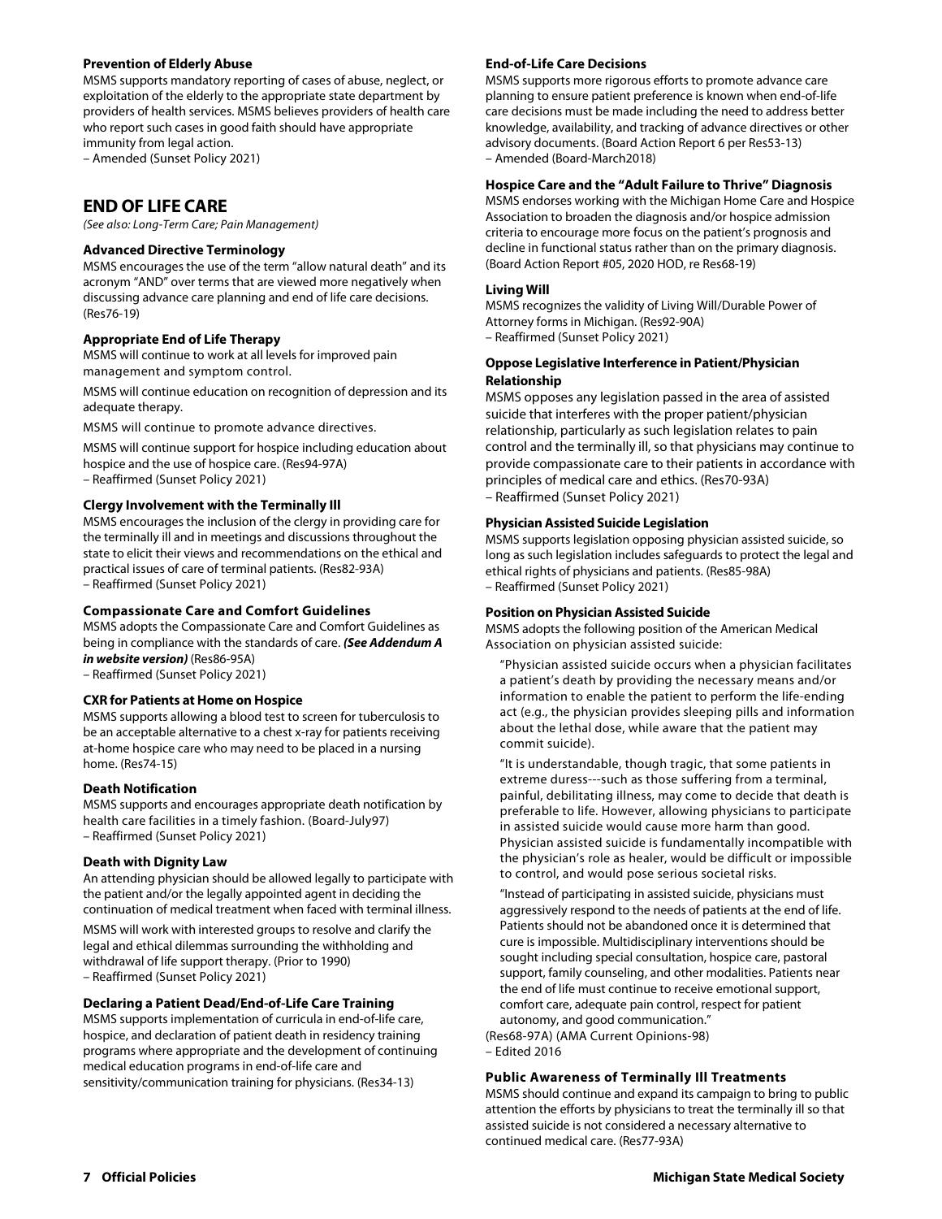### Prevention of Elderly Abuse

MSMS supports mandatory reporting of cases of abuse, neglect, or exploitation of the elderly to the appropriate state department by providers of health services. MSMS believes providers of health care who report such cases in good faith should have appropriate immunity from legal action.
– Amended (Sunset Policy 2021)

## END OF LIFE CARE

*(See also: Long-Term Care; Pain Management)*

### Advanced Directive Terminology

MSMS encourages the use of the term "allow natural death" and its acronym "AND" over terms that are viewed more negatively when discussing advance care planning and end of life care decisions. (Res76-19)

### Appropriate End of Life Therapy

MSMS will continue to work at all levels for improved pain management and symptom control.

MSMS will continue education on recognition of depression and its adequate therapy.

MSMS will continue to promote advance directives.

MSMS will continue support for hospice including education about hospice and the use of hospice care. (Res94-97A)
– Reaffirmed (Sunset Policy 2021)

### Clergy Involvement with the Terminally Ill

MSMS encourages the inclusion of the clergy in providing care for the terminally ill and in meetings and discussions throughout the state to elicit their views and recommendations on the ethical and practical issues of care of terminal patients. (Res82-93A)
– Reaffirmed (Sunset Policy 2021)

### Compassionate Care and Comfort Guidelines

MSMS adopts the Compassionate Care and Comfort Guidelines as being in compliance with the standards of care. ***(See Addendum A in website version)*** (Res86-95A)
– Reaffirmed (Sunset Policy 2021)

### CXR for Patients at Home on Hospice

MSMS supports allowing a blood test to screen for tuberculosis to be an acceptable alternative to a chest x-ray for patients receiving at-home hospice care who may need to be placed in a nursing home. (Res74-15)

### Death Notification

MSMS supports and encourages appropriate death notification by health care facilities in a timely fashion. (Board-July97)
– Reaffirmed (Sunset Policy 2021)

### Death with Dignity Law

An attending physician should be allowed legally to participate with the patient and/or the legally appointed agent in deciding the continuation of medical treatment when faced with terminal illness.

MSMS will work with interested groups to resolve and clarify the legal and ethical dilemmas surrounding the withholding and withdrawal of life support therapy. (Prior to 1990)
– Reaffirmed (Sunset Policy 2021)

### Declaring a Patient Dead/End-of-Life Care Training

MSMS supports implementation of curricula in end-of-life care, hospice, and declaration of patient death in residency training programs where appropriate and the development of continuing medical education programs in end-of-life care and sensitivity/communication training for physicians. (Res34-13)

### End-of-Life Care Decisions

MSMS supports more rigorous efforts to promote advance care planning to ensure patient preference is known when end-of-life care decisions must be made including the need to address better knowledge, availability, and tracking of advance directives or other advisory documents. (Board Action Report 6 per Res53-13)
– Amended (Board-March2018)

### Hospice Care and the "Adult Failure to Thrive" Diagnosis

MSMS endorses working with the Michigan Home Care and Hospice Association to broaden the diagnosis and/or hospice admission criteria to encourage more focus on the patient's prognosis and decline in functional status rather than on the primary diagnosis. (Board Action Report #05, 2020 HOD, re Res68-19)

### Living Will

MSMS recognizes the validity of Living Will/Durable Power of Attorney forms in Michigan. (Res92-90A)
– Reaffirmed (Sunset Policy 2021)

### Oppose Legislative Interference in Patient/Physician Relationship

MSMS opposes any legislation passed in the area of assisted suicide that interferes with the proper patient/physician relationship, particularly as such legislation relates to pain control and the terminally ill, so that physicians may continue to provide compassionate care to their patients in accordance with principles of medical care and ethics. (Res70-93A)
– Reaffirmed (Sunset Policy 2021)

### Physician Assisted Suicide Legislation

MSMS supports legislation opposing physician assisted suicide, so long as such legislation includes safeguards to protect the legal and ethical rights of physicians and patients. (Res85-98A)
– Reaffirmed (Sunset Policy 2021)

### Position on Physician Assisted Suicide

MSMS adopts the following position of the American Medical Association on physician assisted suicide:

> "Physician assisted suicide occurs when a physician facilitates a patient's death by providing the necessary means and/or information to enable the patient to perform the life-ending act (e.g., the physician provides sleeping pills and information about the lethal dose, while aware that the patient may commit suicide).
>
> "It is understandable, though tragic, that some patients in extreme duress---such as those suffering from a terminal, painful, debilitating illness, may come to decide that death is preferable to life. However, allowing physicians to participate in assisted suicide would cause more harm than good. Physician assisted suicide is fundamentally incompatible with the physician's role as healer, would be difficult or impossible to control, and would pose serious societal risks.
>
> "Instead of participating in assisted suicide, physicians must aggressively respond to the needs of patients at the end of life. Patients should not be abandoned once it is determined that cure is impossible. Multidisciplinary interventions should be sought including special consultation, hospice care, pastoral support, family counseling, and other modalities. Patients near the end of life must continue to receive emotional support, comfort care, adequate pain control, respect for patient autonomy, and good communication."

(Res68-97A) (AMA Current Opinions-98)
– Edited 2016

### Public Awareness of Terminally Ill Treatments

MSMS should continue and expand its campaign to bring to public attention the efforts by physicians to treat the terminally ill so that assisted suicide is not considered a necessary alternative to continued medical care. (Res77-93A)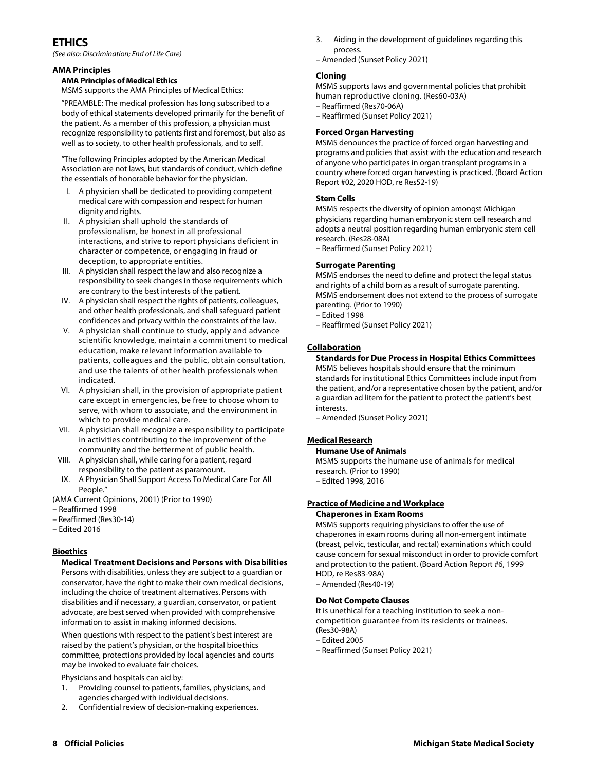# ETHICS

*(See also: Discrimination; End of Life Care)*

## AMA Principles

### AMA Principles of Medical Ethics

MSMS supports the AMA Principles of Medical Ethics:

"PREAMBLE: The medical profession has long subscribed to a body of ethical statements developed primarily for the benefit of the patient. As a member of this profession, a physician must recognize responsibility to patients first and foremost, but also as well as to society, to other health professionals, and to self.

"The following Principles adopted by the American Medical Association are not laws, but standards of conduct, which define the essentials of honorable behavior for the physician.

I. A physician shall be dedicated to providing competent medical care with compassion and respect for human dignity and rights.
II. A physician shall uphold the standards of professionalism, be honest in all professional interactions, and strive to report physicians deficient in character or competence, or engaging in fraud or deception, to appropriate entities.
III. A physician shall respect the law and also recognize a responsibility to seek changes in those requirements which are contrary to the best interests of the patient.
IV. A physician shall respect the rights of patients, colleagues, and other health professionals, and shall safeguard patient confidences and privacy within the constraints of the law.
V. A physician shall continue to study, apply and advance scientific knowledge, maintain a commitment to medical education, make relevant information available to patients, colleagues and the public, obtain consultation, and use the talents of other health professionals when indicated.
VI. A physician shall, in the provision of appropriate patient care except in emergencies, be free to choose whom to serve, with whom to associate, and the environment in which to provide medical care.
VII. A physician shall recognize a responsibility to participate in activities contributing to the improvement of the community and the betterment of public health.
VIII. A physician shall, while caring for a patient, regard responsibility to the patient as paramount.
IX. A Physician Shall Support Access To Medical Care For All People."

(AMA Current Opinions, 2001) (Prior to 1990)
– Reaffirmed 1998
– Reaffirmed (Res30-14)
– Edited 2016

## Bioethics

### Medical Treatment Decisions and Persons with Disabilities

Persons with disabilities, unless they are subject to a guardian or conservator, have the right to make their own medical decisions, including the choice of treatment alternatives. Persons with disabilities and if necessary, a guardian, conservator, or patient advocate, are best served when provided with comprehensive information to assist in making informed decisions.

When questions with respect to the patient's best interest are raised by the patient's physician, or the hospital bioethics committee, protections provided by local agencies and courts may be invoked to evaluate fair choices.

Physicians and hospitals can aid by:

1. Providing counsel to patients, families, physicians, and agencies charged with individual decisions.
2. Confidential review of decision-making experiences.
3. Aiding in the development of guidelines regarding this process.

– Amended (Sunset Policy 2021)

### Cloning

MSMS supports laws and governmental policies that prohibit human reproductive cloning. (Res60-03A)
– Reaffirmed (Res70-06A)
– Reaffirmed (Sunset Policy 2021)

### Forced Organ Harvesting

MSMS denounces the practice of forced organ harvesting and programs and policies that assist with the education and research of anyone who participates in organ transplant programs in a country where forced organ harvesting is practiced. (Board Action Report #02, 2020 HOD, re Res52-19)

### Stem Cells

MSMS respects the diversity of opinion amongst Michigan physicians regarding human embryonic stem cell research and adopts a neutral position regarding human embryonic stem cell research. (Res28-08A)
– Reaffirmed (Sunset Policy 2021)

### Surrogate Parenting

MSMS endorses the need to define and protect the legal status and rights of a child born as a result of surrogate parenting. MSMS endorsement does not extend to the process of surrogate parenting. (Prior to 1990)
– Edited 1998
– Reaffirmed (Sunset Policy 2021)

## Collaboration

### Standards for Due Process in Hospital Ethics Committees

MSMS believes hospitals should ensure that the minimum standards for institutional Ethics Committees include input from the patient, and/or a representative chosen by the patient, and/or a guardian ad litem for the patient to protect the patient's best interests.
– Amended (Sunset Policy 2021)

## Medical Research

### Humane Use of Animals

MSMS supports the humane use of animals for medical research. (Prior to 1990)
– Edited 1998, 2016

## Practice of Medicine and Workplace

### Chaperones in Exam Rooms

MSMS supports requiring physicians to offer the use of chaperones in exam rooms during all non-emergent intimate (breast, pelvic, testicular, and rectal) examinations which could cause concern for sexual misconduct in order to provide comfort and protection to the patient. (Board Action Report #6, 1999 HOD, re Res83-98A)
– Amended (Res40-19)

### Do Not Compete Clauses

It is unethical for a teaching institution to seek a non-competition guarantee from its residents or trainees. (Res30-98A)
– Edited 2005
– Reaffirmed (Sunset Policy 2021)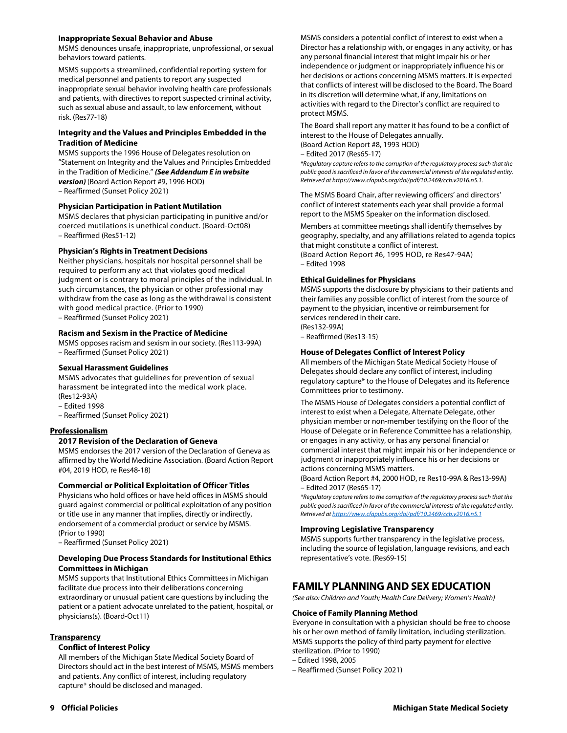### Inappropriate Sexual Behavior and Abuse

MSMS denounces unsafe, inappropriate, unprofessional, or sexual behaviors toward patients.

MSMS supports a streamlined, confidential reporting system for medical personnel and patients to report any suspected inappropriate sexual behavior involving health care professionals and patients, with directives to report suspected criminal activity, such as sexual abuse and assault, to law enforcement, without risk. (Res77-18)

### Integrity and the Values and Principles Embedded in the Tradition of Medicine

MSMS supports the 1996 House of Delegates resolution on "Statement on Integrity and the Values and Principles Embedded in the Tradition of Medicine." ***(See Addendum E in website version)*** (Board Action Report #9, 1996 HOD)
– Reaffirmed (Sunset Policy 2021)

### Physician Participation in Patient Mutilation

MSMS declares that physician participating in punitive and/or coerced mutilations is unethical conduct. (Board-Oct08)
– Reaffirmed (Res51-12)

### Physician's Rights in Treatment Decisions

Neither physicians, hospitals nor hospital personnel shall be required to perform any act that violates good medical judgment or is contrary to moral principles of the individual. In such circumstances, the physician or other professional may withdraw from the case as long as the withdrawal is consistent with good medical practice. (Prior to 1990)
– Reaffirmed (Sunset Policy 2021)

### Racism and Sexism in the Practice of Medicine

MSMS opposes racism and sexism in our society. (Res113-99A)
– Reaffirmed (Sunset Policy 2021)

### Sexual Harassment Guidelines

MSMS advocates that guidelines for prevention of sexual harassment be integrated into the medical work place. (Res12-93A)
– Edited 1998
– Reaffirmed (Sunset Policy 2021)

## Professionalism

### 2017 Revision of the Declaration of Geneva

MSMS endorses the 2017 version of the Declaration of Geneva as affirmed by the World Medicine Association. (Board Action Report #04, 2019 HOD, re Res48-18)

### Commercial or Political Exploitation of Officer Titles

Physicians who hold offices or have held offices in MSMS should guard against commercial or political exploitation of any position or title use in any manner that implies, directly or indirectly, endorsement of a commercial product or service by MSMS. (Prior to 1990)
– Reaffirmed (Sunset Policy 2021)

### Developing Due Process Standards for Institutional Ethics Committees in Michigan

MSMS supports that Institutional Ethics Committees in Michigan facilitate due process into their deliberations concerning extraordinary or unusual patient care questions by including the patient or a patient advocate unrelated to the patient, hospital, or physicians(s). (Board-Oct11)

## Transparency

### Conflict of Interest Policy

All members of the Michigan State Medical Society Board of Directors should act in the best interest of MSMS, MSMS members and patients. Any conflict of interest, including regulatory capture* should be disclosed and managed.

MSMS considers a potential conflict of interest to exist when a Director has a relationship with, or engages in any activity, or has any personal financial interest that might impair his or her independence or judgment or inappropriately influence his or her decisions or actions concerning MSMS matters. It is expected that conflicts of interest will be disclosed to the Board. The Board in its discretion will determine what, if any, limitations on activities with regard to the Director's conflict are required to protect MSMS.

The Board shall report any matter it has found to be a conflict of interest to the House of Delegates annually.
(Board Action Report #8, 1993 HOD)
– Edited 2017 (Res65-17)

*\*Regulatory capture refers to the corruption of the regulatory process such that the public good is sacrificed in favor of the commercial interests of the regulated entity. Retrieved at https://www.cfapubs.org/doi/pdf/10.2469/ccb.v2016.n5.1.*

The MSMS Board Chair, after reviewing officers' and directors' conflict of interest statements each year shall provide a formal report to the MSMS Speaker on the information disclosed.

Members at committee meetings shall identify themselves by geography, specialty, and any affiliations related to agenda topics that might constitute a conflict of interest.
(Board Action Report #6, 1995 HOD, re Res47-94A)
– Edited 1998

### Ethical Guidelines for Physicians

MSMS supports the disclosure by physicians to their patients and their families any possible conflict of interest from the source of payment to the physician, incentive or reimbursement for services rendered in their care.
(Res132-99A)
– Reaffirmed (Res13-15)

### House of Delegates Conflict of Interest Policy

All members of the Michigan State Medical Society House of Delegates should declare any conflict of interest, including regulatory capture* to the House of Delegates and its Reference Committees prior to testimony.

The MSMS House of Delegates considers a potential conflict of interest to exist when a Delegate, Alternate Delegate, other physician member or non-member testifying on the floor of the House of Delegate or in Reference Committee has a relationship, or engages in any activity, or has any personal financial or commercial interest that might impair his or her independence or judgment or inappropriately influence his or her decisions or actions concerning MSMS matters.
(Board Action Report #4, 2000 HOD, re Res10-99A & Res13-99A)
– Edited 2017 (Res65-17)

*\*Regulatory capture refers to the corruption of the regulatory process such that the public good is sacrificed in favor of the commercial interests of the regulated entity. Retrieved at https://www.cfapubs.org/doi/pdf/10.2469/ccb.v2016.n5.1*

### Improving Legislative Transparency

MSMS supports further transparency in the legislative process, including the source of legislation, language revisions, and each representative's vote. (Res69-15)

# FAMILY PLANNING AND SEX EDUCATION

*(See also: Children and Youth; Health Care Delivery; Women's Health)*

### Choice of Family Planning Method

Everyone in consultation with a physician should be free to choose his or her own method of family limitation, including sterilization. MSMS supports the policy of third party payment for elective sterilization. (Prior to 1990)
– Edited 1998, 2005
– Reaffirmed (Sunset Policy 2021)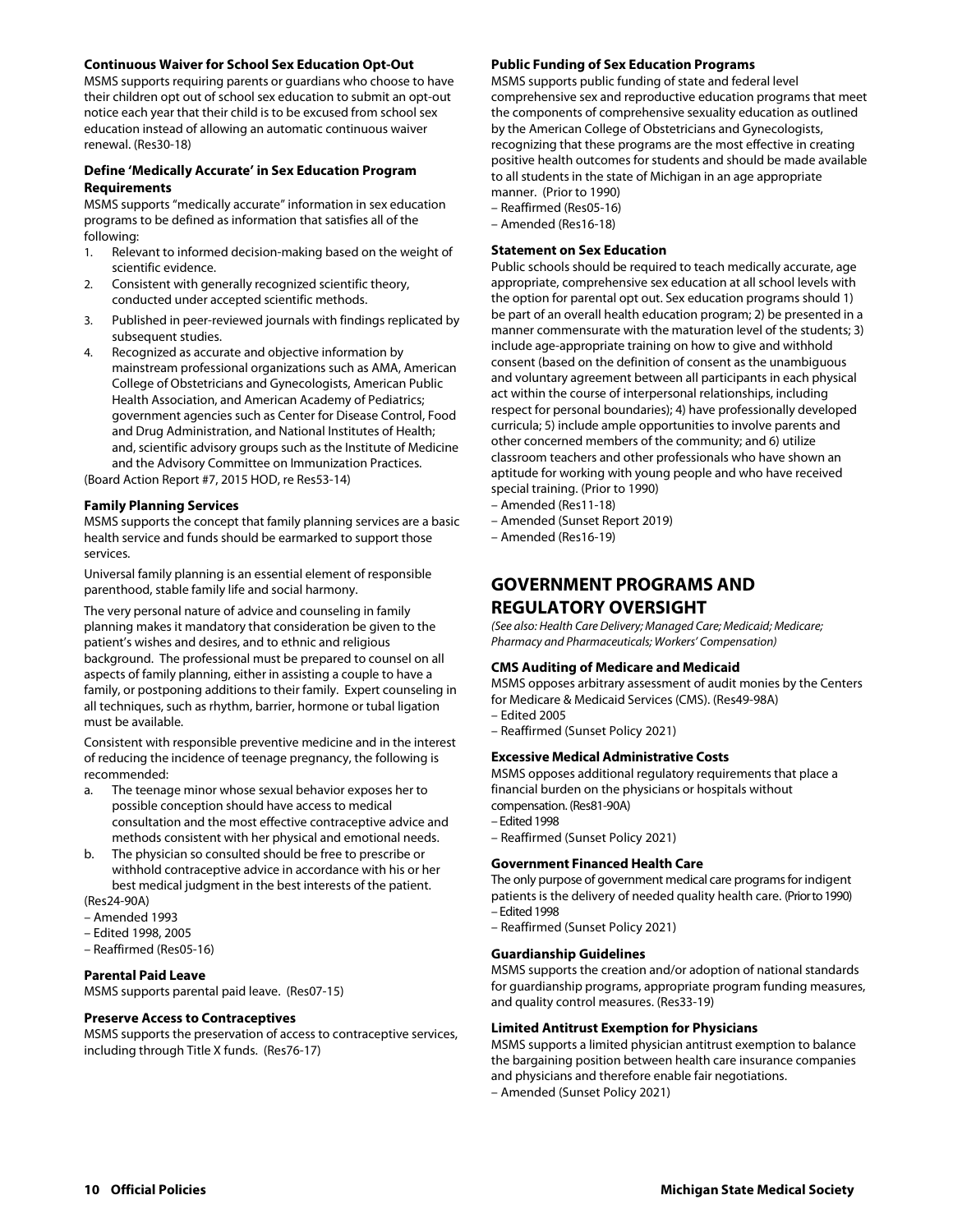### Continuous Waiver for School Sex Education Opt-Out

MSMS supports requiring parents or guardians who choose to have their children opt out of school sex education to submit an opt-out notice each year that their child is to be excused from school sex education instead of allowing an automatic continuous waiver renewal. (Res30-18)

### Define 'Medically Accurate' in Sex Education Program Requirements

MSMS supports "medically accurate" information in sex education programs to be defined as information that satisfies all of the following:

1. Relevant to informed decision-making based on the weight of scientific evidence.
2. Consistent with generally recognized scientific theory, conducted under accepted scientific methods.
3. Published in peer-reviewed journals with findings replicated by subsequent studies.
4. Recognized as accurate and objective information by mainstream professional organizations such as AMA, American College of Obstetricians and Gynecologists, American Public Health Association, and American Academy of Pediatrics; government agencies such as Center for Disease Control, Food and Drug Administration, and National Institutes of Health; and, scientific advisory groups such as the Institute of Medicine and the Advisory Committee on Immunization Practices.

(Board Action Report #7, 2015 HOD, re Res53-14)

### Family Planning Services

MSMS supports the concept that family planning services are a basic health service and funds should be earmarked to support those services.

Universal family planning is an essential element of responsible parenthood, stable family life and social harmony.

The very personal nature of advice and counseling in family planning makes it mandatory that consideration be given to the patient's wishes and desires, and to ethnic and religious background. The professional must be prepared to counsel on all aspects of family planning, either in assisting a couple to have a family, or postponing additions to their family. Expert counseling in all techniques, such as rhythm, barrier, hormone or tubal ligation must be available.

Consistent with responsible preventive medicine and in the interest of reducing the incidence of teenage pregnancy, the following is recommended:

a. The teenage minor whose sexual behavior exposes her to possible conception should have access to medical consultation and the most effective contraceptive advice and methods consistent with her physical and emotional needs.
b. The physician so consulted should be free to prescribe or withhold contraceptive advice in accordance with his or her best medical judgment in the best interests of the patient.

(Res24-90A)
– Amended 1993
– Edited 1998, 2005
– Reaffirmed (Res05-16)

### Parental Paid Leave

MSMS supports parental paid leave. (Res07-15)

### Preserve Access to Contraceptives

MSMS supports the preservation of access to contraceptive services, including through Title X funds. (Res76-17)

### Public Funding of Sex Education Programs

MSMS supports public funding of state and federal level comprehensive sex and reproductive education programs that meet the components of comprehensive sexuality education as outlined by the American College of Obstetricians and Gynecologists, recognizing that these programs are the most effective in creating positive health outcomes for students and should be made available to all students in the state of Michigan in an age appropriate manner. (Prior to 1990)
– Reaffirmed (Res05-16)
– Amended (Res16-18)

### Statement on Sex Education

Public schools should be required to teach medically accurate, age appropriate, comprehensive sex education at all school levels with the option for parental opt out. Sex education programs should 1) be part of an overall health education program; 2) be presented in a manner commensurate with the maturation level of the students; 3) include age-appropriate training on how to give and withhold consent (based on the definition of consent as the unambiguous and voluntary agreement between all participants in each physical act within the course of interpersonal relationships, including respect for personal boundaries); 4) have professionally developed curricula; 5) include ample opportunities to involve parents and other concerned members of the community; and 6) utilize classroom teachers and other professionals who have shown an aptitude for working with young people and who have received special training. (Prior to 1990)
– Amended (Res11-18)
– Amended (Sunset Report 2019)
– Amended (Res16-19)

## GOVERNMENT PROGRAMS AND REGULATORY OVERSIGHT

*(See also: Health Care Delivery; Managed Care; Medicaid; Medicare; Pharmacy and Pharmaceuticals; Workers' Compensation)*

### CMS Auditing of Medicare and Medicaid

MSMS opposes arbitrary assessment of audit monies by the Centers for Medicare & Medicaid Services (CMS). (Res49-98A)
– Edited 2005
– Reaffirmed (Sunset Policy 2021)

### Excessive Medical Administrative Costs

MSMS opposes additional regulatory requirements that place a financial burden on the physicians or hospitals without compensation. (Res81-90A)
– Edited 1998
– Reaffirmed (Sunset Policy 2021)

### Government Financed Health Care

The only purpose of government medical care programs for indigent patients is the delivery of needed quality health care. (Prior to 1990)
– Edited 1998
– Reaffirmed (Sunset Policy 2021)

### Guardianship Guidelines

MSMS supports the creation and/or adoption of national standards for guardianship programs, appropriate program funding measures, and quality control measures. (Res33-19)

### Limited Antitrust Exemption for Physicians

MSMS supports a limited physician antitrust exemption to balance the bargaining position between health care insurance companies and physicians and therefore enable fair negotiations.
– Amended (Sunset Policy 2021)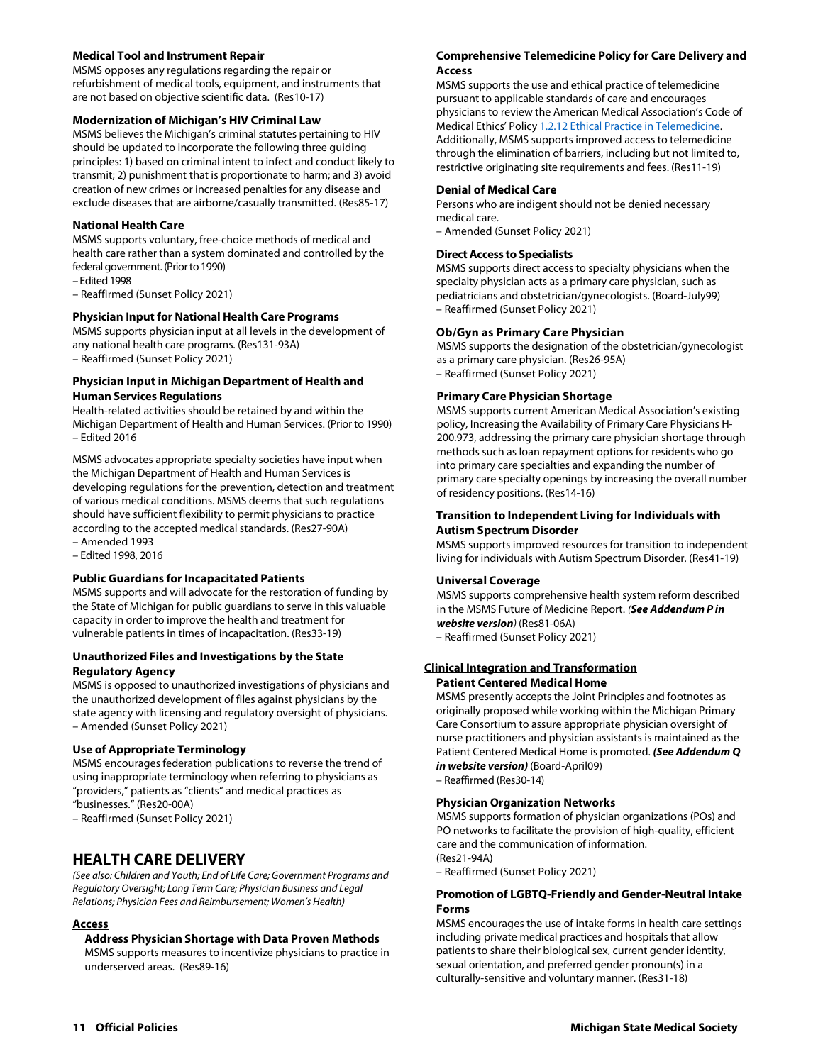#### Medical Tool and Instrument Repair

MSMS opposes any regulations regarding the repair or refurbishment of medical tools, equipment, and instruments that are not based on objective scientific data. (Res10-17)

#### Modernization of Michigan's HIV Criminal Law

MSMS believes the Michigan's criminal statutes pertaining to HIV should be updated to incorporate the following three guiding principles: 1) based on criminal intent to infect and conduct likely to transmit; 2) punishment that is proportionate to harm; and 3) avoid creation of new crimes or increased penalties for any disease and exclude diseases that are airborne/casually transmitted. (Res85-17)

#### National Health Care

MSMS supports voluntary, free-choice methods of medical and health care rather than a system dominated and controlled by the federal government. (Prior to 1990)
– Edited 1998
– Reaffirmed (Sunset Policy 2021)

#### Physician Input for National Health Care Programs

MSMS supports physician input at all levels in the development of any national health care programs. (Res131-93A)
– Reaffirmed (Sunset Policy 2021)

#### Physician Input in Michigan Department of Health and Human Services Regulations

Health-related activities should be retained by and within the Michigan Department of Health and Human Services. (Prior to 1990)
– Edited 2016

MSMS advocates appropriate specialty societies have input when the Michigan Department of Health and Human Services is developing regulations for the prevention, detection and treatment of various medical conditions. MSMS deems that such regulations should have sufficient flexibility to permit physicians to practice according to the accepted medical standards. (Res27-90A)
– Amended 1993
– Edited 1998, 2016

#### Public Guardians for Incapacitated Patients

MSMS supports and will advocate for the restoration of funding by the State of Michigan for public guardians to serve in this valuable capacity in order to improve the health and treatment for vulnerable patients in times of incapacitation. (Res33-19)

#### Unauthorized Files and Investigations by the State Regulatory Agency

MSMS is opposed to unauthorized investigations of physicians and the unauthorized development of files against physicians by the state agency with licensing and regulatory oversight of physicians.
– Amended (Sunset Policy 2021)

#### Use of Appropriate Terminology

MSMS encourages federation publications to reverse the trend of using inappropriate terminology when referring to physicians as "providers," patients as "clients" and medical practices as "businesses." (Res20-00A)
– Reaffirmed (Sunset Policy 2021)

## HEALTH CARE DELIVERY

*(See also: Children and Youth; End of Life Care; Government Programs and Regulatory Oversight; Long Term Care; Physician Business and Legal Relations; Physician Fees and Reimbursement; Women's Health)*

### Access

#### Address Physician Shortage with Data Proven Methods

MSMS supports measures to incentivize physicians to practice in underserved areas. (Res89-16)

#### Comprehensive Telemedicine Policy for Care Delivery and Access

MSMS supports the use and ethical practice of telemedicine pursuant to applicable standards of care and encourages physicians to review the American Medical Association's Code of Medical Ethics' Policy 1.2.12 Ethical Practice in Telemedicine. Additionally, MSMS supports improved access to telemedicine through the elimination of barriers, including but not limited to, restrictive originating site requirements and fees. (Res11-19)

#### Denial of Medical Care

Persons who are indigent should not be denied necessary medical care.
– Amended (Sunset Policy 2021)

#### Direct Access to Specialists

MSMS supports direct access to specialty physicians when the specialty physician acts as a primary care physician, such as pediatricians and obstetrician/gynecologists. (Board-July99)
– Reaffirmed (Sunset Policy 2021)

#### Ob/Gyn as Primary Care Physician

MSMS supports the designation of the obstetrician/gynecologist as a primary care physician. (Res26-95A)
– Reaffirmed (Sunset Policy 2021)

#### Primary Care Physician Shortage

MSMS supports current American Medical Association's existing policy, Increasing the Availability of Primary Care Physicians H-200.973, addressing the primary care physician shortage through methods such as loan repayment options for residents who go into primary care specialties and expanding the number of primary care specialty openings by increasing the overall number of residency positions. (Res14-16)

#### Transition to Independent Living for Individuals with Autism Spectrum Disorder

MSMS supports improved resources for transition to independent living for individuals with Autism Spectrum Disorder. (Res41-19)

#### Universal Coverage

MSMS supports comprehensive health system reform described in the MSMS Future of Medicine Report. *(**See Addendum P in website version**)* (Res81-06A)
– Reaffirmed (Sunset Policy 2021)

### Clinical Integration and Transformation

#### Patient Centered Medical Home

MSMS presently accepts the Joint Principles and footnotes as originally proposed while working within the Michigan Primary Care Consortium to assure appropriate physician oversight of nurse practitioners and physician assistants is maintained as the Patient Centered Medical Home is promoted. ***(See Addendum Q in website version)*** (Board-April09)
– Reaffirmed (Res30-14)

#### Physician Organization Networks

MSMS supports formation of physician organizations (POs) and PO networks to facilitate the provision of high-quality, efficient care and the communication of information.
(Res21-94A)
– Reaffirmed (Sunset Policy 2021)

#### Promotion of LGBTQ-Friendly and Gender-Neutral Intake Forms

MSMS encourages the use of intake forms in health care settings including private medical practices and hospitals that allow patients to share their biological sex, current gender identity, sexual orientation, and preferred gender pronoun(s) in a culturally-sensitive and voluntary manner. (Res31-18)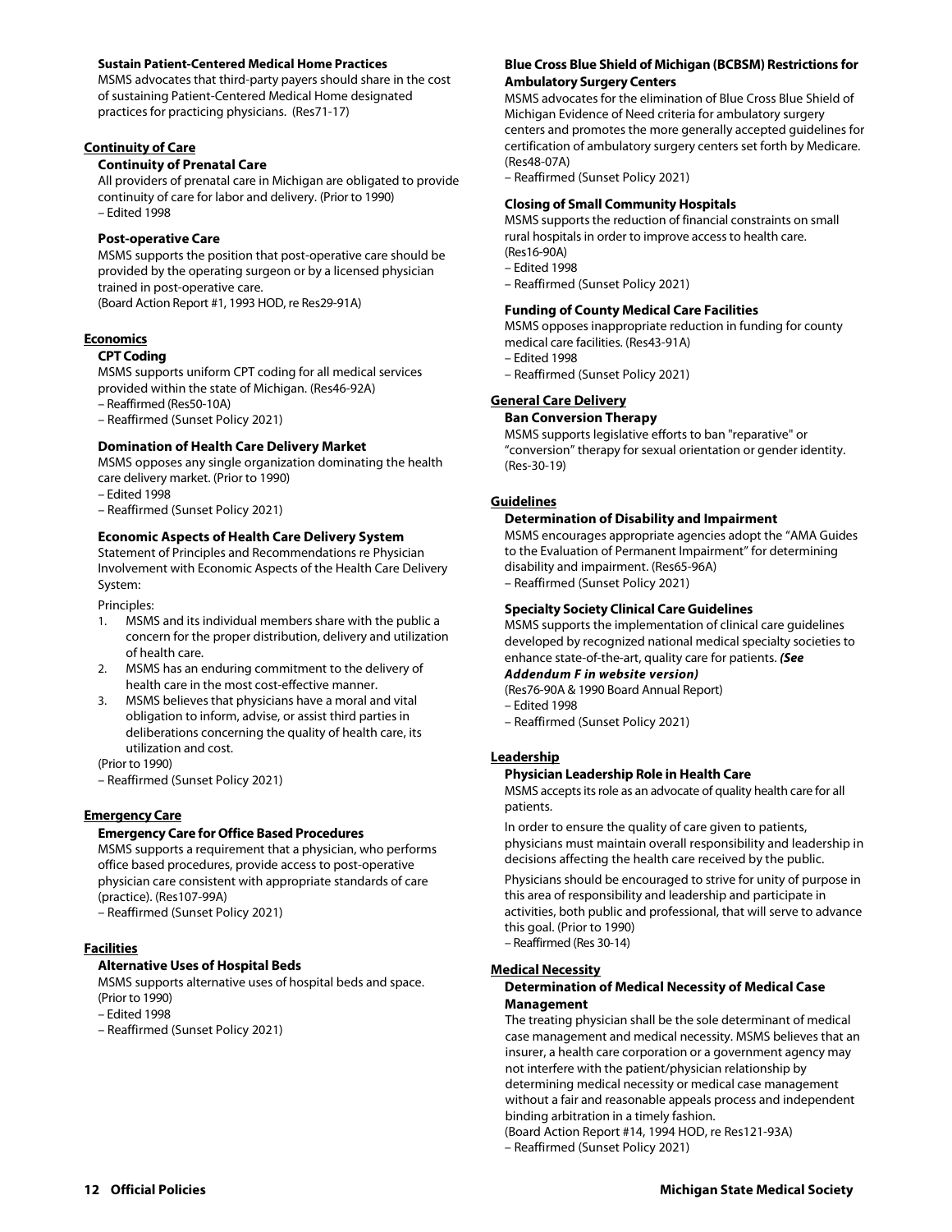### Sustain Patient-Centered Medical Home Practices

MSMS advocates that third-party payers should share in the cost of sustaining Patient-Centered Medical Home designated practices for practicing physicians. (Res71-17)

## Continuity of Care

### Continuity of Prenatal Care

All providers of prenatal care in Michigan are obligated to provide continuity of care for labor and delivery. (Prior to 1990)
– Edited 1998

### Post-operative Care

MSMS supports the position that post-operative care should be provided by the operating surgeon or by a licensed physician trained in post-operative care.
(Board Action Report #1, 1993 HOD, re Res29-91A)

## Economics

### CPT Coding

MSMS supports uniform CPT coding for all medical services provided within the state of Michigan. (Res46-92A)
– Reaffirmed (Res50-10A)
– Reaffirmed (Sunset Policy 2021)

### Domination of Health Care Delivery Market

MSMS opposes any single organization dominating the health care delivery market. (Prior to 1990)
– Edited 1998
– Reaffirmed (Sunset Policy 2021)

### Economic Aspects of Health Care Delivery System

Statement of Principles and Recommendations re Physician Involvement with Economic Aspects of the Health Care Delivery System:

Principles:

1. MSMS and its individual members share with the public a concern for the proper distribution, delivery and utilization of health care.
2. MSMS has an enduring commitment to the delivery of health care in the most cost-effective manner.
3. MSMS believes that physicians have a moral and vital obligation to inform, advise, or assist third parties in deliberations concerning the quality of health care, its utilization and cost.

(Prior to 1990)
– Reaffirmed (Sunset Policy 2021)

## Emergency Care

### Emergency Care for Office Based Procedures

MSMS supports a requirement that a physician, who performs office based procedures, provide access to post-operative physician care consistent with appropriate standards of care (practice). (Res107-99A)
– Reaffirmed (Sunset Policy 2021)

## Facilities

### Alternative Uses of Hospital Beds

MSMS supports alternative uses of hospital beds and space. (Prior to 1990)
– Edited 1998
– Reaffirmed (Sunset Policy 2021)

### Blue Cross Blue Shield of Michigan (BCBSM) Restrictions for Ambulatory Surgery Centers

MSMS advocates for the elimination of Blue Cross Blue Shield of Michigan Evidence of Need criteria for ambulatory surgery centers and promotes the more generally accepted guidelines for certification of ambulatory surgery centers set forth by Medicare. (Res48-07A)
– Reaffirmed (Sunset Policy 2021)

### Closing of Small Community Hospitals

MSMS supports the reduction of financial constraints on small rural hospitals in order to improve access to health care. (Res16-90A)
– Edited 1998
– Reaffirmed (Sunset Policy 2021)

### Funding of County Medical Care Facilities

MSMS opposes inappropriate reduction in funding for county medical care facilities. (Res43-91A)
– Edited 1998
– Reaffirmed (Sunset Policy 2021)

## General Care Delivery

### Ban Conversion Therapy

MSMS supports legislative efforts to ban "reparative" or "conversion" therapy for sexual orientation or gender identity. (Res-30-19)

## Guidelines

### Determination of Disability and Impairment

MSMS encourages appropriate agencies adopt the "AMA Guides to the Evaluation of Permanent Impairment" for determining disability and impairment. (Res65-96A)
– Reaffirmed (Sunset Policy 2021)

### Specialty Society Clinical Care Guidelines

MSMS supports the implementation of clinical care guidelines developed by recognized national medical specialty societies to enhance state-of-the-art, quality care for patients. ***(See Addendum F in website version)***
(Res76-90A & 1990 Board Annual Report)
– Edited 1998
– Reaffirmed (Sunset Policy 2021)

## Leadership

### Physician Leadership Role in Health Care

MSMS accepts its role as an advocate of quality health care for all patients.

In order to ensure the quality of care given to patients, physicians must maintain overall responsibility and leadership in decisions affecting the health care received by the public.

Physicians should be encouraged to strive for unity of purpose in this area of responsibility and leadership and participate in activities, both public and professional, that will serve to advance this goal. (Prior to 1990)
– Reaffirmed (Res 30-14)

## Medical Necessity

### Determination of Medical Necessity of Medical Case Management

The treating physician shall be the sole determinant of medical case management and medical necessity. MSMS believes that an insurer, a health care corporation or a government agency may not interfere with the patient/physician relationship by determining medical necessity or medical case management without a fair and reasonable appeals process and independent binding arbitration in a timely fashion.
(Board Action Report #14, 1994 HOD, re Res121-93A)
– Reaffirmed (Sunset Policy 2021)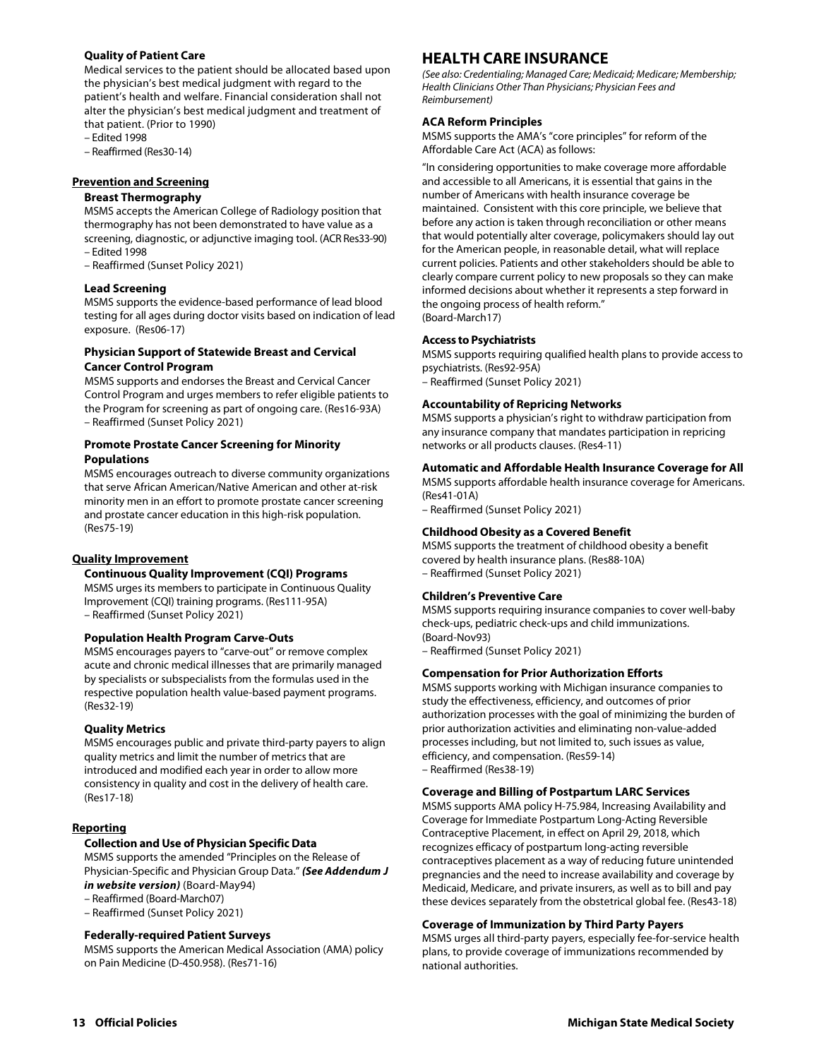**Quality of Patient Care**

Medical services to the patient should be allocated based upon the physician's best medical judgment with regard to the patient's health and welfare. Financial consideration shall not alter the physician's best medical judgment and treatment of that patient. (Prior to 1990)
– Edited 1998
– Reaffirmed (Res30-14)

### Prevention and Screening

**Breast Thermography**

MSMS accepts the American College of Radiology position that thermography has not been demonstrated to have value as a screening, diagnostic, or adjunctive imaging tool. (ACR Res33-90)
– Edited 1998
– Reaffirmed (Sunset Policy 2021)

**Lead Screening**

MSMS supports the evidence-based performance of lead blood testing for all ages during doctor visits based on indication of lead exposure. (Res06-17)

**Physician Support of Statewide Breast and Cervical Cancer Control Program**

MSMS supports and endorses the Breast and Cervical Cancer Control Program and urges members to refer eligible patients to the Program for screening as part of ongoing care. (Res16-93A)
– Reaffirmed (Sunset Policy 2021)

**Promote Prostate Cancer Screening for Minority Populations**

MSMS encourages outreach to diverse community organizations that serve African American/Native American and other at-risk minority men in an effort to promote prostate cancer screening and prostate cancer education in this high-risk population. (Res75-19)

### Quality Improvement

**Continuous Quality Improvement (CQI) Programs**

MSMS urges its members to participate in Continuous Quality Improvement (CQI) training programs. (Res111-95A)
– Reaffirmed (Sunset Policy 2021)

**Population Health Program Carve-Outs**

MSMS encourages payers to "carve-out" or remove complex acute and chronic medical illnesses that are primarily managed by specialists or subspecialists from the formulas used in the respective population health value-based payment programs. (Res32-19)

**Quality Metrics**

MSMS encourages public and private third-party payers to align quality metrics and limit the number of metrics that are introduced and modified each year in order to allow more consistency in quality and cost in the delivery of health care. (Res17-18)

### Reporting

**Collection and Use of Physician Specific Data**

MSMS supports the amended "Principles on the Release of Physician-Specific and Physician Group Data." ***(See Addendum J in website version)*** (Board-May94)
– Reaffirmed (Board-March07)
– Reaffirmed (Sunset Policy 2021)

**Federally-required Patient Surveys**

MSMS supports the American Medical Association (AMA) policy on Pain Medicine (D-450.958). (Res71-16)

## HEALTH CARE INSURANCE

*(See also: Credentialing; Managed Care; Medicaid; Medicare; Membership; Health Clinicians Other Than Physicians; Physician Fees and Reimbursement)*

**ACA Reform Principles**

MSMS supports the AMA's "core principles" for reform of the Affordable Care Act (ACA) as follows:

"In considering opportunities to make coverage more affordable and accessible to all Americans, it is essential that gains in the number of Americans with health insurance coverage be maintained. Consistent with this core principle, we believe that before any action is taken through reconciliation or other means that would potentially alter coverage, policymakers should lay out for the American people, in reasonable detail, what will replace current policies. Patients and other stakeholders should be able to clearly compare current policy to new proposals so they can make informed decisions about whether it represents a step forward in the ongoing process of health reform."
(Board-March17)

**Access to Psychiatrists**

MSMS supports requiring qualified health plans to provide access to psychiatrists. (Res92-95A)
– Reaffirmed (Sunset Policy 2021)

**Accountability of Repricing Networks**

MSMS supports a physician's right to withdraw participation from any insurance company that mandates participation in repricing networks or all products clauses. (Res4-11)

**Automatic and Affordable Health Insurance Coverage for All**

MSMS supports affordable health insurance coverage for Americans. (Res41-01A)
– Reaffirmed (Sunset Policy 2021)

**Childhood Obesity as a Covered Benefit**

MSMS supports the treatment of childhood obesity a benefit covered by health insurance plans. (Res88-10A)
– Reaffirmed (Sunset Policy 2021)

**Children's Preventive Care**

MSMS supports requiring insurance companies to cover well-baby check-ups, pediatric check-ups and child immunizations. (Board-Nov93)
– Reaffirmed (Sunset Policy 2021)

**Compensation for Prior Authorization Efforts**

MSMS supports working with Michigan insurance companies to study the effectiveness, efficiency, and outcomes of prior authorization processes with the goal of minimizing the burden of prior authorization activities and eliminating non-value-added processes including, but not limited to, such issues as value, efficiency, and compensation. (Res59-14)
– Reaffirmed (Res38-19)

**Coverage and Billing of Postpartum LARC Services**

MSMS supports AMA policy H-75.984, Increasing Availability and Coverage for Immediate Postpartum Long-Acting Reversible Contraceptive Placement, in effect on April 29, 2018, which recognizes efficacy of postpartum long-acting reversible contraceptives placement as a way of reducing future unintended pregnancies and the need to increase availability and coverage by Medicaid, Medicare, and private insurers, as well as to bill and pay these devices separately from the obstetrical global fee. (Res43-18)

**Coverage of Immunization by Third Party Payers**

MSMS urges all third-party payers, especially fee-for-service health plans, to provide coverage of immunizations recommended by national authorities.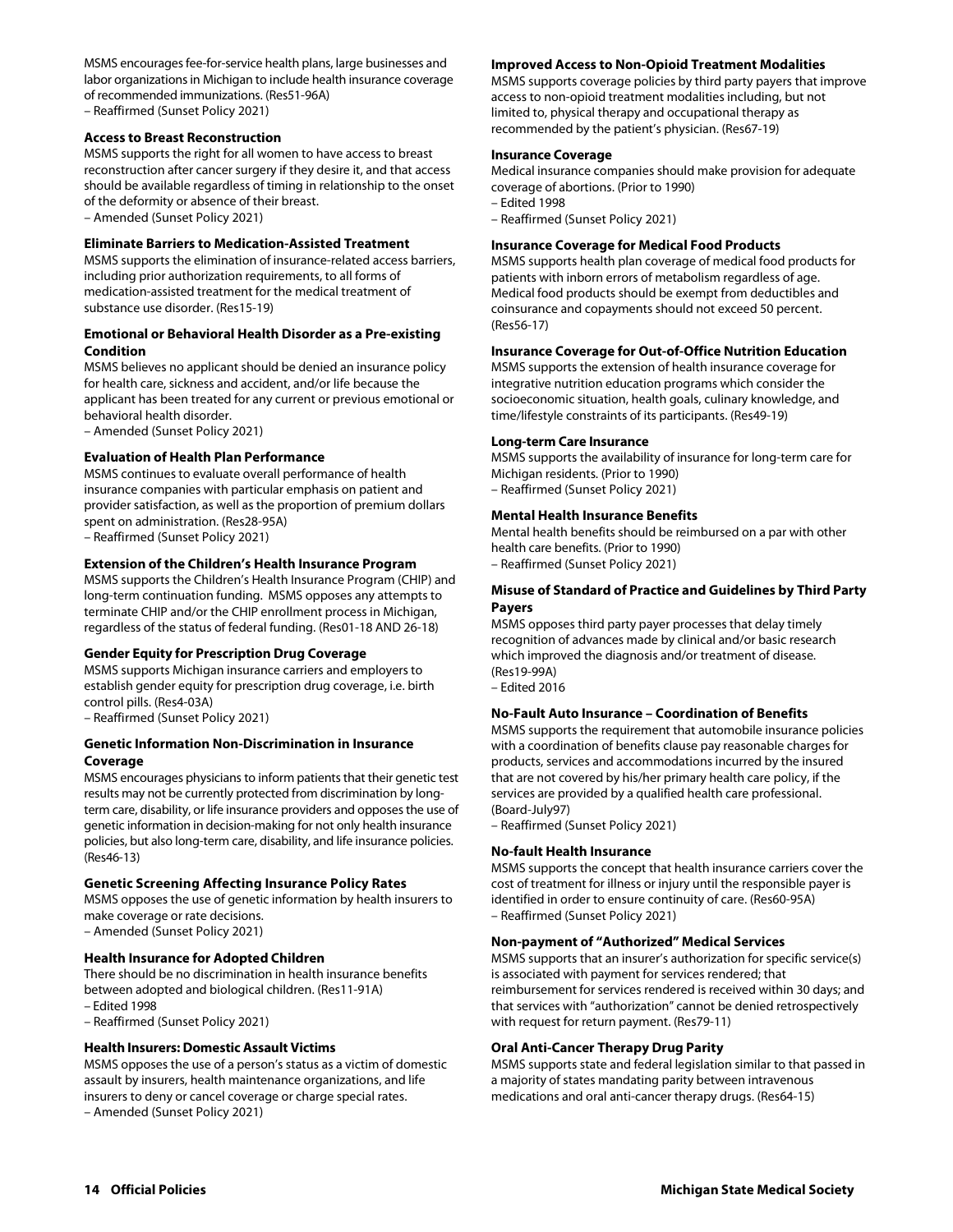MSMS encourages fee-for-service health plans, large businesses and labor organizations in Michigan to include health insurance coverage of recommended immunizations. (Res51-96A)
– Reaffirmed (Sunset Policy 2021)

### Access to Breast Reconstruction

MSMS supports the right for all women to have access to breast reconstruction after cancer surgery if they desire it, and that access should be available regardless of timing in relationship to the onset of the deformity or absence of their breast.
– Amended (Sunset Policy 2021)

### Eliminate Barriers to Medication-Assisted Treatment

MSMS supports the elimination of insurance-related access barriers, including prior authorization requirements, to all forms of medication-assisted treatment for the medical treatment of substance use disorder. (Res15-19)

### Emotional or Behavioral Health Disorder as a Pre-existing Condition

MSMS believes no applicant should be denied an insurance policy for health care, sickness and accident, and/or life because the applicant has been treated for any current or previous emotional or behavioral health disorder.
– Amended (Sunset Policy 2021)

### Evaluation of Health Plan Performance

MSMS continues to evaluate overall performance of health insurance companies with particular emphasis on patient and provider satisfaction, as well as the proportion of premium dollars spent on administration. (Res28-95A)
– Reaffirmed (Sunset Policy 2021)

### Extension of the Children's Health Insurance Program

MSMS supports the Children's Health Insurance Program (CHIP) and long-term continuation funding. MSMS opposes any attempts to terminate CHIP and/or the CHIP enrollment process in Michigan, regardless of the status of federal funding. (Res01-18 AND 26-18)

### Gender Equity for Prescription Drug Coverage

MSMS supports Michigan insurance carriers and employers to establish gender equity for prescription drug coverage, i.e. birth control pills. (Res4-03A)
– Reaffirmed (Sunset Policy 2021)

### Genetic Information Non-Discrimination in Insurance Coverage

MSMS encourages physicians to inform patients that their genetic test results may not be currently protected from discrimination by long-term care, disability, or life insurance providers and opposes the use of genetic information in decision-making for not only health insurance policies, but also long-term care, disability, and life insurance policies. (Res46-13)

### Genetic Screening Affecting Insurance Policy Rates

MSMS opposes the use of genetic information by health insurers to make coverage or rate decisions.
– Amended (Sunset Policy 2021)

### Health Insurance for Adopted Children

There should be no discrimination in health insurance benefits between adopted and biological children. (Res11-91A)
– Edited 1998
– Reaffirmed (Sunset Policy 2021)

### Health Insurers: Domestic Assault Victims

MSMS opposes the use of a person's status as a victim of domestic assault by insurers, health maintenance organizations, and life insurers to deny or cancel coverage or charge special rates.
– Amended (Sunset Policy 2021)

### Improved Access to Non-Opioid Treatment Modalities

MSMS supports coverage policies by third party payers that improve access to non-opioid treatment modalities including, but not limited to, physical therapy and occupational therapy as recommended by the patient's physician. (Res67-19)

### Insurance Coverage

Medical insurance companies should make provision for adequate coverage of abortions. (Prior to 1990)
– Edited 1998
– Reaffirmed (Sunset Policy 2021)

### Insurance Coverage for Medical Food Products

MSMS supports health plan coverage of medical food products for patients with inborn errors of metabolism regardless of age. Medical food products should be exempt from deductibles and coinsurance and copayments should not exceed 50 percent. (Res56-17)

### Insurance Coverage for Out-of-Office Nutrition Education

MSMS supports the extension of health insurance coverage for integrative nutrition education programs which consider the socioeconomic situation, health goals, culinary knowledge, and time/lifestyle constraints of its participants. (Res49-19)

### Long-term Care Insurance

MSMS supports the availability of insurance for long-term care for Michigan residents. (Prior to 1990)
– Reaffirmed (Sunset Policy 2021)

### Mental Health Insurance Benefits

Mental health benefits should be reimbursed on a par with other health care benefits. (Prior to 1990)
– Reaffirmed (Sunset Policy 2021)

### Misuse of Standard of Practice and Guidelines by Third Party Payers

MSMS opposes third party payer processes that delay timely recognition of advances made by clinical and/or basic research which improved the diagnosis and/or treatment of disease. (Res19-99A)
– Edited 2016

### No-Fault Auto Insurance – Coordination of Benefits

MSMS supports the requirement that automobile insurance policies with a coordination of benefits clause pay reasonable charges for products, services and accommodations incurred by the insured that are not covered by his/her primary health care policy, if the services are provided by a qualified health care professional. (Board-July97)
– Reaffirmed (Sunset Policy 2021)

### No-fault Health Insurance

MSMS supports the concept that health insurance carriers cover the cost of treatment for illness or injury until the responsible payer is identified in order to ensure continuity of care. (Res60-95A)
– Reaffirmed (Sunset Policy 2021)

### Non-payment of "Authorized" Medical Services

MSMS supports that an insurer's authorization for specific service(s) is associated with payment for services rendered; that reimbursement for services rendered is received within 30 days; and that services with "authorization" cannot be denied retrospectively with request for return payment. (Res79-11)

### Oral Anti-Cancer Therapy Drug Parity

MSMS supports state and federal legislation similar to that passed in a majority of states mandating parity between intravenous medications and oral anti-cancer therapy drugs. (Res64-15)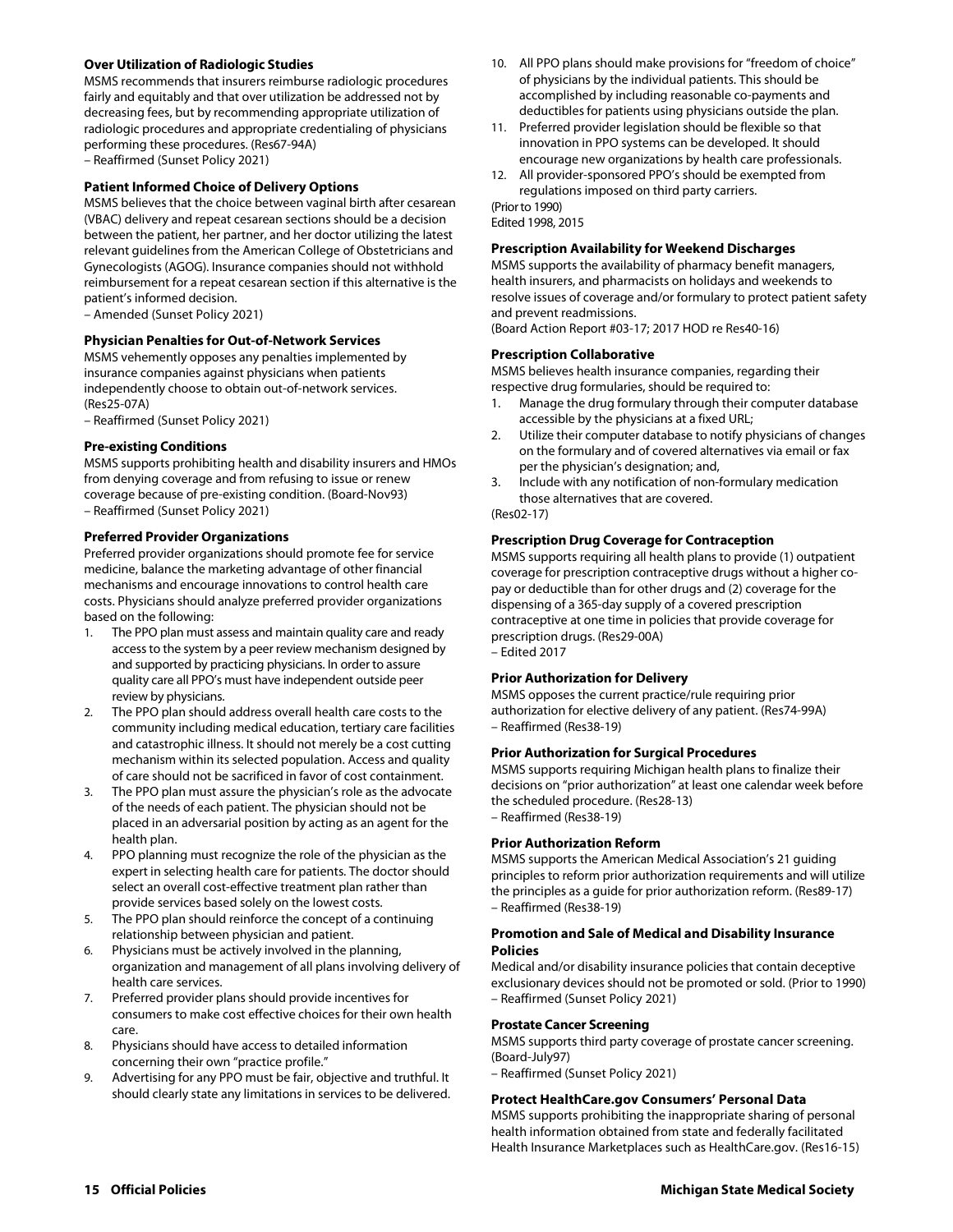### Over Utilization of Radiologic Studies

MSMS recommends that insurers reimburse radiologic procedures fairly and equitably and that over utilization be addressed not by decreasing fees, but by recommending appropriate utilization of radiologic procedures and appropriate credentialing of physicians performing these procedures. (Res67-94A)
– Reaffirmed (Sunset Policy 2021)

### Patient Informed Choice of Delivery Options

MSMS believes that the choice between vaginal birth after cesarean (VBAC) delivery and repeat cesarean sections should be a decision between the patient, her partner, and her doctor utilizing the latest relevant guidelines from the American College of Obstetricians and Gynecologists (AGOG). Insurance companies should not withhold reimbursement for a repeat cesarean section if this alternative is the patient's informed decision.
– Amended (Sunset Policy 2021)

### Physician Penalties for Out-of-Network Services

MSMS vehemently opposes any penalties implemented by insurance companies against physicians when patients independently choose to obtain out-of-network services. (Res25-07A)
– Reaffirmed (Sunset Policy 2021)

### Pre-existing Conditions

MSMS supports prohibiting health and disability insurers and HMOs from denying coverage and from refusing to issue or renew coverage because of pre-existing condition. (Board-Nov93)
– Reaffirmed (Sunset Policy 2021)

### Preferred Provider Organizations

Preferred provider organizations should promote fee for service medicine, balance the marketing advantage of other financial mechanisms and encourage innovations to control health care costs. Physicians should analyze preferred provider organizations based on the following:

1. The PPO plan must assess and maintain quality care and ready access to the system by a peer review mechanism designed by and supported by practicing physicians. In order to assure quality care all PPO's must have independent outside peer review by physicians.
2. The PPO plan should address overall health care costs to the community including medical education, tertiary care facilities and catastrophic illness. It should not merely be a cost cutting mechanism within its selected population. Access and quality of care should not be sacrificed in favor of cost containment.
3. The PPO plan must assure the physician's role as the advocate of the needs of each patient. The physician should not be placed in an adversarial position by acting as an agent for the health plan.
4. PPO planning must recognize the role of the physician as the expert in selecting health care for patients. The doctor should select an overall cost-effective treatment plan rather than provide services based solely on the lowest costs.
5. The PPO plan should reinforce the concept of a continuing relationship between physician and patient.
6. Physicians must be actively involved in the planning, organization and management of all plans involving delivery of health care services.
7. Preferred provider plans should provide incentives for consumers to make cost effective choices for their own health care.
8. Physicians should have access to detailed information concerning their own "practice profile."
9. Advertising for any PPO must be fair, objective and truthful. It should clearly state any limitations in services to be delivered.
10. All PPO plans should make provisions for "freedom of choice" of physicians by the individual patients. This should be accomplished by including reasonable co-payments and deductibles for patients using physicians outside the plan.
11. Preferred provider legislation should be flexible so that innovation in PPO systems can be developed. It should encourage new organizations by health care professionals.
12. All provider-sponsored PPO's should be exempted from regulations imposed on third party carriers.

(Prior to 1990)
Edited 1998, 2015

### Prescription Availability for Weekend Discharges

MSMS supports the availability of pharmacy benefit managers, health insurers, and pharmacists on holidays and weekends to resolve issues of coverage and/or formulary to protect patient safety and prevent readmissions.
(Board Action Report #03-17; 2017 HOD re Res40-16)

### Prescription Collaborative

MSMS believes health insurance companies, regarding their respective drug formularies, should be required to:

1. Manage the drug formulary through their computer database accessible by the physicians at a fixed URL;
2. Utilize their computer database to notify physicians of changes on the formulary and of covered alternatives via email or fax per the physician's designation; and,
3. Include with any notification of non-formulary medication those alternatives that are covered.

(Res02-17)

### Prescription Drug Coverage for Contraception

MSMS supports requiring all health plans to provide (1) outpatient coverage for prescription contraceptive drugs without a higher co-pay or deductible than for other drugs and (2) coverage for the dispensing of a 365-day supply of a covered prescription contraceptive at one time in policies that provide coverage for prescription drugs. (Res29-00A)
– Edited 2017

### Prior Authorization for Delivery

MSMS opposes the current practice/rule requiring prior authorization for elective delivery of any patient. (Res74-99A)
– Reaffirmed (Res38-19)

### Prior Authorization for Surgical Procedures

MSMS supports requiring Michigan health plans to finalize their decisions on "prior authorization" at least one calendar week before the scheduled procedure. (Res28-13)
– Reaffirmed (Res38-19)

### Prior Authorization Reform

MSMS supports the American Medical Association's 21 guiding principles to reform prior authorization requirements and will utilize the principles as a guide for prior authorization reform. (Res89-17)
– Reaffirmed (Res38-19)

### Promotion and Sale of Medical and Disability Insurance Policies

Medical and/or disability insurance policies that contain deceptive exclusionary devices should not be promoted or sold. (Prior to 1990)
– Reaffirmed (Sunset Policy 2021)

### Prostate Cancer Screening

MSMS supports third party coverage of prostate cancer screening. (Board-July97)
– Reaffirmed (Sunset Policy 2021)

### Protect HealthCare.gov Consumers' Personal Data

MSMS supports prohibiting the inappropriate sharing of personal health information obtained from state and federally facilitated Health Insurance Marketplaces such as HealthCare.gov. (Res16-15)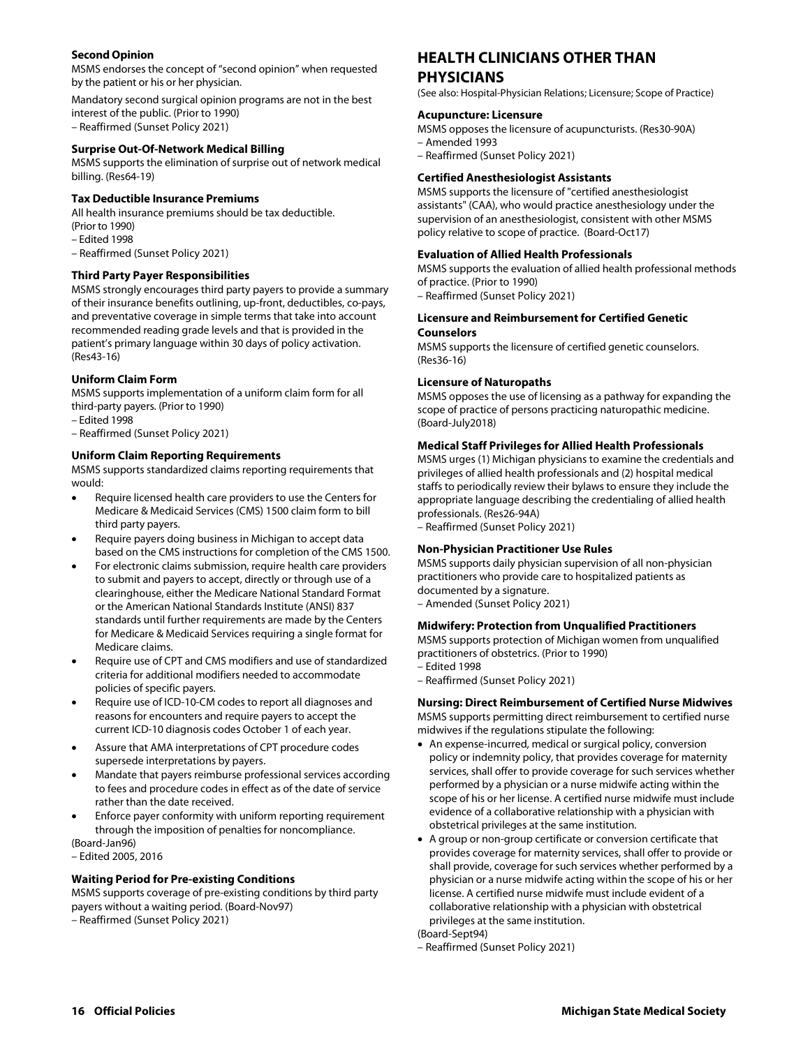### Second Opinion

MSMS endorses the concept of "second opinion" when requested by the patient or his or her physician.

Mandatory second surgical opinion programs are not in the best interest of the public. (Prior to 1990)
– Reaffirmed (Sunset Policy 2021)

### Surprise Out-Of-Network Medical Billing

MSMS supports the elimination of surprise out of network medical billing. (Res64-19)

### Tax Deductible Insurance Premiums

All health insurance premiums should be tax deductible. (Prior to 1990)
– Edited 1998
– Reaffirmed (Sunset Policy 2021)

### Third Party Payer Responsibilities

MSMS strongly encourages third party payers to provide a summary of their insurance benefits outlining, up-front, deductibles, co-pays, and preventative coverage in simple terms that take into account recommended reading grade levels and that is provided in the patient's primary language within 30 days of policy activation. (Res43-16)

### Uniform Claim Form

MSMS supports implementation of a uniform claim form for all third-party payers. (Prior to 1990)
– Edited 1998
– Reaffirmed (Sunset Policy 2021)

### Uniform Claim Reporting Requirements

MSMS supports standardized claims reporting requirements that would:

- Require licensed health care providers to use the Centers for Medicare & Medicaid Services (CMS) 1500 claim form to bill third party payers.
- Require payers doing business in Michigan to accept data based on the CMS instructions for completion of the CMS 1500.
- For electronic claims submission, require health care providers to submit and payers to accept, directly or through use of a clearinghouse, either the Medicare National Standard Format or the American National Standards Institute (ANSI) 837 standards until further requirements are made by the Centers for Medicare & Medicaid Services requiring a single format for Medicare claims.
- Require use of CPT and CMS modifiers and use of standardized criteria for additional modifiers needed to accommodate policies of specific payers.
- Require use of ICD-10-CM codes to report all diagnoses and reasons for encounters and require payers to accept the current ICD-10 diagnosis codes October 1 of each year.
- Assure that AMA interpretations of CPT procedure codes supersede interpretations by payers.
- Mandate that payers reimburse professional services according to fees and procedure codes in effect as of the date of service rather than the date received.
- Enforce payer conformity with uniform reporting requirement through the imposition of penalties for noncompliance.

(Board-Jan96)
– Edited 2005, 2016

### Waiting Period for Pre-existing Conditions

MSMS supports coverage of pre-existing conditions by third party payers without a waiting period. (Board-Nov97)
– Reaffirmed (Sunset Policy 2021)

## HEALTH CLINICIANS OTHER THAN PHYSICIANS

(See also: Hospital-Physician Relations; Licensure; Scope of Practice)

### Acupuncture: Licensure

MSMS opposes the licensure of acupuncturists. (Res30-90A)
– Amended 1993
– Reaffirmed (Sunset Policy 2021)

### Certified Anesthesiologist Assistants

MSMS supports the licensure of "certified anesthesiologist assistants" (CAA), who would practice anesthesiology under the supervision of an anesthesiologist, consistent with other MSMS policy relative to scope of practice. (Board-Oct17)

### Evaluation of Allied Health Professionals

MSMS supports the evaluation of allied health professional methods of practice. (Prior to 1990)
– Reaffirmed (Sunset Policy 2021)

### Licensure and Reimbursement for Certified Genetic Counselors

MSMS supports the licensure of certified genetic counselors. (Res36-16)

### Licensure of Naturopaths

MSMS opposes the use of licensing as a pathway for expanding the scope of practice of persons practicing naturopathic medicine. (Board-July2018)

### Medical Staff Privileges for Allied Health Professionals

MSMS urges (1) Michigan physicians to examine the credentials and privileges of allied health professionals and (2) hospital medical staffs to periodically review their bylaws to ensure they include the appropriate language describing the credentialing of allied health professionals. (Res26-94A)
– Reaffirmed (Sunset Policy 2021)

### Non-Physician Practitioner Use Rules

MSMS supports daily physician supervision of all non-physician practitioners who provide care to hospitalized patients as documented by a signature.
– Amended (Sunset Policy 2021)

### Midwifery: Protection from Unqualified Practitioners

MSMS supports protection of Michigan women from unqualified practitioners of obstetrics. (Prior to 1990)
– Edited 1998
– Reaffirmed (Sunset Policy 2021)

### Nursing: Direct Reimbursement of Certified Nurse Midwives

MSMS supports permitting direct reimbursement to certified nurse midwives if the regulations stipulate the following:

- An expense-incurred, medical or surgical policy, conversion policy or indemnity policy, that provides coverage for maternity services, shall offer to provide coverage for such services whether performed by a physician or a nurse midwife acting within the scope of his or her license. A certified nurse midwife must include evidence of a collaborative relationship with a physician with obstetrical privileges at the same institution.
- A group or non-group certificate or conversion certificate that provides coverage for maternity services, shall offer to provide or shall provide, coverage for such services whether performed by a physician or a nurse midwife acting within the scope of his or her license. A certified nurse midwife must include evident of a collaborative relationship with a physician with obstetrical privileges at the same institution.

(Board-Sept94)
– Reaffirmed (Sunset Policy 2021)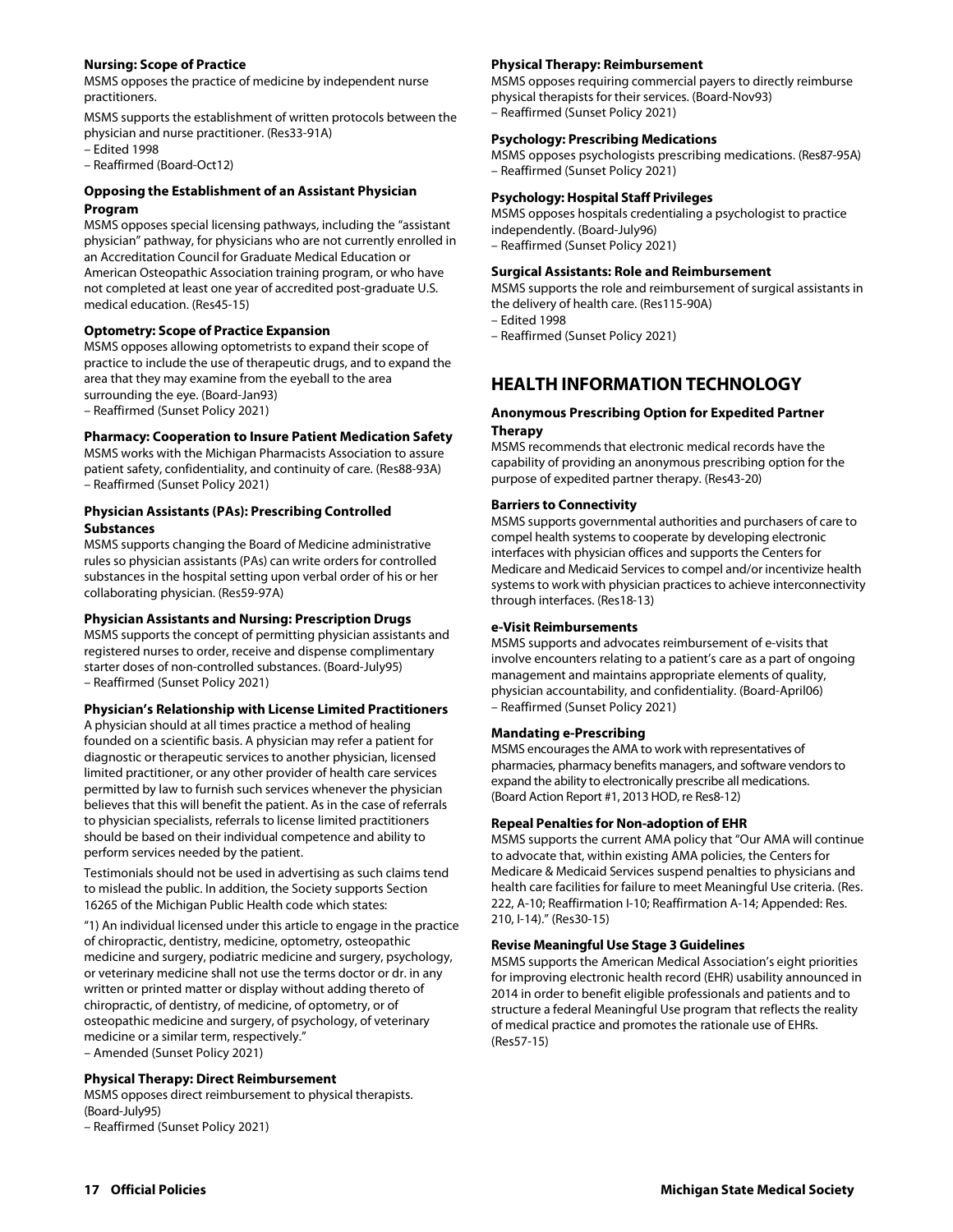### Nursing: Scope of Practice

MSMS opposes the practice of medicine by independent nurse practitioners.

MSMS supports the establishment of written protocols between the physician and nurse practitioner. (Res33-91A)
– Edited 1998
– Reaffirmed (Board-Oct12)

### Opposing the Establishment of an Assistant Physician Program

MSMS opposes special licensing pathways, including the "assistant physician" pathway, for physicians who are not currently enrolled in an Accreditation Council for Graduate Medical Education or American Osteopathic Association training program, or who have not completed at least one year of accredited post-graduate U.S. medical education. (Res45-15)

### Optometry: Scope of Practice Expansion

MSMS opposes allowing optometrists to expand their scope of practice to include the use of therapeutic drugs, and to expand the area that they may examine from the eyeball to the area surrounding the eye. (Board-Jan93)
– Reaffirmed (Sunset Policy 2021)

### Pharmacy: Cooperation to Insure Patient Medication Safety

MSMS works with the Michigan Pharmacists Association to assure patient safety, confidentiality, and continuity of care. (Res88-93A)
– Reaffirmed (Sunset Policy 2021)

### Physician Assistants (PAs): Prescribing Controlled Substances

MSMS supports changing the Board of Medicine administrative rules so physician assistants (PAs) can write orders for controlled substances in the hospital setting upon verbal order of his or her collaborating physician. (Res59-97A)

### Physician Assistants and Nursing: Prescription Drugs

MSMS supports the concept of permitting physician assistants and registered nurses to order, receive and dispense complimentary starter doses of non-controlled substances. (Board-July95)
– Reaffirmed (Sunset Policy 2021)

### Physician's Relationship with License Limited Practitioners

A physician should at all times practice a method of healing founded on a scientific basis. A physician may refer a patient for diagnostic or therapeutic services to another physician, licensed limited practitioner, or any other provider of health care services permitted by law to furnish such services whenever the physician believes that this will benefit the patient. As in the case of referrals to physician specialists, referrals to license limited practitioners should be based on their individual competence and ability to perform services needed by the patient.

Testimonials should not be used in advertising as such claims tend to mislead the public. In addition, the Society supports Section 16265 of the Michigan Public Health code which states:

"1) An individual licensed under this article to engage in the practice of chiropractic, dentistry, medicine, optometry, osteopathic medicine and surgery, podiatric medicine and surgery, psychology, or veterinary medicine shall not use the terms doctor or dr. in any written or printed matter or display without adding thereto of chiropractic, of dentistry, of medicine, of optometry, or of osteopathic medicine and surgery, of psychology, of veterinary medicine or a similar term, respectively."
– Amended (Sunset Policy 2021)

### Physical Therapy: Direct Reimbursement

MSMS opposes direct reimbursement to physical therapists. (Board-July95)
– Reaffirmed (Sunset Policy 2021)

### Physical Therapy: Reimbursement

MSMS opposes requiring commercial payers to directly reimburse physical therapists for their services. (Board-Nov93)
– Reaffirmed (Sunset Policy 2021)

### Psychology: Prescribing Medications

MSMS opposes psychologists prescribing medications. (Res87-95A)
– Reaffirmed (Sunset Policy 2021)

### Psychology: Hospital Staff Privileges

MSMS opposes hospitals credentialing a psychologist to practice independently. (Board-July96)
– Reaffirmed (Sunset Policy 2021)

### Surgical Assistants: Role and Reimbursement

MSMS supports the role and reimbursement of surgical assistants in the delivery of health care. (Res115-90A)
– Edited 1998
– Reaffirmed (Sunset Policy 2021)

## HEALTH INFORMATION TECHNOLOGY

### Anonymous Prescribing Option for Expedited Partner Therapy

MSMS recommends that electronic medical records have the capability of providing an anonymous prescribing option for the purpose of expedited partner therapy. (Res43-20)

### Barriers to Connectivity

MSMS supports governmental authorities and purchasers of care to compel health systems to cooperate by developing electronic interfaces with physician offices and supports the Centers for Medicare and Medicaid Services to compel and/or incentivize health systems to work with physician practices to achieve interconnectivity through interfaces. (Res18-13)

### e-Visit Reimbursements

MSMS supports and advocates reimbursement of e-visits that involve encounters relating to a patient's care as a part of ongoing management and maintains appropriate elements of quality, physician accountability, and confidentiality. (Board-April06)
– Reaffirmed (Sunset Policy 2021)

### Mandating e-Prescribing

MSMS encourages the AMA to work with representatives of pharmacies, pharmacy benefits managers, and software vendors to expand the ability to electronically prescribe all medications. (Board Action Report #1, 2013 HOD, re Res8-12)

### Repeal Penalties for Non-adoption of EHR

MSMS supports the current AMA policy that "Our AMA will continue to advocate that, within existing AMA policies, the Centers for Medicare & Medicaid Services suspend penalties to physicians and health care facilities for failure to meet Meaningful Use criteria. (Res. 222, A-10; Reaffirmation I-10; Reaffirmation A-14; Appended: Res. 210, I-14)." (Res30-15)

### Revise Meaningful Use Stage 3 Guidelines

MSMS supports the American Medical Association's eight priorities for improving electronic health record (EHR) usability announced in 2014 in order to benefit eligible professionals and patients and to structure a federal Meaningful Use program that reflects the reality of medical practice and promotes the rationale use of EHRs. (Res57-15)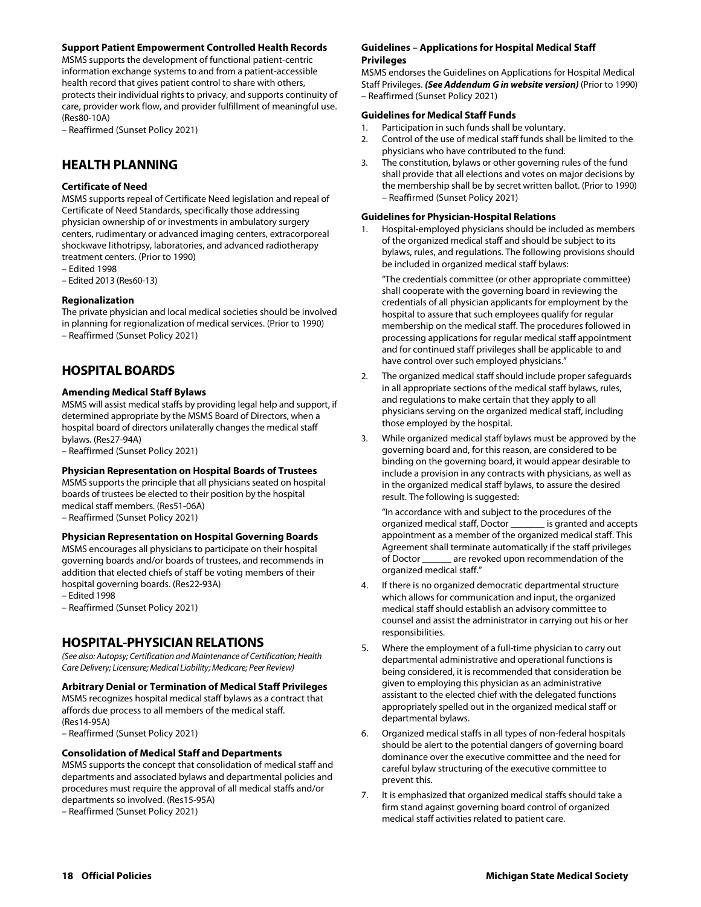#### Support Patient Empowerment Controlled Health Records

MSMS supports the development of functional patient-centric information exchange systems to and from a patient-accessible health record that gives patient control to share with others, protects their individual rights to privacy, and supports continuity of care, provider work flow, and provider fulfillment of meaningful use. (Res80-10A)
– Reaffirmed (Sunset Policy 2021)

## HEALTH PLANNING

#### Certificate of Need

MSMS supports repeal of Certificate Need legislation and repeal of Certificate of Need Standards, specifically those addressing physician ownership of or investments in ambulatory surgery centers, rudimentary or advanced imaging centers, extracorporeal shockwave lithotripsy, laboratories, and advanced radiotherapy treatment centers. (Prior to 1990)
– Edited 1998
– Edited 2013 (Res60-13)

#### Regionalization

The private physician and local medical societies should be involved in planning for regionalization of medical services. (Prior to 1990)
– Reaffirmed (Sunset Policy 2021)

## HOSPITAL BOARDS

#### Amending Medical Staff Bylaws

MSMS will assist medical staffs by providing legal help and support, if determined appropriate by the MSMS Board of Directors, when a hospital board of directors unilaterally changes the medical staff bylaws. (Res27-94A)
– Reaffirmed (Sunset Policy 2021)

#### Physician Representation on Hospital Boards of Trustees

MSMS supports the principle that all physicians seated on hospital boards of trustees be elected to their position by the hospital medical staff members. (Res51-06A)
– Reaffirmed (Sunset Policy 2021)

#### Physician Representation on Hospital Governing Boards

MSMS encourages all physicians to participate on their hospital governing boards and/or boards of trustees, and recommends in addition that elected chiefs of staff be voting members of their hospital governing boards. (Res22-93A)
– Edited 1998
– Reaffirmed (Sunset Policy 2021)

## HOSPITAL-PHYSICIAN RELATIONS

*(See also: Autopsy; Certification and Maintenance of Certification; Health Care Delivery; Licensure; Medical Liability; Medicare; Peer Review)*

#### Arbitrary Denial or Termination of Medical Staff Privileges

MSMS recognizes hospital medical staff bylaws as a contract that affords due process to all members of the medical staff. (Res14-95A)
– Reaffirmed (Sunset Policy 2021)

#### Consolidation of Medical Staff and Departments

MSMS supports the concept that consolidation of medical staff and departments and associated bylaws and departmental policies and procedures must require the approval of all medical staffs and/or departments so involved. (Res15-95A)
– Reaffirmed (Sunset Policy 2021)

#### Guidelines – Applications for Hospital Medical Staff Privileges

MSMS endorses the Guidelines on Applications for Hospital Medical Staff Privileges. ***(See Addendum G in website version)*** (Prior to 1990)
– Reaffirmed (Sunset Policy 2021)

#### Guidelines for Medical Staff Funds

1. Participation in such funds shall be voluntary.
2. Control of the use of medical staff funds shall be limited to the physicians who have contributed to the fund.
3. The constitution, bylaws or other governing rules of the fund shall provide that all elections and votes on major decisions by the membership shall be by secret written ballot. (Prior to 1990)
– Reaffirmed (Sunset Policy 2021)

#### Guidelines for Physician-Hospital Relations

1. Hospital-employed physicians should be included as members of the organized medical staff and should be subject to its bylaws, rules, and regulations. The following provisions should be included in organized medical staff bylaws:

   "The credentials committee (or other appropriate committee) shall cooperate with the governing board in reviewing the credentials of all physician applicants for employment by the hospital to assure that such employees qualify for regular membership on the medical staff. The procedures followed in processing applications for regular medical staff appointment and for continued staff privileges shall be applicable to and have control over such employed physicians."

2. The organized medical staff should include proper safeguards in all appropriate sections of the medical staff bylaws, rules, and regulations to make certain that they apply to all physicians serving on the organized medical staff, including those employed by the hospital.
3. While organized medical staff bylaws must be approved by the governing board and, for this reason, are considered to be binding on the governing board, it would appear desirable to include a provision in any contracts with physicians, as well as in the organized medical staff bylaws, to assure the desired result. The following is suggested:

   "In accordance with and subject to the procedures of the organized medical staff, Doctor _______ is granted and accepts appointment as a member of the organized medical staff. This Agreement shall terminate automatically if the staff privileges of Doctor ______ are revoked upon recommendation of the organized medical staff."

4. If there is no organized democratic departmental structure which allows for communication and input, the organized medical staff should establish an advisory committee to counsel and assist the administrator in carrying out his or her responsibilities.
5. Where the employment of a full-time physician to carry out departmental administrative and operational functions is being considered, it is recommended that consideration be given to employing this physician as an administrative assistant to the elected chief with the delegated functions appropriately spelled out in the organized medical staff or departmental bylaws.
6. Organized medical staffs in all types of non-federal hospitals should be alert to the potential dangers of governing board dominance over the executive committee and the need for careful bylaw structuring of the executive committee to prevent this.
7. It is emphasized that organized medical staffs should take a firm stand against governing board control of organized medical staff activities related to patient care.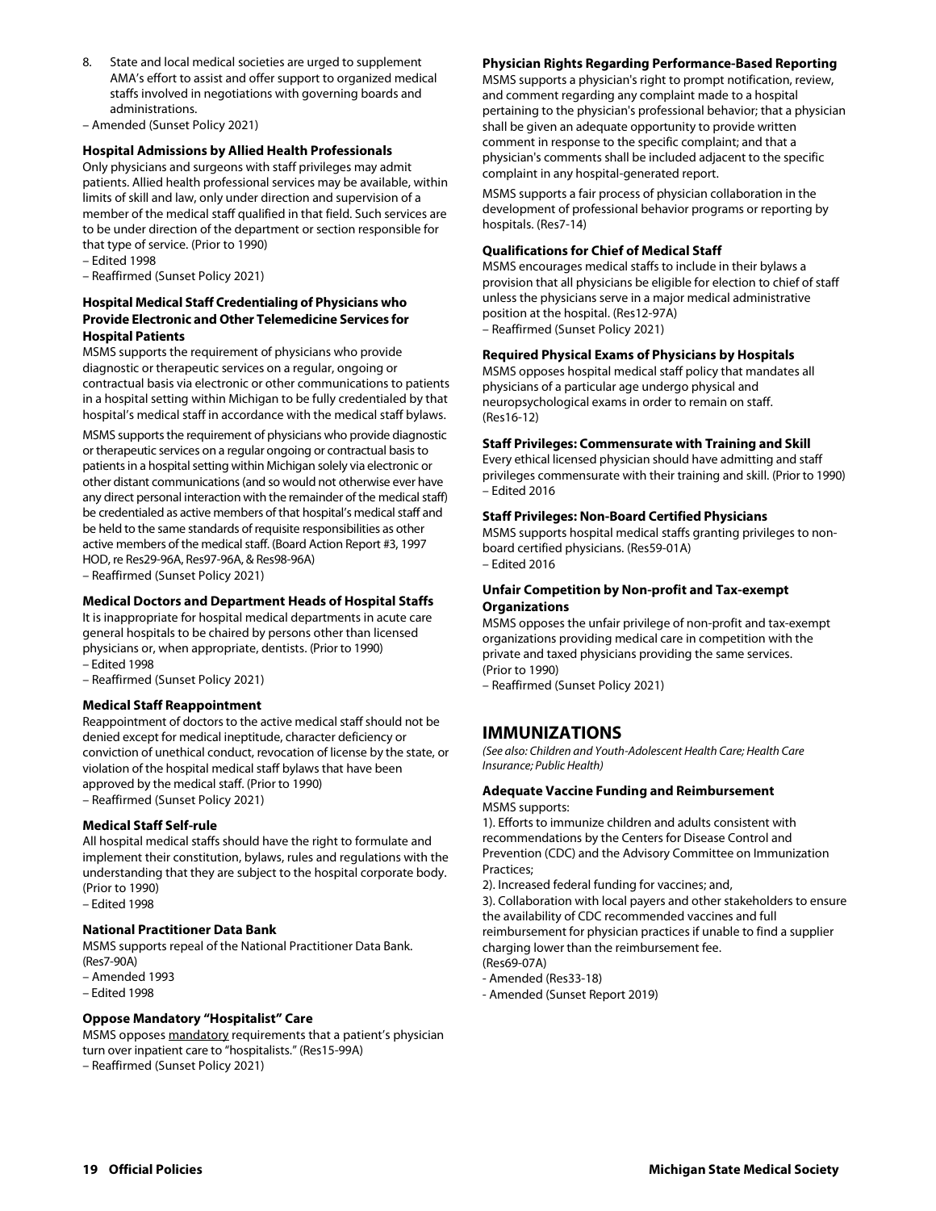8. State and local medical societies are urged to supplement AMA's effort to assist and offer support to organized medical staffs involved in negotiations with governing boards and administrations.

– Amended (Sunset Policy 2021)

**Hospital Admissions by Allied Health Professionals**

Only physicians and surgeons with staff privileges may admit patients. Allied health professional services may be available, within limits of skill and law, only under direction and supervision of a member of the medical staff qualified in that field. Such services are to be under direction of the department or section responsible for that type of service. (Prior to 1990)

– Edited 1998

– Reaffirmed (Sunset Policy 2021)

**Hospital Medical Staff Credentialing of Physicians who Provide Electronic and Other Telemedicine Services for Hospital Patients**

MSMS supports the requirement of physicians who provide diagnostic or therapeutic services on a regular, ongoing or contractual basis via electronic or other communications to patients in a hospital setting within Michigan to be fully credentialed by that hospital's medical staff in accordance with the medical staff bylaws.

MSMS supports the requirement of physicians who provide diagnostic or therapeutic services on a regular ongoing or contractual basis to patients in a hospital setting within Michigan solely via electronic or other distant communications (and so would not otherwise ever have any direct personal interaction with the remainder of the medical staff) be credentialed as active members of that hospital's medical staff and be held to the same standards of requisite responsibilities as other active members of the medical staff. (Board Action Report #3, 1997 HOD, re Res29-96A, Res97-96A, & Res98-96A)

– Reaffirmed (Sunset Policy 2021)

**Medical Doctors and Department Heads of Hospital Staffs**

It is inappropriate for hospital medical departments in acute care general hospitals to be chaired by persons other than licensed physicians or, when appropriate, dentists. (Prior to 1990)

– Edited 1998

– Reaffirmed (Sunset Policy 2021)

**Medical Staff Reappointment**

Reappointment of doctors to the active medical staff should not be denied except for medical ineptitude, character deficiency or conviction of unethical conduct, revocation of license by the state, or violation of the hospital medical staff bylaws that have been approved by the medical staff. (Prior to 1990)

– Reaffirmed (Sunset Policy 2021)

**Medical Staff Self-rule**

All hospital medical staffs should have the right to formulate and implement their constitution, bylaws, rules and regulations with the understanding that they are subject to the hospital corporate body. (Prior to 1990)

– Edited 1998

**National Practitioner Data Bank**

MSMS supports repeal of the National Practitioner Data Bank. (Res7-90A)

– Amended 1993

– Edited 1998

**Oppose Mandatory "Hospitalist" Care**

MSMS opposes mandatory requirements that a patient's physician turn over inpatient care to "hospitalists." (Res15-99A)

– Reaffirmed (Sunset Policy 2021)

**Physician Rights Regarding Performance-Based Reporting**

MSMS supports a physician's right to prompt notification, review, and comment regarding any complaint made to a hospital pertaining to the physician's professional behavior; that a physician shall be given an adequate opportunity to provide written comment in response to the specific complaint; and that a physician's comments shall be included adjacent to the specific complaint in any hospital-generated report.

MSMS supports a fair process of physician collaboration in the development of professional behavior programs or reporting by hospitals. (Res7-14)

**Qualifications for Chief of Medical Staff**

MSMS encourages medical staffs to include in their bylaws a provision that all physicians be eligible for election to chief of staff unless the physicians serve in a major medical administrative position at the hospital. (Res12-97A)

– Reaffirmed (Sunset Policy 2021)

**Required Physical Exams of Physicians by Hospitals**

MSMS opposes hospital medical staff policy that mandates all physicians of a particular age undergo physical and neuropsychological exams in order to remain on staff. (Res16-12)

**Staff Privileges: Commensurate with Training and Skill**

Every ethical licensed physician should have admitting and staff privileges commensurate with their training and skill. (Prior to 1990)

– Edited 2016

**Staff Privileges: Non-Board Certified Physicians**

MSMS supports hospital medical staffs granting privileges to non-board certified physicians. (Res59-01A)

– Edited 2016

**Unfair Competition by Non-profit and Tax-exempt Organizations**

MSMS opposes the unfair privilege of non-profit and tax-exempt organizations providing medical care in competition with the private and taxed physicians providing the same services. (Prior to 1990)

– Reaffirmed (Sunset Policy 2021)

## IMMUNIZATIONS

*(See also: Children and Youth-Adolescent Health Care; Health Care Insurance; Public Health)*

**Adequate Vaccine Funding and Reimbursement**

MSMS supports:

1). Efforts to immunize children and adults consistent with recommendations by the Centers for Disease Control and Prevention (CDC) and the Advisory Committee on Immunization Practices;

2). Increased federal funding for vaccines; and,

3). Collaboration with local payers and other stakeholders to ensure the availability of CDC recommended vaccines and full reimbursement for physician practices if unable to find a supplier charging lower than the reimbursement fee.

(Res69-07A)

- Amended (Res33-18)

- Amended (Sunset Report 2019)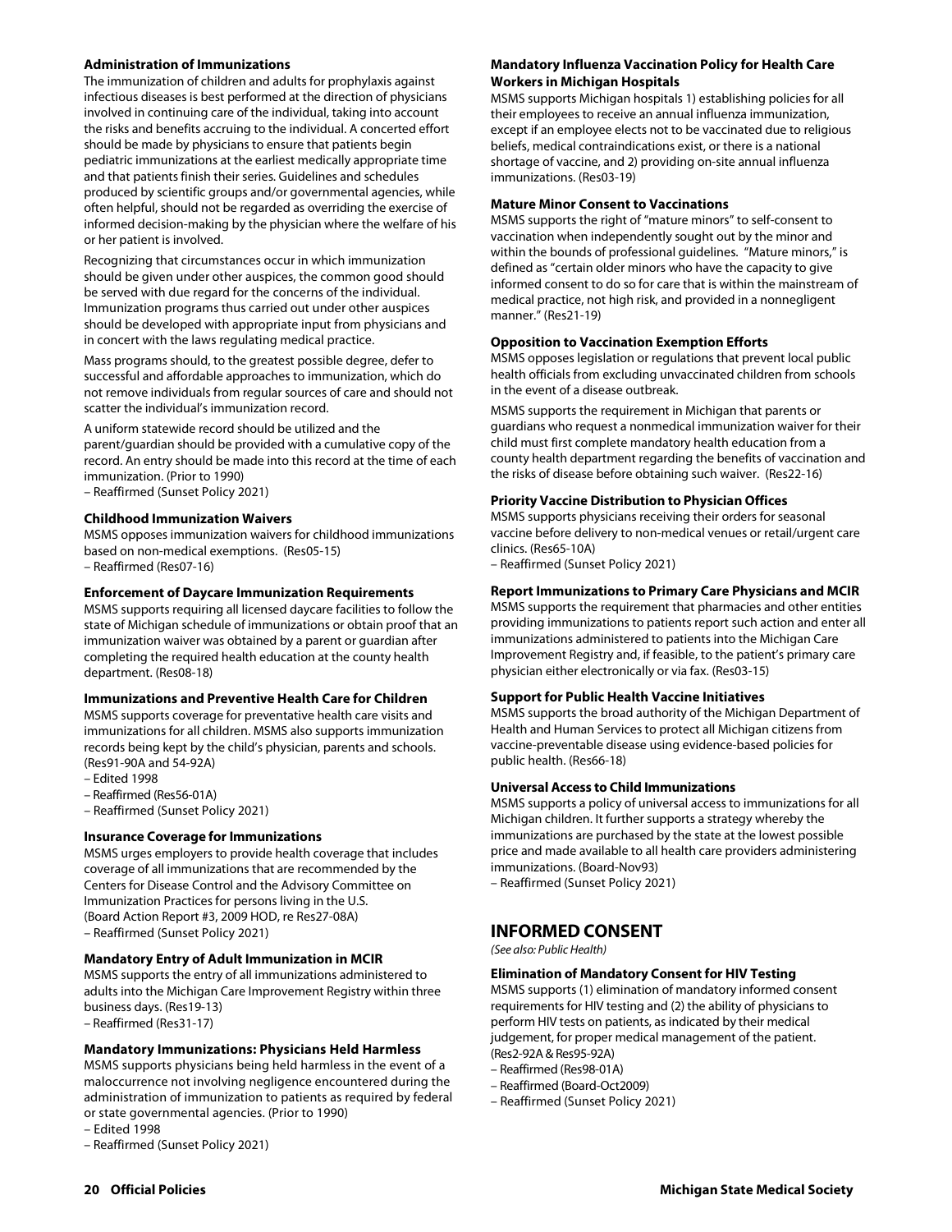### Administration of Immunizations

The immunization of children and adults for prophylaxis against infectious diseases is best performed at the direction of physicians involved in continuing care of the individual, taking into account the risks and benefits accruing to the individual. A concerted effort should be made by physicians to ensure that patients begin pediatric immunizations at the earliest medically appropriate time and that patients finish their series. Guidelines and schedules produced by scientific groups and/or governmental agencies, while often helpful, should not be regarded as overriding the exercise of informed decision-making by the physician where the welfare of his or her patient is involved.

Recognizing that circumstances occur in which immunization should be given under other auspices, the common good should be served with due regard for the concerns of the individual. Immunization programs thus carried out under other auspices should be developed with appropriate input from physicians and in concert with the laws regulating medical practice.

Mass programs should, to the greatest possible degree, defer to successful and affordable approaches to immunization, which do not remove individuals from regular sources of care and should not scatter the individual's immunization record.

A uniform statewide record should be utilized and the parent/guardian should be provided with a cumulative copy of the record. An entry should be made into this record at the time of each immunization. (Prior to 1990)

– Reaffirmed (Sunset Policy 2021)

### Childhood Immunization Waivers

MSMS opposes immunization waivers for childhood immunizations based on non-medical exemptions. (Res05-15)

– Reaffirmed (Res07-16)

### Enforcement of Daycare Immunization Requirements

MSMS supports requiring all licensed daycare facilities to follow the state of Michigan schedule of immunizations or obtain proof that an immunization waiver was obtained by a parent or guardian after completing the required health education at the county health department. (Res08-18)

### Immunizations and Preventive Health Care for Children

MSMS supports coverage for preventative health care visits and immunizations for all children. MSMS also supports immunization records being kept by the child's physician, parents and schools. (Res91-90A and 54-92A)

– Edited 1998
– Reaffirmed (Res56-01A)
– Reaffirmed (Sunset Policy 2021)

### Insurance Coverage for Immunizations

MSMS urges employers to provide health coverage that includes coverage of all immunizations that are recommended by the Centers for Disease Control and the Advisory Committee on Immunization Practices for persons living in the U.S. (Board Action Report #3, 2009 HOD, re Res27-08A)

– Reaffirmed (Sunset Policy 2021)

### Mandatory Entry of Adult Immunization in MCIR

MSMS supports the entry of all immunizations administered to adults into the Michigan Care Improvement Registry within three business days. (Res19-13)

– Reaffirmed (Res31-17)

### Mandatory Immunizations: Physicians Held Harmless

MSMS supports physicians being held harmless in the event of a maloccurrence not involving negligence encountered during the administration of immunization to patients as required by federal or state governmental agencies. (Prior to 1990)

– Edited 1998
– Reaffirmed (Sunset Policy 2021)

### Mandatory Influenza Vaccination Policy for Health Care Workers in Michigan Hospitals

MSMS supports Michigan hospitals 1) establishing policies for all their employees to receive an annual influenza immunization, except if an employee elects not to be vaccinated due to religious beliefs, medical contraindications exist, or there is a national shortage of vaccine, and 2) providing on-site annual influenza immunizations. (Res03-19)

### Mature Minor Consent to Vaccinations

MSMS supports the right of "mature minors" to self-consent to vaccination when independently sought out by the minor and within the bounds of professional guidelines. "Mature minors," is defined as "certain older minors who have the capacity to give informed consent to do so for care that is within the mainstream of medical practice, not high risk, and provided in a nonnegligent manner." (Res21-19)

### Opposition to Vaccination Exemption Efforts

MSMS opposes legislation or regulations that prevent local public health officials from excluding unvaccinated children from schools in the event of a disease outbreak.

MSMS supports the requirement in Michigan that parents or guardians who request a nonmedical immunization waiver for their child must first complete mandatory health education from a county health department regarding the benefits of vaccination and the risks of disease before obtaining such waiver. (Res22-16)

### Priority Vaccine Distribution to Physician Offices

MSMS supports physicians receiving their orders for seasonal vaccine before delivery to non-medical venues or retail/urgent care clinics. (Res65-10A)

– Reaffirmed (Sunset Policy 2021)

### Report Immunizations to Primary Care Physicians and MCIR

MSMS supports the requirement that pharmacies and other entities providing immunizations to patients report such action and enter all immunizations administered to patients into the Michigan Care Improvement Registry and, if feasible, to the patient's primary care physician either electronically or via fax. (Res03-15)

### Support for Public Health Vaccine Initiatives

MSMS supports the broad authority of the Michigan Department of Health and Human Services to protect all Michigan citizens from vaccine-preventable disease using evidence-based policies for public health. (Res66-18)

### Universal Access to Child Immunizations

MSMS supports a policy of universal access to immunizations for all Michigan children. It further supports a strategy whereby the immunizations are purchased by the state at the lowest possible price and made available to all health care providers administering immunizations. (Board-Nov93)

– Reaffirmed (Sunset Policy 2021)

## INFORMED CONSENT

*(See also: Public Health)*

### Elimination of Mandatory Consent for HIV Testing

MSMS supports (1) elimination of mandatory informed consent requirements for HIV testing and (2) the ability of physicians to perform HIV tests on patients, as indicated by their medical judgement, for proper medical management of the patient. (Res2-92A & Res95-92A)

– Reaffirmed (Res98-01A)
– Reaffirmed (Board-Oct2009)
– Reaffirmed (Sunset Policy 2021)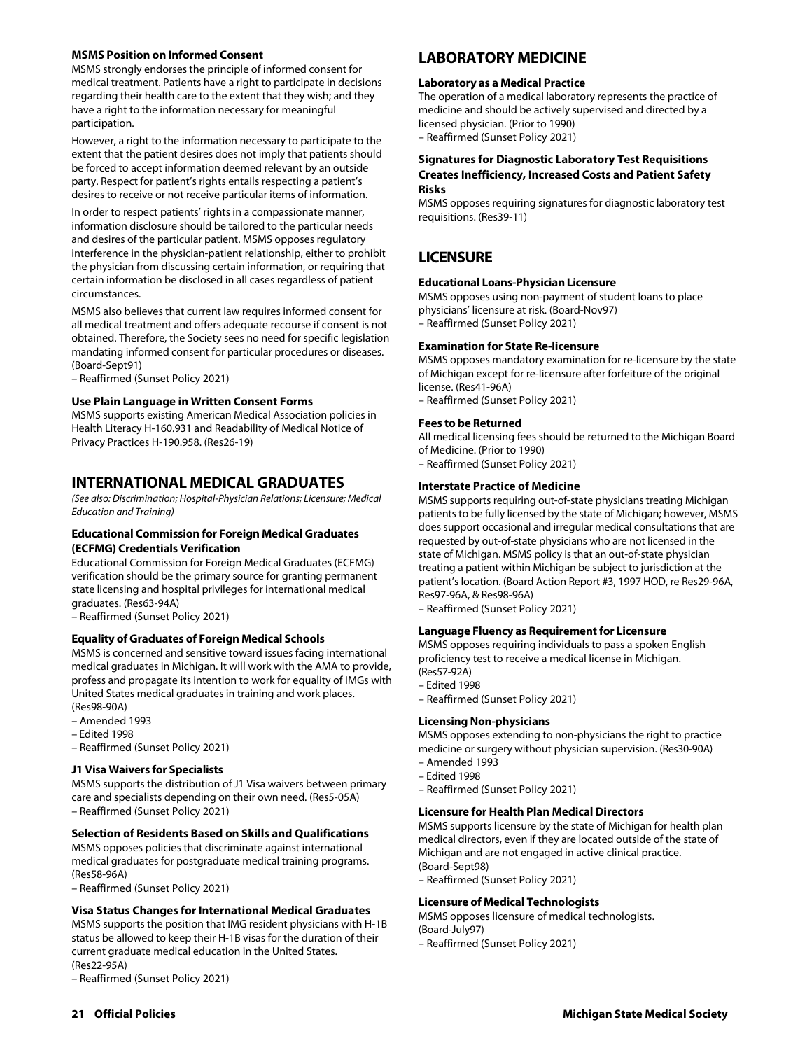### MSMS Position on Informed Consent

MSMS strongly endorses the principle of informed consent for medical treatment. Patients have a right to participate in decisions regarding their health care to the extent that they wish; and they have a right to the information necessary for meaningful participation.

However, a right to the information necessary to participate to the extent that the patient desires does not imply that patients should be forced to accept information deemed relevant by an outside party. Respect for patient's rights entails respecting a patient's desires to receive or not receive particular items of information.

In order to respect patients' rights in a compassionate manner, information disclosure should be tailored to the particular needs and desires of the particular patient. MSMS opposes regulatory interference in the physician-patient relationship, either to prohibit the physician from discussing certain information, or requiring that certain information be disclosed in all cases regardless of patient circumstances.

MSMS also believes that current law requires informed consent for all medical treatment and offers adequate recourse if consent is not obtained. Therefore, the Society sees no need for specific legislation mandating informed consent for particular procedures or diseases. (Board-Sept91)

– Reaffirmed (Sunset Policy 2021)

### Use Plain Language in Written Consent Forms

MSMS supports existing American Medical Association policies in Health Literacy H-160.931 and Readability of Medical Notice of Privacy Practices H-190.958. (Res26-19)

## INTERNATIONAL MEDICAL GRADUATES

*(See also: Discrimination; Hospital-Physician Relations; Licensure; Medical Education and Training)*

### Educational Commission for Foreign Medical Graduates (ECFMG) Credentials Verification

Educational Commission for Foreign Medical Graduates (ECFMG) verification should be the primary source for granting permanent state licensing and hospital privileges for international medical graduates. (Res63-94A)

– Reaffirmed (Sunset Policy 2021)

### Equality of Graduates of Foreign Medical Schools

MSMS is concerned and sensitive toward issues facing international medical graduates in Michigan. It will work with the AMA to provide, profess and propagate its intention to work for equality of IMGs with United States medical graduates in training and work places. (Res98-90A)

– Amended 1993
– Edited 1998
– Reaffirmed (Sunset Policy 2021)

### J1 Visa Waivers for Specialists

MSMS supports the distribution of J1 Visa waivers between primary care and specialists depending on their own need. (Res5-05A)

– Reaffirmed (Sunset Policy 2021)

### Selection of Residents Based on Skills and Qualifications

MSMS opposes policies that discriminate against international medical graduates for postgraduate medical training programs. (Res58-96A)

– Reaffirmed (Sunset Policy 2021)

### Visa Status Changes for International Medical Graduates

MSMS supports the position that IMG resident physicians with H-1B status be allowed to keep their H-1B visas for the duration of their current graduate medical education in the United States. (Res22-95A)

– Reaffirmed (Sunset Policy 2021)

## LABORATORY MEDICINE

### Laboratory as a Medical Practice

The operation of a medical laboratory represents the practice of medicine and should be actively supervised and directed by a licensed physician. (Prior to 1990)

– Reaffirmed (Sunset Policy 2021)

### Signatures for Diagnostic Laboratory Test Requisitions Creates Inefficiency, Increased Costs and Patient Safety Risks

MSMS opposes requiring signatures for diagnostic laboratory test requisitions. (Res39-11)

## LICENSURE

### Educational Loans-Physician Licensure

MSMS opposes using non-payment of student loans to place physicians' licensure at risk. (Board-Nov97)

– Reaffirmed (Sunset Policy 2021)

### Examination for State Re-licensure

MSMS opposes mandatory examination for re-licensure by the state of Michigan except for re-licensure after forfeiture of the original license. (Res41-96A)

– Reaffirmed (Sunset Policy 2021)

### Fees to be Returned

All medical licensing fees should be returned to the Michigan Board of Medicine. (Prior to 1990)

– Reaffirmed (Sunset Policy 2021)

### Interstate Practice of Medicine

MSMS supports requiring out-of-state physicians treating Michigan patients to be fully licensed by the state of Michigan; however, MSMS does support occasional and irregular medical consultations that are requested by out-of-state physicians who are not licensed in the state of Michigan. MSMS policy is that an out-of-state physician treating a patient within Michigan be subject to jurisdiction at the patient's location. (Board Action Report #3, 1997 HOD, re Res29-96A, Res97-96A, & Res98-96A)

– Reaffirmed (Sunset Policy 2021)

### Language Fluency as Requirement for Licensure

MSMS opposes requiring individuals to pass a spoken English proficiency test to receive a medical license in Michigan. (Res57-92A)

– Edited 1998
– Reaffirmed (Sunset Policy 2021)

### Licensing Non-physicians

MSMS opposes extending to non-physicians the right to practice medicine or surgery without physician supervision. (Res30-90A)

– Amended 1993
– Edited 1998
– Reaffirmed (Sunset Policy 2021)

### Licensure for Health Plan Medical Directors

MSMS supports licensure by the state of Michigan for health plan medical directors, even if they are located outside of the state of Michigan and are not engaged in active clinical practice. (Board-Sept98)

– Reaffirmed (Sunset Policy 2021)

### Licensure of Medical Technologists

MSMS opposes licensure of medical technologists. (Board-July97)

– Reaffirmed (Sunset Policy 2021)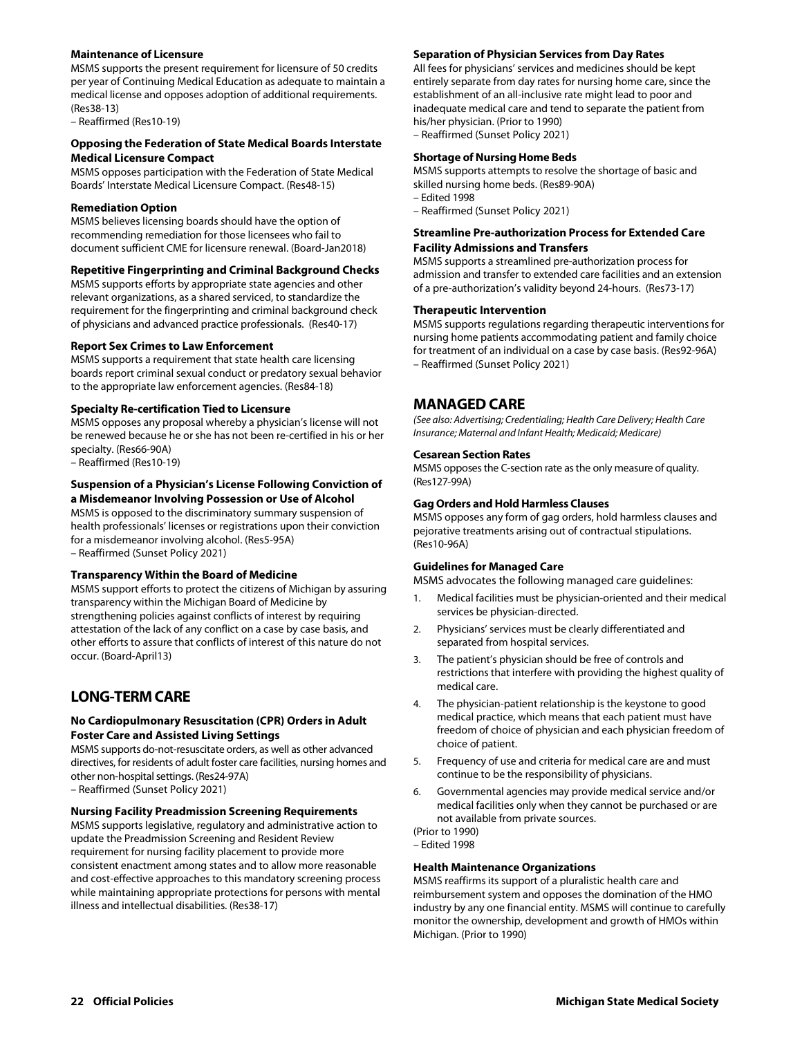#### Maintenance of Licensure

MSMS supports the present requirement for licensure of 50 credits per year of Continuing Medical Education as adequate to maintain a medical license and opposes adoption of additional requirements. (Res38-13)
– Reaffirmed (Res10-19)

#### Opposing the Federation of State Medical Boards Interstate Medical Licensure Compact

MSMS opposes participation with the Federation of State Medical Boards' Interstate Medical Licensure Compact. (Res48-15)

#### Remediation Option

MSMS believes licensing boards should have the option of recommending remediation for those licensees who fail to document sufficient CME for licensure renewal. (Board-Jan2018)

#### Repetitive Fingerprinting and Criminal Background Checks

MSMS supports efforts by appropriate state agencies and other relevant organizations, as a shared serviced, to standardize the requirement for the fingerprinting and criminal background check of physicians and advanced practice professionals. (Res40-17)

#### Report Sex Crimes to Law Enforcement

MSMS supports a requirement that state health care licensing boards report criminal sexual conduct or predatory sexual behavior to the appropriate law enforcement agencies. (Res84-18)

#### Specialty Re-certification Tied to Licensure

MSMS opposes any proposal whereby a physician's license will not be renewed because he or she has not been re-certified in his or her specialty. (Res66-90A)
– Reaffirmed (Res10-19)

#### Suspension of a Physician's License Following Conviction of a Misdemeanor Involving Possession or Use of Alcohol

MSMS is opposed to the discriminatory summary suspension of health professionals' licenses or registrations upon their conviction for a misdemeanor involving alcohol. (Res5-95A)
– Reaffirmed (Sunset Policy 2021)

#### Transparency Within the Board of Medicine

MSMS support efforts to protect the citizens of Michigan by assuring transparency within the Michigan Board of Medicine by strengthening policies against conflicts of interest by requiring attestation of the lack of any conflict on a case by case basis, and other efforts to assure that conflicts of interest of this nature do not occur. (Board-April13)

## LONG-TERM CARE

#### No Cardiopulmonary Resuscitation (CPR) Orders in Adult Foster Care and Assisted Living Settings

MSMS supports do-not-resuscitate orders, as well as other advanced directives, for residents of adult foster care facilities, nursing homes and other non-hospital settings. (Res24-97A)
– Reaffirmed (Sunset Policy 2021)

#### Nursing Facility Preadmission Screening Requirements

MSMS supports legislative, regulatory and administrative action to update the Preadmission Screening and Resident Review requirement for nursing facility placement to provide more consistent enactment among states and to allow more reasonable and cost-effective approaches to this mandatory screening process while maintaining appropriate protections for persons with mental illness and intellectual disabilities. (Res38-17)

#### Separation of Physician Services from Day Rates

All fees for physicians' services and medicines should be kept entirely separate from day rates for nursing home care, since the establishment of an all-inclusive rate might lead to poor and inadequate medical care and tend to separate the patient from his/her physician. (Prior to 1990)
– Reaffirmed (Sunset Policy 2021)

#### Shortage of Nursing Home Beds

MSMS supports attempts to resolve the shortage of basic and skilled nursing home beds. (Res89-90A)
– Edited 1998
– Reaffirmed (Sunset Policy 2021)

#### Streamline Pre-authorization Process for Extended Care Facility Admissions and Transfers

MSMS supports a streamlined pre-authorization process for admission and transfer to extended care facilities and an extension of a pre-authorization's validity beyond 24-hours. (Res73-17)

#### Therapeutic Intervention

MSMS supports regulations regarding therapeutic interventions for nursing home patients accommodating patient and family choice for treatment of an individual on a case by case basis. (Res92-96A)
– Reaffirmed (Sunset Policy 2021)

## MANAGED CARE

*(See also: Advertising; Credentialing; Health Care Delivery; Health Care Insurance; Maternal and Infant Health; Medicaid; Medicare)*

#### Cesarean Section Rates

MSMS opposes the C-section rate as the only measure of quality. (Res127-99A)

#### Gag Orders and Hold Harmless Clauses

MSMS opposes any form of gag orders, hold harmless clauses and pejorative treatments arising out of contractual stipulations. (Res10-96A)

#### Guidelines for Managed Care

MSMS advocates the following managed care guidelines:

1. Medical facilities must be physician-oriented and their medical services be physician-directed.
2. Physicians' services must be clearly differentiated and separated from hospital services.
3. The patient's physician should be free of controls and restrictions that interfere with providing the highest quality of medical care.
4. The physician-patient relationship is the keystone to good medical practice, which means that each patient must have freedom of choice of physician and each physician freedom of choice of patient.
5. Frequency of use and criteria for medical care are and must continue to be the responsibility of physicians.
6. Governmental agencies may provide medical service and/or medical facilities only when they cannot be purchased or are not available from private sources.

(Prior to 1990)
– Edited 1998

#### Health Maintenance Organizations

MSMS reaffirms its support of a pluralistic health care and reimbursement system and opposes the domination of the HMO industry by any one financial entity. MSMS will continue to carefully monitor the ownership, development and growth of HMOs within Michigan. (Prior to 1990)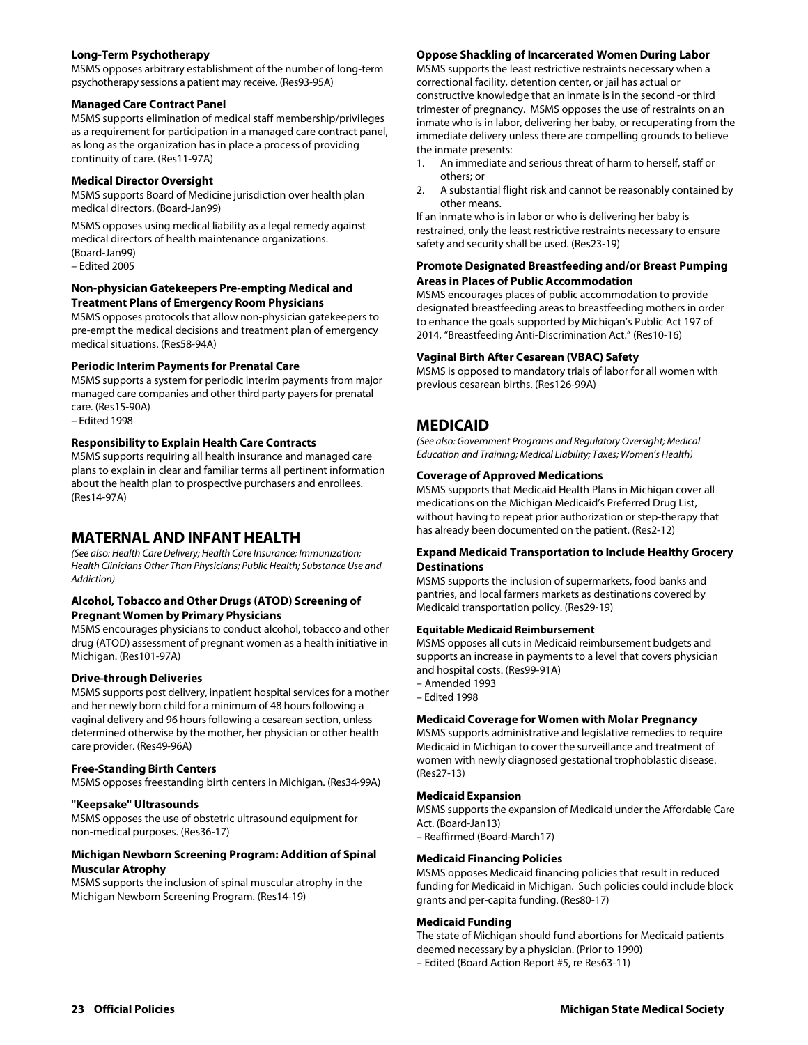#### Long-Term Psychotherapy

MSMS opposes arbitrary establishment of the number of long-term psychotherapy sessions a patient may receive. (Res93-95A)

#### Managed Care Contract Panel

MSMS supports elimination of medical staff membership/privileges as a requirement for participation in a managed care contract panel, as long as the organization has in place a process of providing continuity of care. (Res11-97A)

#### Medical Director Oversight

MSMS supports Board of Medicine jurisdiction over health plan medical directors. (Board-Jan99)

MSMS opposes using medical liability as a legal remedy against medical directors of health maintenance organizations. (Board-Jan99)
– Edited 2005

#### Non-physician Gatekeepers Pre-empting Medical and Treatment Plans of Emergency Room Physicians

MSMS opposes protocols that allow non-physician gatekeepers to pre-empt the medical decisions and treatment plan of emergency medical situations. (Res58-94A)

#### Periodic Interim Payments for Prenatal Care

MSMS supports a system for periodic interim payments from major managed care companies and other third party payers for prenatal care. (Res15-90A)
– Edited 1998

#### Responsibility to Explain Health Care Contracts

MSMS supports requiring all health insurance and managed care plans to explain in clear and familiar terms all pertinent information about the health plan to prospective purchasers and enrollees. (Res14-97A)

## MATERNAL AND INFANT HEALTH

*(See also: Health Care Delivery; Health Care Insurance; Immunization; Health Clinicians Other Than Physicians; Public Health; Substance Use and Addiction)*

#### Alcohol, Tobacco and Other Drugs (ATOD) Screening of Pregnant Women by Primary Physicians

MSMS encourages physicians to conduct alcohol, tobacco and other drug (ATOD) assessment of pregnant women as a health initiative in Michigan. (Res101-97A)

#### Drive-through Deliveries

MSMS supports post delivery, inpatient hospital services for a mother and her newly born child for a minimum of 48 hours following a vaginal delivery and 96 hours following a cesarean section, unless determined otherwise by the mother, her physician or other health care provider. (Res49-96A)

#### Free-Standing Birth Centers

MSMS opposes freestanding birth centers in Michigan. (Res34-99A)

#### "Keepsake" Ultrasounds

MSMS opposes the use of obstetric ultrasound equipment for non-medical purposes. (Res36-17)

#### Michigan Newborn Screening Program: Addition of Spinal Muscular Atrophy

MSMS supports the inclusion of spinal muscular atrophy in the Michigan Newborn Screening Program. (Res14-19)

#### Oppose Shackling of Incarcerated Women During Labor

MSMS supports the least restrictive restraints necessary when a correctional facility, detention center, or jail has actual or constructive knowledge that an inmate is in the second -or third trimester of pregnancy. MSMS opposes the use of restraints on an inmate who is in labor, delivering her baby, or recuperating from the immediate delivery unless there are compelling grounds to believe the inmate presents:

1. An immediate and serious threat of harm to herself, staff or others; or
2. A substantial flight risk and cannot be reasonably contained by other means.

If an inmate who is in labor or who is delivering her baby is restrained, only the least restrictive restraints necessary to ensure safety and security shall be used. (Res23-19)

#### Promote Designated Breastfeeding and/or Breast Pumping Areas in Places of Public Accommodation

MSMS encourages places of public accommodation to provide designated breastfeeding areas to breastfeeding mothers in order to enhance the goals supported by Michigan's Public Act 197 of 2014, "Breastfeeding Anti-Discrimination Act." (Res10-16)

#### Vaginal Birth After Cesarean (VBAC) Safety

MSMS is opposed to mandatory trials of labor for all women with previous cesarean births. (Res126-99A)

## MEDICAID

*(See also: Government Programs and Regulatory Oversight; Medical Education and Training; Medical Liability; Taxes; Women's Health)*

#### Coverage of Approved Medications

MSMS supports that Medicaid Health Plans in Michigan cover all medications on the Michigan Medicaid's Preferred Drug List, without having to repeat prior authorization or step-therapy that has already been documented on the patient. (Res2-12)

#### Expand Medicaid Transportation to Include Healthy Grocery Destinations

MSMS supports the inclusion of supermarkets, food banks and pantries, and local farmers markets as destinations covered by Medicaid transportation policy. (Res29-19)

#### Equitable Medicaid Reimbursement

MSMS opposes all cuts in Medicaid reimbursement budgets and supports an increase in payments to a level that covers physician and hospital costs. (Res99-91A)
– Amended 1993
– Edited 1998

#### Medicaid Coverage for Women with Molar Pregnancy

MSMS supports administrative and legislative remedies to require Medicaid in Michigan to cover the surveillance and treatment of women with newly diagnosed gestational trophoblastic disease. (Res27-13)

#### Medicaid Expansion

MSMS supports the expansion of Medicaid under the Affordable Care Act. (Board-Jan13)
– Reaffirmed (Board-March17)

#### Medicaid Financing Policies

MSMS opposes Medicaid financing policies that result in reduced funding for Medicaid in Michigan. Such policies could include block grants and per-capita funding. (Res80-17)

#### Medicaid Funding

The state of Michigan should fund abortions for Medicaid patients deemed necessary by a physician. (Prior to 1990)
– Edited (Board Action Report #5, re Res63-11)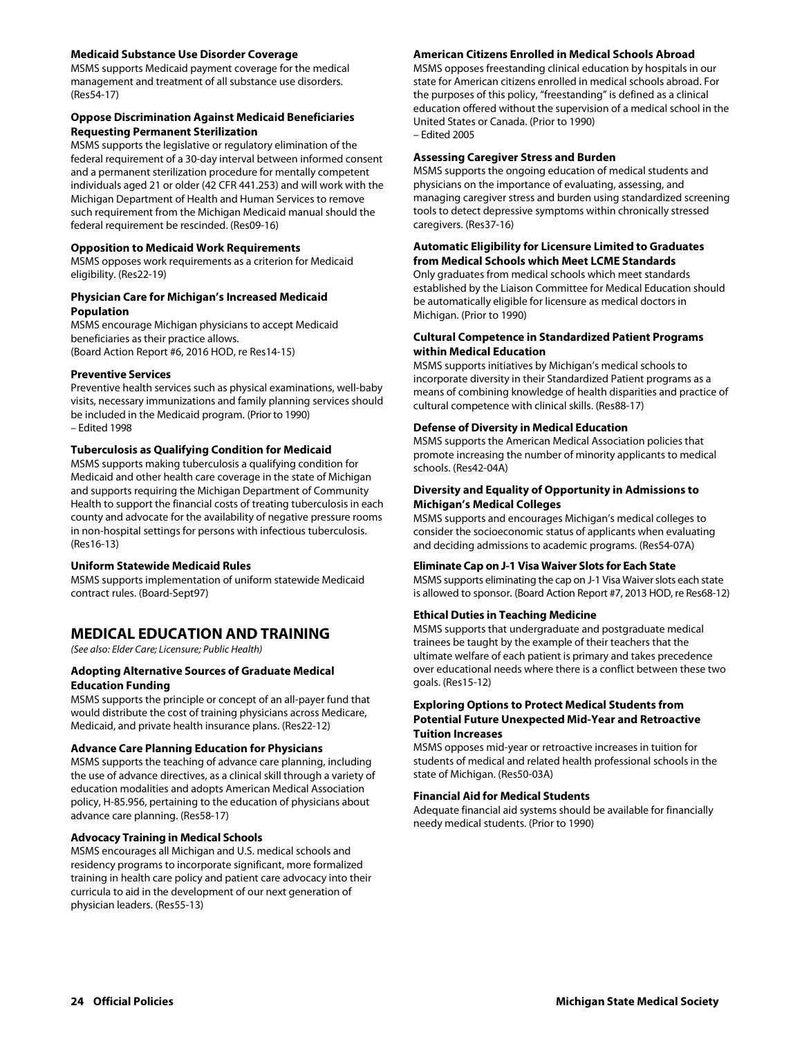**Medicaid Substance Use Disorder Coverage**

MSMS supports Medicaid payment coverage for the medical management and treatment of all substance use disorders. (Res54-17)

**Oppose Discrimination Against Medicaid Beneficiaries Requesting Permanent Sterilization**

MSMS supports the legislative or regulatory elimination of the federal requirement of a 30-day interval between informed consent and a permanent sterilization procedure for mentally competent individuals aged 21 or older (42 CFR 441.253) and will work with the Michigan Department of Health and Human Services to remove such requirement from the Michigan Medicaid manual should the federal requirement be rescinded. (Res09-16)

**Opposition to Medicaid Work Requirements**

MSMS opposes work requirements as a criterion for Medicaid eligibility. (Res22-19)

**Physician Care for Michigan's Increased Medicaid Population**

MSMS encourage Michigan physicians to accept Medicaid beneficiaries as their practice allows.
(Board Action Report #6, 2016 HOD, re Res14-15)

**Preventive Services**

Preventive health services such as physical examinations, well-baby visits, necessary immunizations and family planning services should be included in the Medicaid program. (Prior to 1990)
– Edited 1998

**Tuberculosis as Qualifying Condition for Medicaid**

MSMS supports making tuberculosis a qualifying condition for Medicaid and other health care coverage in the state of Michigan and supports requiring the Michigan Department of Community Health to support the financial costs of treating tuberculosis in each county and advocate for the availability of negative pressure rooms in non-hospital settings for persons with infectious tuberculosis. (Res16-13)

**Uniform Statewide Medicaid Rules**

MSMS supports implementation of uniform statewide Medicaid contract rules. (Board-Sept97)

## MEDICAL EDUCATION AND TRAINING

*(See also: Elder Care; Licensure; Public Health)*

**Adopting Alternative Sources of Graduate Medical Education Funding**

MSMS supports the principle or concept of an all-payer fund that would distribute the cost of training physicians across Medicare, Medicaid, and private health insurance plans. (Res22-12)

**Advance Care Planning Education for Physicians**

MSMS supports the teaching of advance care planning, including the use of advance directives, as a clinical skill through a variety of education modalities and adopts American Medical Association policy, H-85.956, pertaining to the education of physicians about advance care planning. (Res58-17)

**Advocacy Training in Medical Schools**

MSMS encourages all Michigan and U.S. medical schools and residency programs to incorporate significant, more formalized training in health care policy and patient care advocacy into their curricula to aid in the development of our next generation of physician leaders. (Res55-13)

**American Citizens Enrolled in Medical Schools Abroad**

MSMS opposes freestanding clinical education by hospitals in our state for American citizens enrolled in medical schools abroad. For the purposes of this policy, "freestanding" is defined as a clinical education offered without the supervision of a medical school in the United States or Canada. (Prior to 1990)
– Edited 2005

**Assessing Caregiver Stress and Burden**

MSMS supports the ongoing education of medical students and physicians on the importance of evaluating, assessing, and managing caregiver stress and burden using standardized screening tools to detect depressive symptoms within chronically stressed caregivers. (Res37-16)

**Automatic Eligibility for Licensure Limited to Graduates from Medical Schools which Meet LCME Standards**

Only graduates from medical schools which meet standards established by the Liaison Committee for Medical Education should be automatically eligible for licensure as medical doctors in Michigan. (Prior to 1990)

**Cultural Competence in Standardized Patient Programs within Medical Education**

MSMS supports initiatives by Michigan's medical schools to incorporate diversity in their Standardized Patient programs as a means of combining knowledge of health disparities and practice of cultural competence with clinical skills. (Res88-17)

**Defense of Diversity in Medical Education**

MSMS supports the American Medical Association policies that promote increasing the number of minority applicants to medical schools. (Res42-04A)

**Diversity and Equality of Opportunity in Admissions to Michigan's Medical Colleges**

MSMS supports and encourages Michigan's medical colleges to consider the socioeconomic status of applicants when evaluating and deciding admissions to academic programs. (Res54-07A)

**Eliminate Cap on J-1 Visa Waiver Slots for Each State**

MSMS supports eliminating the cap on J-1 Visa Waiver slots each state is allowed to sponsor. (Board Action Report #7, 2013 HOD, re Res68-12)

**Ethical Duties in Teaching Medicine**

MSMS supports that undergraduate and postgraduate medical trainees be taught by the example of their teachers that the ultimate welfare of each patient is primary and takes precedence over educational needs where there is a conflict between these two goals. (Res15-12)

**Exploring Options to Protect Medical Students from Potential Future Unexpected Mid-Year and Retroactive Tuition Increases**

MSMS opposes mid-year or retroactive increases in tuition for students of medical and related health professional schools in the state of Michigan. (Res50-03A)

**Financial Aid for Medical Students**

Adequate financial aid systems should be available for financially needy medical students. (Prior to 1990)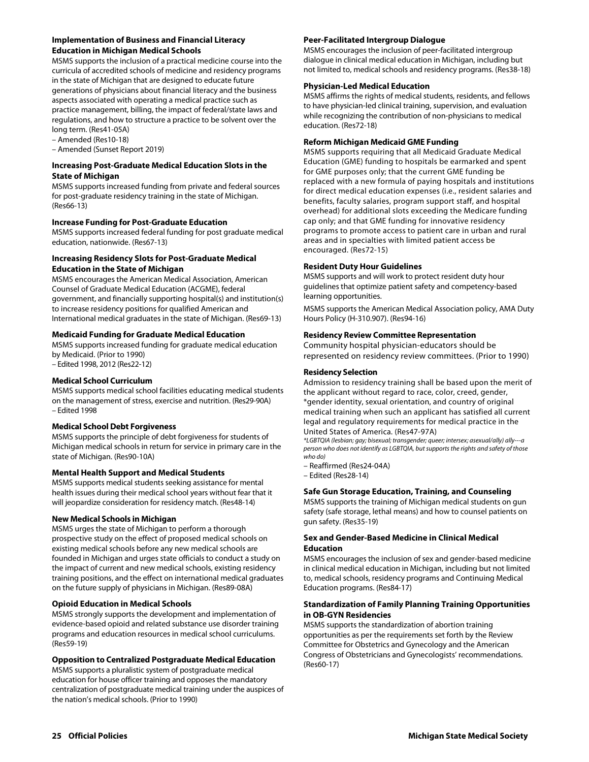### Implementation of Business and Financial Literacy Education in Michigan Medical Schools

MSMS supports the inclusion of a practical medicine course into the curricula of accredited schools of medicine and residency programs in the state of Michigan that are designed to educate future generations of physicians about financial literacy and the business aspects associated with operating a medical practice such as practice management, billing, the impact of federal/state laws and regulations, and how to structure a practice to be solvent over the long term. (Res41-05A)

– Amended (Res10-18)

– Amended (Sunset Report 2019)

### Increasing Post-Graduate Medical Education Slots in the State of Michigan

MSMS supports increased funding from private and federal sources for post-graduate residency training in the state of Michigan. (Res66-13)

### Increase Funding for Post-Graduate Education

MSMS supports increased federal funding for post graduate medical education, nationwide. (Res67-13)

### Increasing Residency Slots for Post-Graduate Medical Education in the State of Michigan

MSMS encourages the American Medical Association, American Counsel of Graduate Medical Education (ACGME), federal government, and financially supporting hospital(s) and institution(s) to increase residency positions for qualified American and International medical graduates in the state of Michigan. (Res69-13)

### Medicaid Funding for Graduate Medical Education

MSMS supports increased funding for graduate medical education by Medicaid. (Prior to 1990)

– Edited 1998, 2012 (Res22-12)

### Medical School Curriculum

MSMS supports medical school facilities educating medical students on the management of stress, exercise and nutrition. (Res29-90A)

– Edited 1998

### Medical School Debt Forgiveness

MSMS supports the principle of debt forgiveness for students of Michigan medical schools in return for service in primary care in the state of Michigan. (Res90-10A)

### Mental Health Support and Medical Students

MSMS supports medical students seeking assistance for mental health issues during their medical school years without fear that it will jeopardize consideration for residency match. (Res48-14)

### New Medical Schools in Michigan

MSMS urges the state of Michigan to perform a thorough prospective study on the effect of proposed medical schools on existing medical schools before any new medical schools are founded in Michigan and urges state officials to conduct a study on the impact of current and new medical schools, existing residency training positions, and the effect on international medical graduates on the future supply of physicians in Michigan. (Res89-08A)

### Opioid Education in Medical Schools

MSMS strongly supports the development and implementation of evidence-based opioid and related substance use disorder training programs and education resources in medical school curriculums. (Res59-19)

### Opposition to Centralized Postgraduate Medical Education

MSMS supports a pluralistic system of postgraduate medical education for house officer training and opposes the mandatory centralization of postgraduate medical training under the auspices of the nation's medical schools. (Prior to 1990)

### Peer-Facilitated Intergroup Dialogue

MSMS encourages the inclusion of peer-facilitated intergroup dialogue in clinical medical education in Michigan, including but not limited to, medical schools and residency programs. (Res38-18)

### Physician-Led Medical Education

MSMS affirms the rights of medical students, residents, and fellows to have physician-led clinical training, supervision, and evaluation while recognizing the contribution of non-physicians to medical education. (Res72-18)

### Reform Michigan Medicaid GME Funding

MSMS supports requiring that all Medicaid Graduate Medical Education (GME) funding to hospitals be earmarked and spent for GME purposes only; that the current GME funding be replaced with a new formula of paying hospitals and institutions for direct medical education expenses (i.e., resident salaries and benefits, faculty salaries, program support staff, and hospital overhead) for additional slots exceeding the Medicare funding cap only; and that GME funding for innovative residency programs to promote access to patient care in urban and rural areas and in specialties with limited patient access be encouraged. (Res72-15)

### Resident Duty Hour Guidelines

MSMS supports and will work to protect resident duty hour guidelines that optimize patient safety and competency-based learning opportunities.

MSMS supports the American Medical Association policy, AMA Duty Hours Policy (H-310.907). (Res94-16)

### Residency Review Committee Representation

Community hospital physician-educators should be represented on residency review committees. (Prior to 1990)

### Residency Selection

Admission to residency training shall be based upon the merit of the applicant without regard to race, color, creed, gender, *gender identity, sexual orientation, and country of original medical training when such an applicant has satisfied all current legal and regulatory requirements for medical practice in the United States of America. (Res47-97A)

*\*LGBTQIA (lesbian; gay; bisexual; transgender; queer; intersex; asexual/ally) ally---a person who does not identify as LGBTQIA, but supports the rights and safety of those who do)*

– Reaffirmed (Res24-04A)

– Edited (Res28-14)

### Safe Gun Storage Education, Training, and Counseling

MSMS supports the training of Michigan medical students on gun safety (safe storage, lethal means) and how to counsel patients on gun safety. (Res35-19)

### Sex and Gender-Based Medicine in Clinical Medical Education

MSMS encourages the inclusion of sex and gender-based medicine in clinical medical education in Michigan, including but not limited to, medical schools, residency programs and Continuing Medical Education programs. (Res84-17)

### Standardization of Family Planning Training Opportunities in OB-GYN Residencies

MSMS supports the standardization of abortion training opportunities as per the requirements set forth by the Review Committee for Obstetrics and Gynecology and the American Congress of Obstetricians and Gynecologists' recommendations. (Res60-17)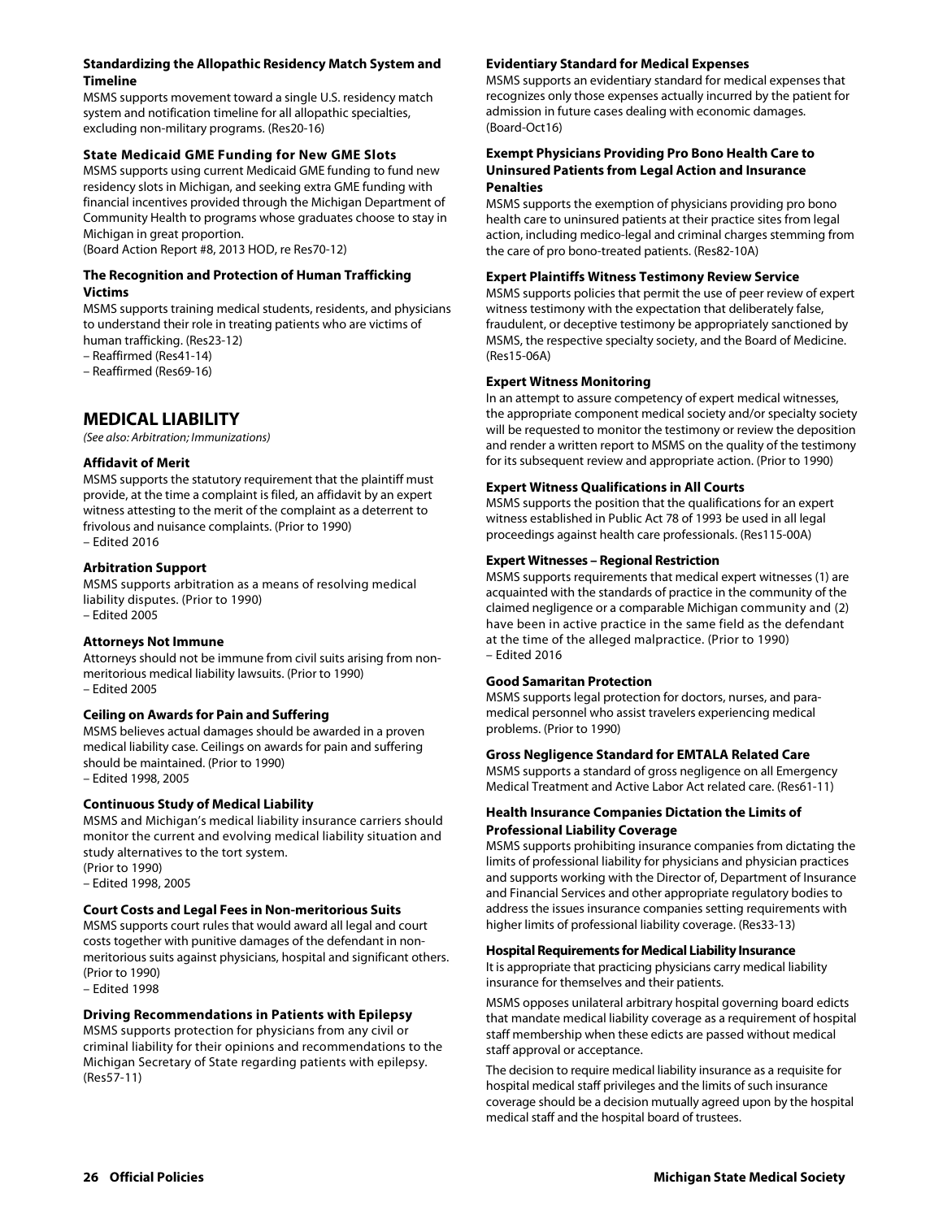### Standardizing the Allopathic Residency Match System and Timeline

MSMS supports movement toward a single U.S. residency match system and notification timeline for all allopathic specialties, excluding non-military programs. (Res20-16)

### State Medicaid GME Funding for New GME Slots

MSMS supports using current Medicaid GME funding to fund new residency slots in Michigan, and seeking extra GME funding with financial incentives provided through the Michigan Department of Community Health to programs whose graduates choose to stay in Michigan in great proportion.
(Board Action Report #8, 2013 HOD, re Res70-12)

### The Recognition and Protection of Human Trafficking Victims

MSMS supports training medical students, residents, and physicians to understand their role in treating patients who are victims of human trafficking. (Res23-12)
– Reaffirmed (Res41-14)
– Reaffirmed (Res69-16)

## MEDICAL LIABILITY

*(See also: Arbitration; Immunizations)*

### Affidavit of Merit

MSMS supports the statutory requirement that the plaintiff must provide, at the time a complaint is filed, an affidavit by an expert witness attesting to the merit of the complaint as a deterrent to frivolous and nuisance complaints. (Prior to 1990)
– Edited 2016

### Arbitration Support

MSMS supports arbitration as a means of resolving medical liability disputes. (Prior to 1990)
– Edited 2005

### Attorneys Not Immune

Attorneys should not be immune from civil suits arising from non-meritorious medical liability lawsuits. (Prior to 1990)
– Edited 2005

### Ceiling on Awards for Pain and Suffering

MSMS believes actual damages should be awarded in a proven medical liability case. Ceilings on awards for pain and suffering should be maintained. (Prior to 1990)
– Edited 1998, 2005

### Continuous Study of Medical Liability

MSMS and Michigan's medical liability insurance carriers should monitor the current and evolving medical liability situation and study alternatives to the tort system.
(Prior to 1990)
– Edited 1998, 2005

### Court Costs and Legal Fees in Non-meritorious Suits

MSMS supports court rules that would award all legal and court costs together with punitive damages of the defendant in non-meritorious suits against physicians, hospital and significant others. (Prior to 1990)
– Edited 1998

### Driving Recommendations in Patients with Epilepsy

MSMS supports protection for physicians from any civil or criminal liability for their opinions and recommendations to the Michigan Secretary of State regarding patients with epilepsy. (Res57-11)

### Evidentiary Standard for Medical Expenses

MSMS supports an evidentiary standard for medical expenses that recognizes only those expenses actually incurred by the patient for admission in future cases dealing with economic damages. (Board-Oct16)

### Exempt Physicians Providing Pro Bono Health Care to Uninsured Patients from Legal Action and Insurance Penalties

MSMS supports the exemption of physicians providing pro bono health care to uninsured patients at their practice sites from legal action, including medico-legal and criminal charges stemming from the care of pro bono-treated patients. (Res82-10A)

### Expert Plaintiffs Witness Testimony Review Service

MSMS supports policies that permit the use of peer review of expert witness testimony with the expectation that deliberately false, fraudulent, or deceptive testimony be appropriately sanctioned by MSMS, the respective specialty society, and the Board of Medicine. (Res15-06A)

### Expert Witness Monitoring

In an attempt to assure competency of expert medical witnesses, the appropriate component medical society and/or specialty society will be requested to monitor the testimony or review the deposition and render a written report to MSMS on the quality of the testimony for its subsequent review and appropriate action. (Prior to 1990)

### Expert Witness Qualifications in All Courts

MSMS supports the position that the qualifications for an expert witness established in Public Act 78 of 1993 be used in all legal proceedings against health care professionals. (Res115-00A)

### Expert Witnesses – Regional Restriction

MSMS supports requirements that medical expert witnesses (1) are acquainted with the standards of practice in the community of the claimed negligence or a comparable Michigan community and (2) have been in active practice in the same field as the defendant at the time of the alleged malpractice. (Prior to 1990)
– Edited 2016

### Good Samaritan Protection

MSMS supports legal protection for doctors, nurses, and para-medical personnel who assist travelers experiencing medical problems. (Prior to 1990)

### Gross Negligence Standard for EMTALA Related Care

MSMS supports a standard of gross negligence on all Emergency Medical Treatment and Active Labor Act related care. (Res61-11)

### Health Insurance Companies Dictation the Limits of Professional Liability Coverage

MSMS supports prohibiting insurance companies from dictating the limits of professional liability for physicians and physician practices and supports working with the Director of, Department of Insurance and Financial Services and other appropriate regulatory bodies to address the issues insurance companies setting requirements with higher limits of professional liability coverage. (Res33-13)

### Hospital Requirements for Medical Liability Insurance

It is appropriate that practicing physicians carry medical liability insurance for themselves and their patients.

MSMS opposes unilateral arbitrary hospital governing board edicts that mandate medical liability coverage as a requirement of hospital staff membership when these edicts are passed without medical staff approval or acceptance.

The decision to require medical liability insurance as a requisite for hospital medical staff privileges and the limits of such insurance coverage should be a decision mutually agreed upon by the hospital medical staff and the hospital board of trustees.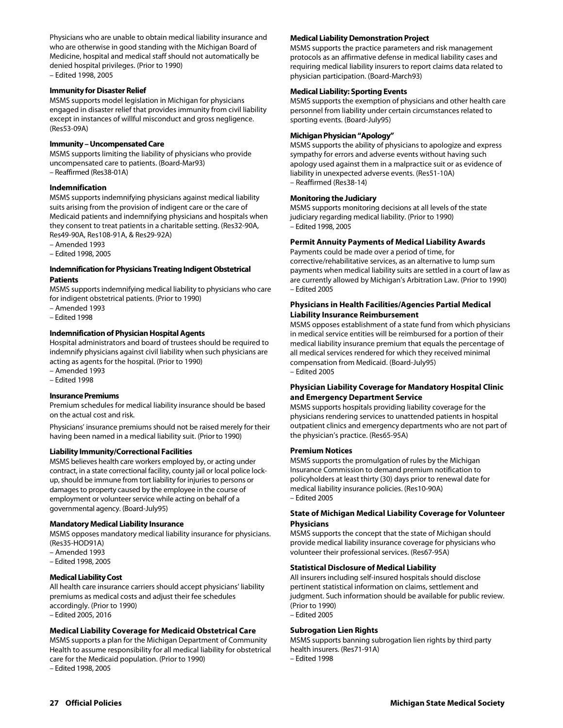Physicians who are unable to obtain medical liability insurance and who are otherwise in good standing with the Michigan Board of Medicine, hospital and medical staff should not automatically be denied hospital privileges. (Prior to 1990)
– Edited 1998, 2005

**Immunity for Disaster Relief**

MSMS supports model legislation in Michigan for physicians engaged in disaster relief that provides immunity from civil liability except in instances of willful misconduct and gross negligence. (Res53-09A)

**Immunity – Uncompensated Care**

MSMS supports limiting the liability of physicians who provide uncompensated care to patients. (Board-Mar93)
– Reaffirmed (Res38-01A)

**Indemnification**

MSMS supports indemnifying physicians against medical liability suits arising from the provision of indigent care or the care of Medicaid patients and indemnifying physicians and hospitals when they consent to treat patients in a charitable setting. (Res32-90A, Res49-90A, Res108-91A, & Res29-92A)
– Amended 1993
– Edited 1998, 2005

**Indemnification for Physicians Treating Indigent Obstetrical Patients**

MSMS supports indemnifying medical liability to physicians who care for indigent obstetrical patients. (Prior to 1990)
– Amended 1993
– Edited 1998

**Indemnification of Physician Hospital Agents**

Hospital administrators and board of trustees should be required to indemnify physicians against civil liability when such physicians are acting as agents for the hospital. (Prior to 1990)
– Amended 1993
– Edited 1998

**Insurance Premiums**

Premium schedules for medical liability insurance should be based on the actual cost and risk.

Physicians' insurance premiums should not be raised merely for their having been named in a medical liability suit. (Prior to 1990)

**Liability Immunity/Correctional Facilities**

MSMS believes health care workers employed by, or acting under contract, in a state correctional facility, county jail or local police lock-up, should be immune from tort liability for injuries to persons or damages to property caused by the employee in the course of employment or volunteer service while acting on behalf of a governmental agency. (Board-July95)

**Mandatory Medical Liability Insurance**

MSMS opposes mandatory medical liability insurance for physicians. (Res35-HOD91A)
– Amended 1993
– Edited 1998, 2005

**Medical Liability Cost**

All health care insurance carriers should accept physicians' liability premiums as medical costs and adjust their fee schedules accordingly. (Prior to 1990)
– Edited 2005, 2016

**Medical Liability Coverage for Medicaid Obstetrical Care**

MSMS supports a plan for the Michigan Department of Community Health to assume responsibility for all medical liability for obstetrical care for the Medicaid population. (Prior to 1990)
– Edited 1998, 2005

**Medical Liability Demonstration Project**

MSMS supports the practice parameters and risk management protocols as an affirmative defense in medical liability cases and requiring medical liability insurers to report claims data related to physician participation. (Board-March93)

**Medical Liability: Sporting Events**

MSMS supports the exemption of physicians and other health care personnel from liability under certain circumstances related to sporting events. (Board-July95)

**Michigan Physician "Apology"**

MSMS supports the ability of physicians to apologize and express sympathy for errors and adverse events without having such apology used against them in a malpractice suit or as evidence of liability in unexpected adverse events. (Res51-10A)
– Reaffirmed (Res38-14)

**Monitoring the Judiciary**

MSMS supports monitoring decisions at all levels of the state judiciary regarding medical liability. (Prior to 1990)
– Edited 1998, 2005

**Permit Annuity Payments of Medical Liability Awards**

Payments could be made over a period of time, for corrective/rehabilitative services, as an alternative to lump sum payments when medical liability suits are settled in a court of law as are currently allowed by Michigan's Arbitration Law. (Prior to 1990)
– Edited 2005

**Physicians in Health Facilities/Agencies Partial Medical Liability Insurance Reimbursement**

MSMS opposes establishment of a state fund from which physicians in medical service entities will be reimbursed for a portion of their medical liability insurance premium that equals the percentage of all medical services rendered for which they received minimal compensation from Medicaid. (Board-July95)
– Edited 2005

**Physician Liability Coverage for Mandatory Hospital Clinic and Emergency Department Service**

MSMS supports hospitals providing liability coverage for the physicians rendering services to unattended patients in hospital outpatient clinics and emergency departments who are not part of the physician's practice. (Res65-95A)

**Premium Notices**

MSMS supports the promulgation of rules by the Michigan Insurance Commission to demand premium notification to policyholders at least thirty (30) days prior to renewal date for medical liability insurance policies. (Res10-90A)
– Edited 2005

**State of Michigan Medical Liability Coverage for Volunteer Physicians**

MSMS supports the concept that the state of Michigan should provide medical liability insurance coverage for physicians who volunteer their professional services. (Res67-95A)

**Statistical Disclosure of Medical Liability**

All insurers including self-insured hospitals should disclose pertinent statistical information on claims, settlement and judgment. Such information should be available for public review. (Prior to 1990)
– Edited 2005

**Subrogation Lien Rights**

MSMS supports banning subrogation lien rights by third party health insurers. (Res71-91A)
– Edited 1998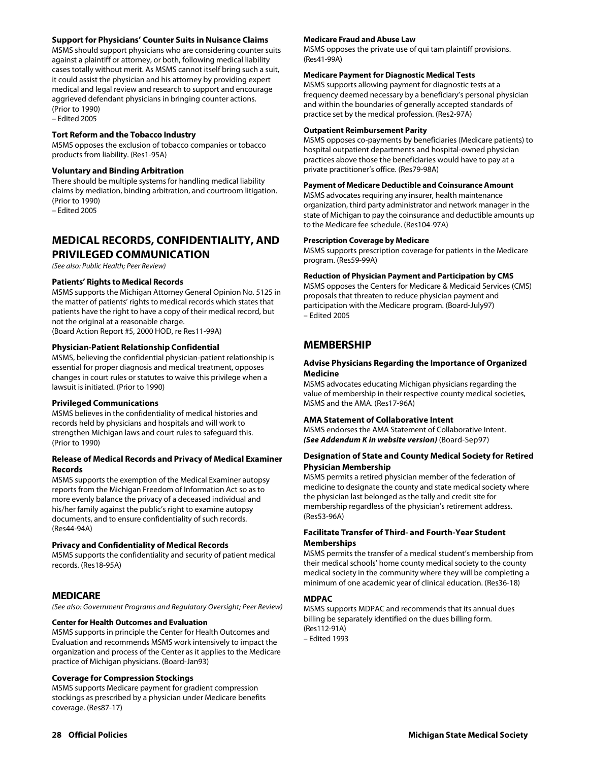### Support for Physicians' Counter Suits in Nuisance Claims

MSMS should support physicians who are considering counter suits against a plaintiff or attorney, or both, following medical liability cases totally without merit. As MSMS cannot itself bring such a suit, it could assist the physician and his attorney by providing expert medical and legal review and research to support and encourage aggrieved defendant physicians in bringing counter actions. (Prior to 1990)
– Edited 2005

### Tort Reform and the Tobacco Industry

MSMS opposes the exclusion of tobacco companies or tobacco products from liability. (Res1-95A)

### Voluntary and Binding Arbitration

There should be multiple systems for handling medical liability claims by mediation, binding arbitration, and courtroom litigation. (Prior to 1990)
– Edited 2005

## MEDICAL RECORDS, CONFIDENTIALITY, AND PRIVILEGED COMMUNICATION

*(See also: Public Health; Peer Review)*

### Patients' Rights to Medical Records

MSMS supports the Michigan Attorney General Opinion No. 5125 in the matter of patients' rights to medical records which states that patients have the right to have a copy of their medical record, but not the original at a reasonable charge.
(Board Action Report #5, 2000 HOD, re Res11-99A)

### Physician-Patient Relationship Confidential

MSMS, believing the confidential physician-patient relationship is essential for proper diagnosis and medical treatment, opposes changes in court rules or statutes to waive this privilege when a lawsuit is initiated. (Prior to 1990)

### Privileged Communications

MSMS believes in the confidentiality of medical histories and records held by physicians and hospitals and will work to strengthen Michigan laws and court rules to safeguard this. (Prior to 1990)

### Release of Medical Records and Privacy of Medical Examiner Records

MSMS supports the exemption of the Medical Examiner autopsy reports from the Michigan Freedom of Information Act so as to more evenly balance the privacy of a deceased individual and his/her family against the public's right to examine autopsy documents, and to ensure confidentiality of such records. (Res44-94A)

### Privacy and Confidentiality of Medical Records

MSMS supports the confidentiality and security of patient medical records. (Res18-95A)

## MEDICARE

*(See also: Government Programs and Regulatory Oversight; Peer Review)*

### Center for Health Outcomes and Evaluation

MSMS supports in principle the Center for Health Outcomes and Evaluation and recommends MSMS work intensively to impact the organization and process of the Center as it applies to the Medicare practice of Michigan physicians. (Board-Jan93)

### Coverage for Compression Stockings

MSMS supports Medicare payment for gradient compression stockings as prescribed by a physician under Medicare benefits coverage. (Res87-17)

### Medicare Fraud and Abuse Law

MSMS opposes the private use of qui tam plaintiff provisions. (Res41-99A)

### Medicare Payment for Diagnostic Medical Tests

MSMS supports allowing payment for diagnostic tests at a frequency deemed necessary by a beneficiary's personal physician and within the boundaries of generally accepted standards of practice set by the medical profession. (Res2-97A)

### Outpatient Reimbursement Parity

MSMS opposes co-payments by beneficiaries (Medicare patients) to hospital outpatient departments and hospital-owned physician practices above those the beneficiaries would have to pay at a private practitioner's office. (Res79-98A)

### Payment of Medicare Deductible and Coinsurance Amount

MSMS advocates requiring any insurer, health maintenance organization, third party administrator and network manager in the state of Michigan to pay the coinsurance and deductible amounts up to the Medicare fee schedule. (Res104-97A)

### Prescription Coverage by Medicare

MSMS supports prescription coverage for patients in the Medicare program. (Res59-99A)

### Reduction of Physician Payment and Participation by CMS

MSMS opposes the Centers for Medicare & Medicaid Services (CMS) proposals that threaten to reduce physician payment and participation with the Medicare program. (Board-July97)
– Edited 2005

## MEMBERSHIP

### Advise Physicians Regarding the Importance of Organized Medicine

MSMS advocates educating Michigan physicians regarding the value of membership in their respective county medical societies, MSMS and the AMA. (Res17-96A)

### AMA Statement of Collaborative Intent

MSMS endorses the AMA Statement of Collaborative Intent. ***(See Addendum K in website version)*** (Board-Sep97)

### Designation of State and County Medical Society for Retired Physician Membership

MSMS permits a retired physician member of the federation of medicine to designate the county and state medical society where the physician last belonged as the tally and credit site for membership regardless of the physician's retirement address. (Res53-96A)

### Facilitate Transfer of Third- and Fourth-Year Student Memberships

MSMS permits the transfer of a medical student's membership from their medical schools' home county medical society to the county medical society in the community where they will be completing a minimum of one academic year of clinical education. (Res36-18)

### MDPAC

MSMS supports MDPAC and recommends that its annual dues billing be separately identified on the dues billing form. (Res112-91A)
– Edited 1993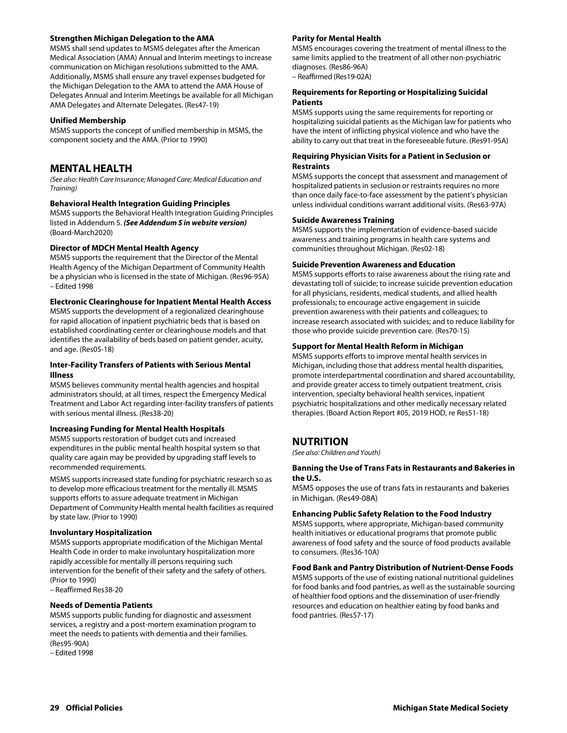#### Strengthen Michigan Delegation to the AMA

MSMS shall send updates to MSMS delegates after the American Medical Association (AMA) Annual and Interim meetings to increase communication on Michigan resolutions submitted to the AMA. Additionally, MSMS shall ensure any travel expenses budgeted for the Michigan Delegation to the AMA to attend the AMA House of Delegates Annual and Interim Meetings be available for all Michigan AMA Delegates and Alternate Delegates. (Res47-19)

#### Unified Membership

MSMS supports the concept of unified membership in MSMS, the component society and the AMA. (Prior to 1990)

## MENTAL HEALTH

*(See also: Health Care Insurance; Managed Care; Medical Education and Training)*

#### Behavioral Health Integration Guiding Principles

MSMS supports the Behavioral Health Integration Guiding Principles listed in Addendum S. ***(See Addendum S in website version)*** (Board-March2020)

#### Director of MDCH Mental Health Agency

MSMS supports the requirement that the Director of the Mental Health Agency of the Michigan Department of Community Health be a physician who is licensed in the state of Michigan. (Res96-95A) – Edited 1998

#### Electronic Clearinghouse for Inpatient Mental Health Access

MSMS supports the development of a regionalized clearinghouse for rapid allocation of inpatient psychiatric beds that is based on established coordinating center or clearinghouse models and that identifies the availability of beds based on patient gender, acuity, and age. (Res05-18)

#### Inter-Facility Transfers of Patients with Serious Mental Illness

MSMS believes community mental health agencies and hospital administrators should, at all times, respect the Emergency Medical Treatment and Labor Act regarding inter-facility transfers of patients with serious mental illness. (Res38-20)

#### Increasing Funding for Mental Health Hospitals

MSMS supports restoration of budget cuts and increased expenditures in the public mental health hospital system so that quality care again may be provided by upgrading staff levels to recommended requirements.

MSMS supports increased state funding for psychiatric research so as to develop more efficacious treatment for the mentally ill. MSMS supports efforts to assure adequate treatment in Michigan Department of Community Health mental health facilities as required by state law. (Prior to 1990)

#### Involuntary Hospitalization

MSMS supports appropriate modification of the Michigan Mental Health Code in order to make involuntary hospitalization more rapidly accessible for mentally ill persons requiring such intervention for the benefit of their safety and the safety of others. (Prior to 1990)
– Reaffirmed Res38-20

#### Needs of Dementia Patients

MSMS supports public funding for diagnostic and assessment services, a registry and a post-mortem examination program to meet the needs to patients with dementia and their families. (Res95-90A)
– Edited 1998

#### Parity for Mental Health

MSMS encourages covering the treatment of mental illness to the same limits applied to the treatment of all other non-psychiatric diagnoses. (Res86-96A)
– Reaffirmed (Res19-02A)

#### Requirements for Reporting or Hospitalizing Suicidal Patients

MSMS supports using the same requirements for reporting or hospitalizing suicidal patients as the Michigan law for patients who have the intent of inflicting physical violence and who have the ability to carry out that treat in the foreseeable future. (Res91-95A)

#### Requiring Physician Visits for a Patient in Seclusion or Restraints

MSMS supports the concept that assessment and management of hospitalized patients in seclusion or restraints requires no more than once daily face-to-face assessment by the patient's physician unless individual conditions warrant additional visits. (Res63-97A)

#### Suicide Awareness Training

MSMS supports the implementation of evidence-based suicide awareness and training programs in health care systems and communities throughout Michigan. (Res02-18)

#### Suicide Prevention Awareness and Education

MSMS supports efforts to raise awareness about the rising rate and devastating toll of suicide; to increase suicide prevention education for all physicians, residents, medical students, and allied health professionals; to encourage active engagement in suicide prevention awareness with their patients and colleagues; to increase research associated with suicides; and to reduce liability for those who provide suicide prevention care. (Res70-15)

#### Support for Mental Health Reform in Michigan

MSMS supports efforts to improve mental health services in Michigan, including those that address mental health disparities, promote interdepartmental coordination and shared accountability, and provide greater access to timely outpatient treatment, crisis intervention, specialty behavioral health services, inpatient psychiatric hospitalizations and other medically necessary related therapies. (Board Action Report #05, 2019 HOD, re Res51-18)

## NUTRITION

*(See also: Children and Youth)*

#### Banning the Use of Trans Fats in Restaurants and Bakeries in the U.S.

MSMS opposes the use of trans fats in restaurants and bakeries in Michigan. (Res49-08A)

#### Enhancing Public Safety Relation to the Food Industry

MSMS supports, where appropriate, Michigan-based community health initiatives or educational programs that promote public awareness of food safety and the source of food products available to consumers. (Res36-10A)

#### Food Bank and Pantry Distribution of Nutrient-Dense Foods

MSMS supports of the use of existing national nutritional guidelines for food banks and food pantries, as well as the sustainable sourcing of healthier food options and the dissemination of user-friendly resources and education on healthier eating by food banks and food pantries. (Res57-17)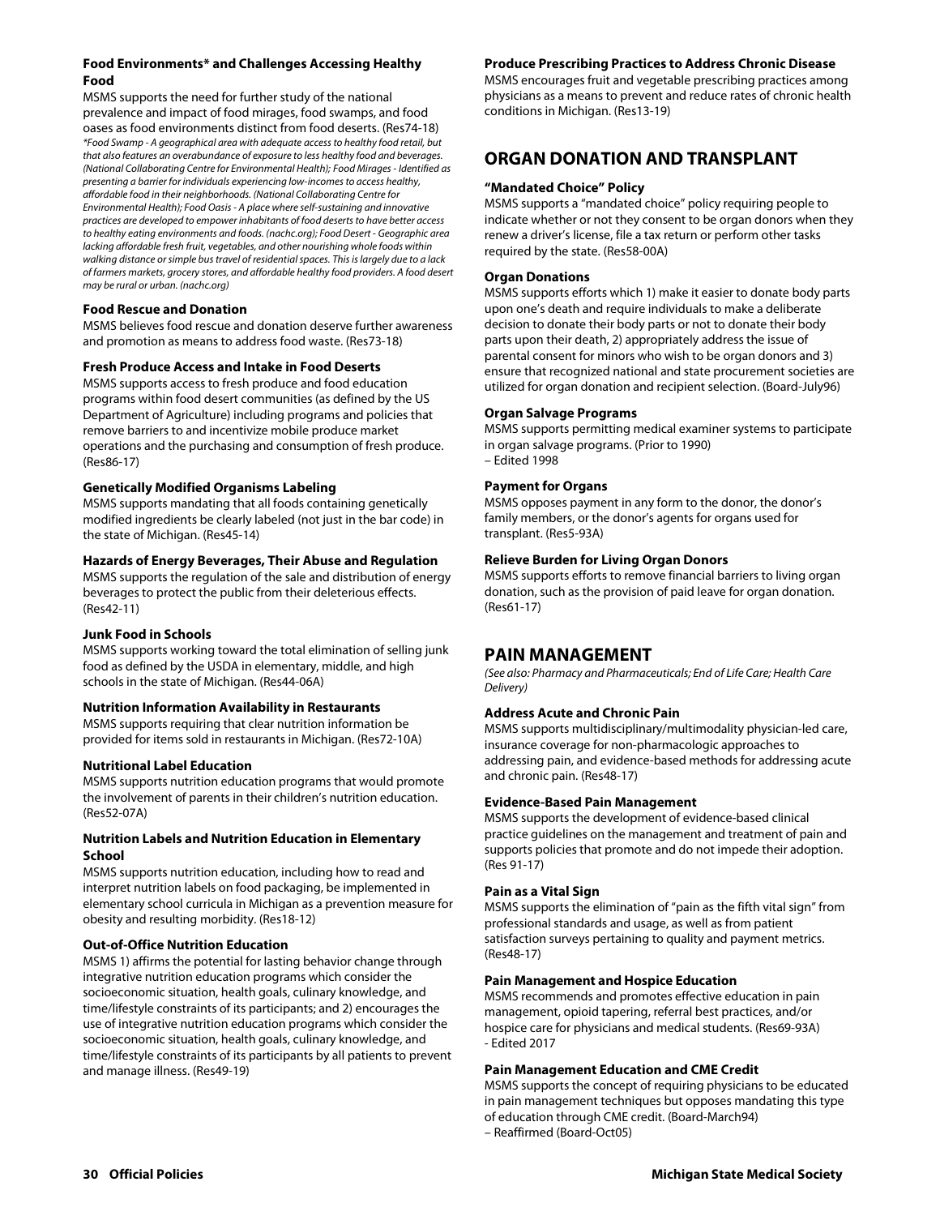### Food Environments* and Challenges Accessing Healthy Food

MSMS supports the need for further study of the national prevalence and impact of food mirages, food swamps, and food oases as food environments distinct from food deserts. (Res74-18)

*\*Food Swamp - A geographical area with adequate access to healthy food retail, but that also features an overabundance of exposure to less healthy food and beverages. (National Collaborating Centre for Environmental Health); Food Mirages - Identified as presenting a barrier for individuals experiencing low-incomes to access healthy, affordable food in their neighborhoods. (National Collaborating Centre for Environmental Health); Food Oasis - A place where self-sustaining and innovative practices are developed to empower inhabitants of food deserts to have better access to healthy eating environments and foods. (nachc.org); Food Desert - Geographic area lacking affordable fresh fruit, vegetables, and other nourishing whole foods within walking distance or simple bus travel of residential spaces. This is largely due to a lack of farmers markets, grocery stores, and affordable healthy food providers. A food desert may be rural or urban. (nachc.org)*

### Food Rescue and Donation

MSMS believes food rescue and donation deserve further awareness and promotion as means to address food waste. (Res73-18)

### Fresh Produce Access and Intake in Food Deserts

MSMS supports access to fresh produce and food education programs within food desert communities (as defined by the US Department of Agriculture) including programs and policies that remove barriers to and incentivize mobile produce market operations and the purchasing and consumption of fresh produce. (Res86-17)

### Genetically Modified Organisms Labeling

MSMS supports mandating that all foods containing genetically modified ingredients be clearly labeled (not just in the bar code) in the state of Michigan. (Res45-14)

### Hazards of Energy Beverages, Their Abuse and Regulation

MSMS supports the regulation of the sale and distribution of energy beverages to protect the public from their deleterious effects. (Res42-11)

### Junk Food in Schools

MSMS supports working toward the total elimination of selling junk food as defined by the USDA in elementary, middle, and high schools in the state of Michigan. (Res44-06A)

### Nutrition Information Availability in Restaurants

MSMS supports requiring that clear nutrition information be provided for items sold in restaurants in Michigan. (Res72-10A)

### Nutritional Label Education

MSMS supports nutrition education programs that would promote the involvement of parents in their children's nutrition education. (Res52-07A)

### Nutrition Labels and Nutrition Education in Elementary School

MSMS supports nutrition education, including how to read and interpret nutrition labels on food packaging, be implemented in elementary school curricula in Michigan as a prevention measure for obesity and resulting morbidity. (Res18-12)

### Out-of-Office Nutrition Education

MSMS 1) affirms the potential for lasting behavior change through integrative nutrition education programs which consider the socioeconomic situation, health goals, culinary knowledge, and time/lifestyle constraints of its participants; and 2) encourages the use of integrative nutrition education programs which consider the socioeconomic situation, health goals, culinary knowledge, and time/lifestyle constraints of its participants by all patients to prevent and manage illness. (Res49-19)

### Produce Prescribing Practices to Address Chronic Disease

MSMS encourages fruit and vegetable prescribing practices among physicians as a means to prevent and reduce rates of chronic health conditions in Michigan. (Res13-19)

## ORGAN DONATION AND TRANSPLANT

### "Mandated Choice" Policy

MSMS supports a "mandated choice" policy requiring people to indicate whether or not they consent to be organ donors when they renew a driver's license, file a tax return or perform other tasks required by the state. (Res58-00A)

### Organ Donations

MSMS supports efforts which 1) make it easier to donate body parts upon one's death and require individuals to make a deliberate decision to donate their body parts or not to donate their body parts upon their death, 2) appropriately address the issue of parental consent for minors who wish to be organ donors and 3) ensure that recognized national and state procurement societies are utilized for organ donation and recipient selection. (Board-July96)

### Organ Salvage Programs

MSMS supports permitting medical examiner systems to participate in organ salvage programs. (Prior to 1990)
– Edited 1998

### Payment for Organs

MSMS opposes payment in any form to the donor, the donor's family members, or the donor's agents for organs used for transplant. (Res5-93A)

### Relieve Burden for Living Organ Donors

MSMS supports efforts to remove financial barriers to living organ donation, such as the provision of paid leave for organ donation. (Res61-17)

## PAIN MANAGEMENT

*(See also: Pharmacy and Pharmaceuticals; End of Life Care; Health Care Delivery)*

### Address Acute and Chronic Pain

MSMS supports multidisciplinary/multimodality physician-led care, insurance coverage for non-pharmacologic approaches to addressing pain, and evidence-based methods for addressing acute and chronic pain. (Res48-17)

### Evidence-Based Pain Management

MSMS supports the development of evidence-based clinical practice guidelines on the management and treatment of pain and supports policies that promote and do not impede their adoption. (Res 91-17)

### Pain as a Vital Sign

MSMS supports the elimination of "pain as the fifth vital sign" from professional standards and usage, as well as from patient satisfaction surveys pertaining to quality and payment metrics. (Res48-17)

### Pain Management and Hospice Education

MSMS recommends and promotes effective education in pain management, opioid tapering, referral best practices, and/or hospice care for physicians and medical students. (Res69-93A)
- Edited 2017

### Pain Management Education and CME Credit

MSMS supports the concept of requiring physicians to be educated in pain management techniques but opposes mandating this type of education through CME credit. (Board-March94)
– Reaffirmed (Board-Oct05)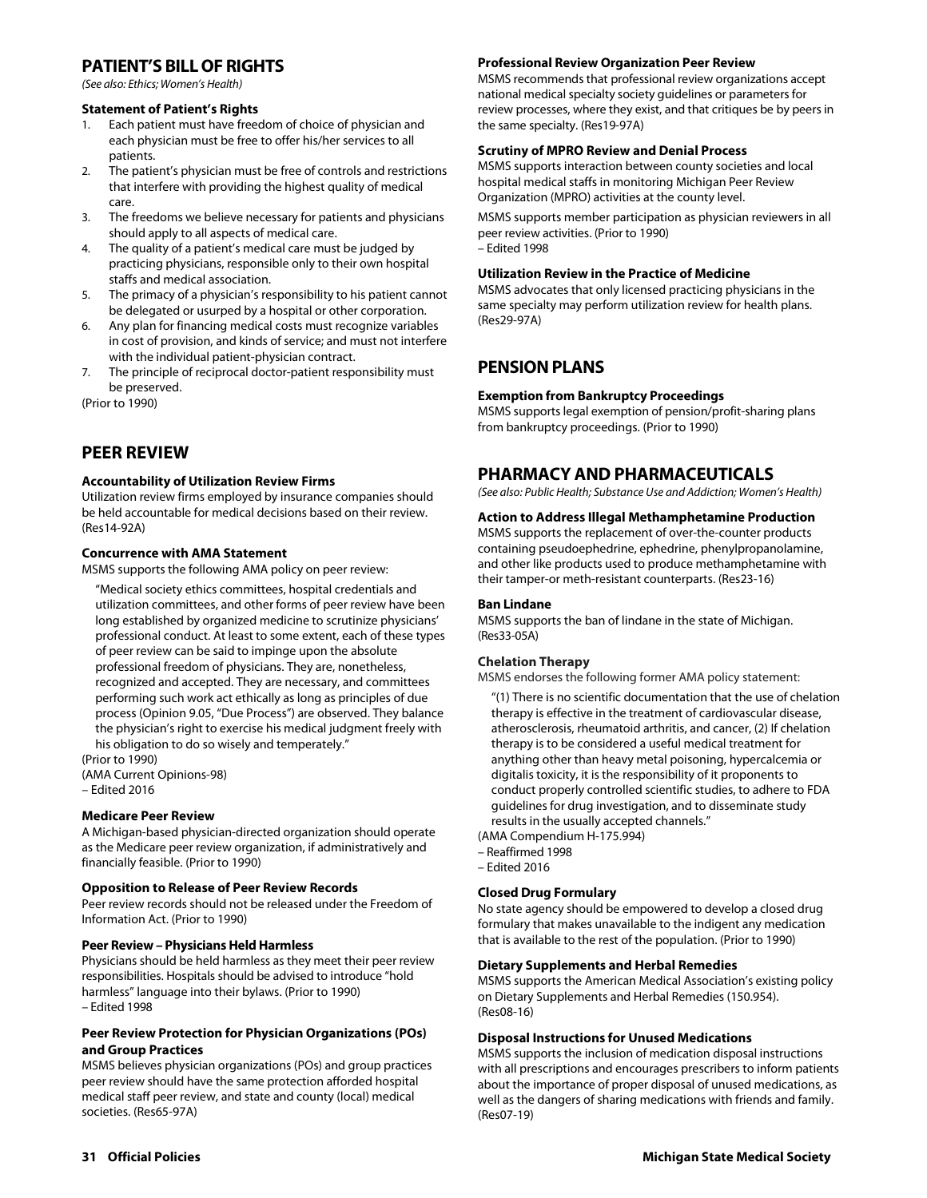## PATIENT'S BILL OF RIGHTS

*(See also: Ethics; Women's Health)*

### Statement of Patient's Rights

1. Each patient must have freedom of choice of physician and each physician must be free to offer his/her services to all patients.
2. The patient's physician must be free of controls and restrictions that interfere with providing the highest quality of medical care.
3. The freedoms we believe necessary for patients and physicians should apply to all aspects of medical care.
4. The quality of a patient's medical care must be judged by practicing physicians, responsible only to their own hospital staffs and medical association.
5. The primacy of a physician's responsibility to his patient cannot be delegated or usurped by a hospital or other corporation.
6. Any plan for financing medical costs must recognize variables in cost of provision, and kinds of service; and must not interfere with the individual patient-physician contract.
7. The principle of reciprocal doctor-patient responsibility must be preserved.

(Prior to 1990)

## PEER REVIEW

### Accountability of Utilization Review Firms

Utilization review firms employed by insurance companies should be held accountable for medical decisions based on their review. (Res14-92A)

### Concurrence with AMA Statement

MSMS supports the following AMA policy on peer review:

> "Medical society ethics committees, hospital credentials and utilization committees, and other forms of peer review have been long established by organized medicine to scrutinize physicians' professional conduct. At least to some extent, each of these types of peer review can be said to impinge upon the absolute professional freedom of physicians. They are, nonetheless, recognized and accepted. They are necessary, and committees performing such work act ethically as long as principles of due process (Opinion 9.05, "Due Process") are observed. They balance the physician's right to exercise his medical judgment freely with his obligation to do so wisely and temperately."

(Prior to 1990)
(AMA Current Opinions-98)
– Edited 2016

### Medicare Peer Review

A Michigan-based physician-directed organization should operate as the Medicare peer review organization, if administratively and financially feasible. (Prior to 1990)

### Opposition to Release of Peer Review Records

Peer review records should not be released under the Freedom of Information Act. (Prior to 1990)

### Peer Review – Physicians Held Harmless

Physicians should be held harmless as they meet their peer review responsibilities. Hospitals should be advised to introduce "hold harmless" language into their bylaws. (Prior to 1990)
– Edited 1998

### Peer Review Protection for Physician Organizations (POs) and Group Practices

MSMS believes physician organizations (POs) and group practices peer review should have the same protection afforded hospital medical staff peer review, and state and county (local) medical societies. (Res65-97A)

### Professional Review Organization Peer Review

MSMS recommends that professional review organizations accept national medical specialty society guidelines or parameters for review processes, where they exist, and that critiques be by peers in the same specialty. (Res19-97A)

### Scrutiny of MPRO Review and Denial Process

MSMS supports interaction between county societies and local hospital medical staffs in monitoring Michigan Peer Review Organization (MPRO) activities at the county level.

MSMS supports member participation as physician reviewers in all peer review activities. (Prior to 1990)
– Edited 1998

### Utilization Review in the Practice of Medicine

MSMS advocates that only licensed practicing physicians in the same specialty may perform utilization review for health plans. (Res29-97A)

## PENSION PLANS

### Exemption from Bankruptcy Proceedings

MSMS supports legal exemption of pension/profit-sharing plans from bankruptcy proceedings. (Prior to 1990)

## PHARMACY AND PHARMACEUTICALS

*(See also: Public Health; Substance Use and Addiction; Women's Health)*

### Action to Address Illegal Methamphetamine Production

MSMS supports the replacement of over-the-counter products containing pseudoephedrine, ephedrine, phenylpropanolamine, and other like products used to produce methamphetamine with their tamper-or meth-resistant counterparts. (Res23-16)

### Ban Lindane

MSMS supports the ban of lindane in the state of Michigan. (Res33-05A)

### Chelation Therapy

MSMS endorses the following former AMA policy statement:

> "(1) There is no scientific documentation that the use of chelation therapy is effective in the treatment of cardiovascular disease, atherosclerosis, rheumatoid arthritis, and cancer, (2) If chelation therapy is to be considered a useful medical treatment for anything other than heavy metal poisoning, hypercalcemia or digitalis toxicity, it is the responsibility of it proponents to conduct properly controlled scientific studies, to adhere to FDA guidelines for drug investigation, and to disseminate study results in the usually accepted channels."

(AMA Compendium H-175.994)
– Reaffirmed 1998
– Edited 2016

### Closed Drug Formulary

No state agency should be empowered to develop a closed drug formulary that makes unavailable to the indigent any medication that is available to the rest of the population. (Prior to 1990)

### Dietary Supplements and Herbal Remedies

MSMS supports the American Medical Association's existing policy on Dietary Supplements and Herbal Remedies (150.954). (Res08-16)

### Disposal Instructions for Unused Medications

MSMS supports the inclusion of medication disposal instructions with all prescriptions and encourages prescribers to inform patients about the importance of proper disposal of unused medications, as well as the dangers of sharing medications with friends and family. (Res07-19)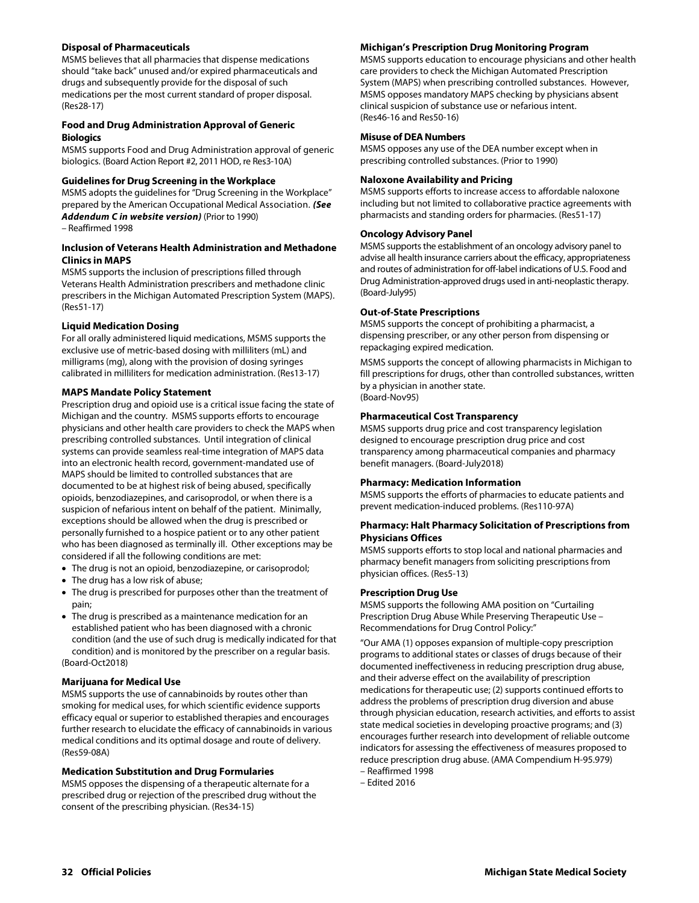### Disposal of Pharmaceuticals

MSMS believes that all pharmacies that dispense medications should "take back" unused and/or expired pharmaceuticals and drugs and subsequently provide for the disposal of such medications per the most current standard of proper disposal. (Res28-17)

### Food and Drug Administration Approval of Generic Biologics

MSMS supports Food and Drug Administration approval of generic biologics. (Board Action Report #2, 2011 HOD, re Res3-10A)

### Guidelines for Drug Screening in the Workplace

MSMS adopts the guidelines for "Drug Screening in the Workplace" prepared by the American Occupational Medical Association. ***(See Addendum C in website version)*** (Prior to 1990)
– Reaffirmed 1998

### Inclusion of Veterans Health Administration and Methadone Clinics in MAPS

MSMS supports the inclusion of prescriptions filled through Veterans Health Administration prescribers and methadone clinic prescribers in the Michigan Automated Prescription System (MAPS). (Res51-17)

### Liquid Medication Dosing

For all orally administered liquid medications, MSMS supports the exclusive use of metric-based dosing with milliliters (mL) and milligrams (mg), along with the provision of dosing syringes calibrated in milliliters for medication administration. (Res13-17)

### MAPS Mandate Policy Statement

Prescription drug and opioid use is a critical issue facing the state of Michigan and the country. MSMS supports efforts to encourage physicians and other health care providers to check the MAPS when prescribing controlled substances. Until integration of clinical systems can provide seamless real-time integration of MAPS data into an electronic health record, government-mandated use of MAPS should be limited to controlled substances that are documented to be at highest risk of being abused, specifically opioids, benzodiazepines, and carisoprodol, or when there is a suspicion of nefarious intent on behalf of the patient. Minimally, exceptions should be allowed when the drug is prescribed or personally furnished to a hospice patient or to any other patient who has been diagnosed as terminally ill. Other exceptions may be considered if all the following conditions are met:

- The drug is not an opioid, benzodiazepine, or carisoprodol;
- The drug has a low risk of abuse;
- The drug is prescribed for purposes other than the treatment of pain;
- The drug is prescribed as a maintenance medication for an established patient who has been diagnosed with a chronic condition (and the use of such drug is medically indicated for that condition) and is monitored by the prescriber on a regular basis.

(Board-Oct2018)

### Marijuana for Medical Use

MSMS supports the use of cannabinoids by routes other than smoking for medical uses, for which scientific evidence supports efficacy equal or superior to established therapies and encourages further research to elucidate the efficacy of cannabinoids in various medical conditions and its optimal dosage and route of delivery. (Res59-08A)

### Medication Substitution and Drug Formularies

MSMS opposes the dispensing of a therapeutic alternate for a prescribed drug or rejection of the prescribed drug without the consent of the prescribing physician. (Res34-15)

### Michigan's Prescription Drug Monitoring Program

MSMS supports education to encourage physicians and other health care providers to check the Michigan Automated Prescription System (MAPS) when prescribing controlled substances. However, MSMS opposes mandatory MAPS checking by physicians absent clinical suspicion of substance use or nefarious intent.
(Res46-16 and Res50-16)

### Misuse of DEA Numbers

MSMS opposes any use of the DEA number except when in prescribing controlled substances. (Prior to 1990)

### Naloxone Availability and Pricing

MSMS supports efforts to increase access to affordable naloxone including but not limited to collaborative practice agreements with pharmacists and standing orders for pharmacies. (Res51-17)

### Oncology Advisory Panel

MSMS supports the establishment of an oncology advisory panel to advise all health insurance carriers about the efficacy, appropriateness and routes of administration for off-label indications of U.S. Food and Drug Administration-approved drugs used in anti-neoplastic therapy. (Board-July95)

### Out-of-State Prescriptions

MSMS supports the concept of prohibiting a pharmacist, a dispensing prescriber, or any other person from dispensing or repackaging expired medication.

MSMS supports the concept of allowing pharmacists in Michigan to fill prescriptions for drugs, other than controlled substances, written by a physician in another state.
(Board-Nov95)

### Pharmaceutical Cost Transparency

MSMS supports drug price and cost transparency legislation designed to encourage prescription drug price and cost transparency among pharmaceutical companies and pharmacy benefit managers. (Board-July2018)

### Pharmacy: Medication Information

MSMS supports the efforts of pharmacies to educate patients and prevent medication-induced problems. (Res110-97A)

### Pharmacy: Halt Pharmacy Solicitation of Prescriptions from Physicians Offices

MSMS supports efforts to stop local and national pharmacies and pharmacy benefit managers from soliciting prescriptions from physician offices. (Res5-13)

### Prescription Drug Use

MSMS supports the following AMA position on "Curtailing Prescription Drug Abuse While Preserving Therapeutic Use – Recommendations for Drug Control Policy:"

"Our AMA (1) opposes expansion of multiple-copy prescription programs to additional states or classes of drugs because of their documented ineffectiveness in reducing prescription drug abuse, and their adverse effect on the availability of prescription medications for therapeutic use; (2) supports continued efforts to address the problems of prescription drug diversion and abuse through physician education, research activities, and efforts to assist state medical societies in developing proactive programs; and (3) encourages further research into development of reliable outcome indicators for assessing the effectiveness of measures proposed to reduce prescription drug abuse. (AMA Compendium H-95.979)
– Reaffirmed 1998
– Edited 2016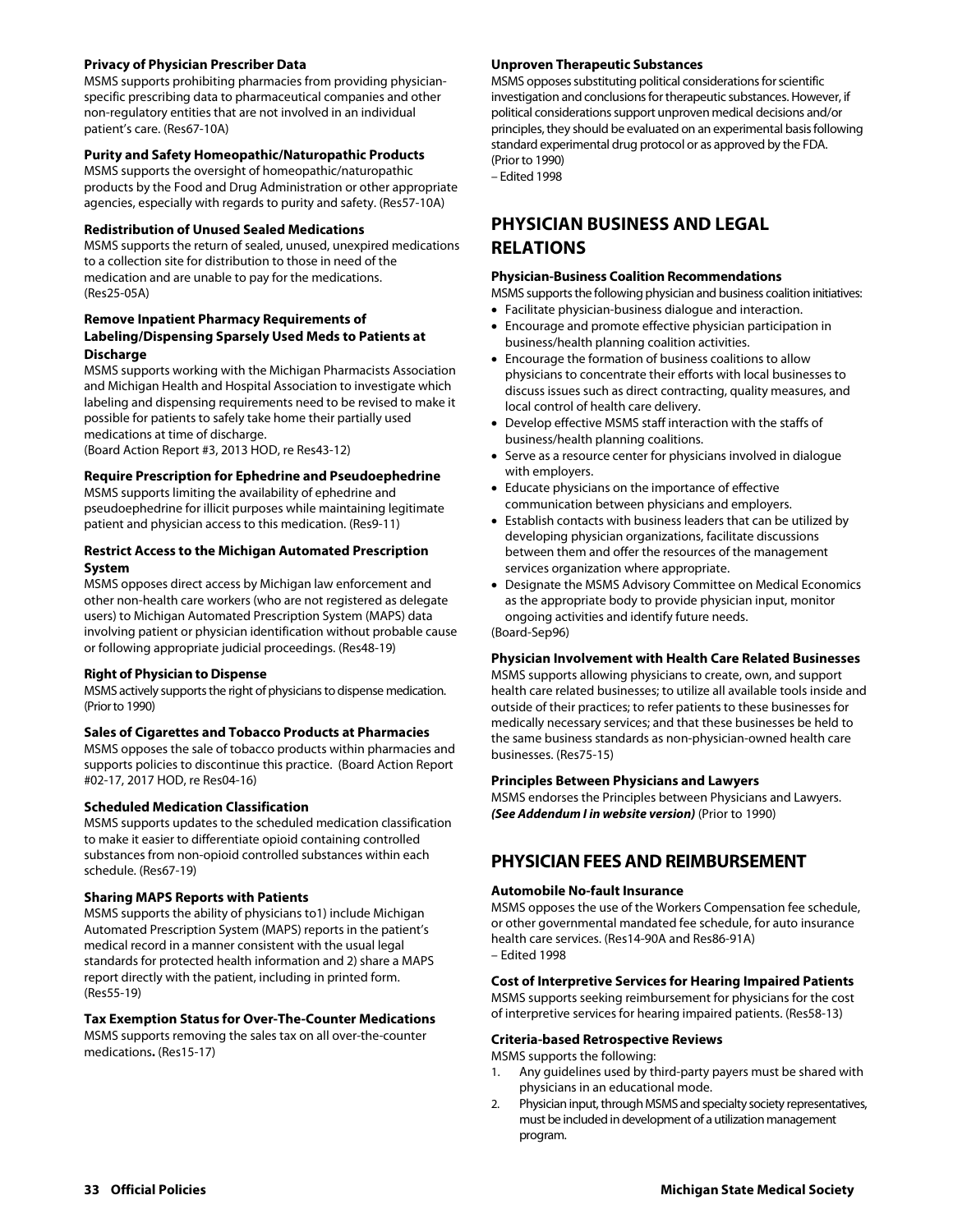**Privacy of Physician Prescriber Data**
MSMS supports prohibiting pharmacies from providing physician-specific prescribing data to pharmaceutical companies and other non-regulatory entities that are not involved in an individual patient's care. (Res67-10A)

**Purity and Safety Homeopathic/Naturopathic Products**
MSMS supports the oversight of homeopathic/naturopathic products by the Food and Drug Administration or other appropriate agencies, especially with regards to purity and safety. (Res57-10A)

**Redistribution of Unused Sealed Medications**
MSMS supports the return of sealed, unused, unexpired medications to a collection site for distribution to those in need of the medication and are unable to pay for the medications. (Res25-05A)

**Remove Inpatient Pharmacy Requirements of Labeling/Dispensing Sparsely Used Meds to Patients at Discharge**
MSMS supports working with the Michigan Pharmacists Association and Michigan Health and Hospital Association to investigate which labeling and dispensing requirements need to be revised to make it possible for patients to safely take home their partially used medications at time of discharge.
(Board Action Report #3, 2013 HOD, re Res43-12)

**Require Prescription for Ephedrine and Pseudoephedrine**
MSMS supports limiting the availability of ephedrine and pseudoephedrine for illicit purposes while maintaining legitimate patient and physician access to this medication. (Res9-11)

**Restrict Access to the Michigan Automated Prescription System**
MSMS opposes direct access by Michigan law enforcement and other non-health care workers (who are not registered as delegate users) to Michigan Automated Prescription System (MAPS) data involving patient or physician identification without probable cause or following appropriate judicial proceedings. (Res48-19)

**Right of Physician to Dispense**
MSMS actively supports the right of physicians to dispense medication. (Prior to 1990)

**Sales of Cigarettes and Tobacco Products at Pharmacies**
MSMS opposes the sale of tobacco products within pharmacies and supports policies to discontinue this practice. (Board Action Report #02-17, 2017 HOD, re Res04-16)

**Scheduled Medication Classification**
MSMS supports updates to the scheduled medication classification to make it easier to differentiate opioid containing controlled substances from non-opioid controlled substances within each schedule. (Res67-19)

**Sharing MAPS Reports with Patients**
MSMS supports the ability of physicians to1) include Michigan Automated Prescription System (MAPS) reports in the patient's medical record in a manner consistent with the usual legal standards for protected health information and 2) share a MAPS report directly with the patient, including in printed form. (Res55-19)

**Tax Exemption Status for Over-The-Counter Medications**
MSMS supports removing the sales tax on all over-the-counter medications**.** (Res15-17)

**Unproven Therapeutic Substances**
MSMS opposes substituting political considerations for scientific investigation and conclusions for therapeutic substances. However, if political considerations support unproven medical decisions and/or principles, they should be evaluated on an experimental basis following standard experimental drug protocol or as approved by the FDA. (Prior to 1990)
– Edited 1998

## PHYSICIAN BUSINESS AND LEGAL RELATIONS

**Physician-Business Coalition Recommendations**
MSMS supports the following physician and business coalition initiatives:
- Facilitate physician-business dialogue and interaction.
- Encourage and promote effective physician participation in business/health planning coalition activities.
- Encourage the formation of business coalitions to allow physicians to concentrate their efforts with local businesses to discuss issues such as direct contracting, quality measures, and local control of health care delivery.
- Develop effective MSMS staff interaction with the staffs of business/health planning coalitions.
- Serve as a resource center for physicians involved in dialogue with employers.
- Educate physicians on the importance of effective communication between physicians and employers.
- Establish contacts with business leaders that can be utilized by developing physician organizations, facilitate discussions between them and offer the resources of the management services organization where appropriate.
- Designate the MSMS Advisory Committee on Medical Economics as the appropriate body to provide physician input, monitor ongoing activities and identify future needs.

(Board-Sep96)

**Physician Involvement with Health Care Related Businesses**
MSMS supports allowing physicians to create, own, and support health care related businesses; to utilize all available tools inside and outside of their practices; to refer patients to these businesses for medically necessary services; and that these businesses be held to the same business standards as non-physician-owned health care businesses. (Res75-15)

**Principles Between Physicians and Lawyers**
MSMS endorses the Principles between Physicians and Lawyers. ***(See Addendum I in website version)*** (Prior to 1990)

## PHYSICIAN FEES AND REIMBURSEMENT

**Automobile No-fault Insurance**
MSMS opposes the use of the Workers Compensation fee schedule, or other governmental mandated fee schedule, for auto insurance health care services. (Res14-90A and Res86-91A)
– Edited 1998

**Cost of Interpretive Services for Hearing Impaired Patients**
MSMS supports seeking reimbursement for physicians for the cost of interpretive services for hearing impaired patients. (Res58-13)

**Criteria-based Retrospective Reviews**
MSMS supports the following:
1. Any guidelines used by third-party payers must be shared with physicians in an educational mode.
2. Physician input, through MSMS and specialty society representatives, must be included in development of a utilization management program.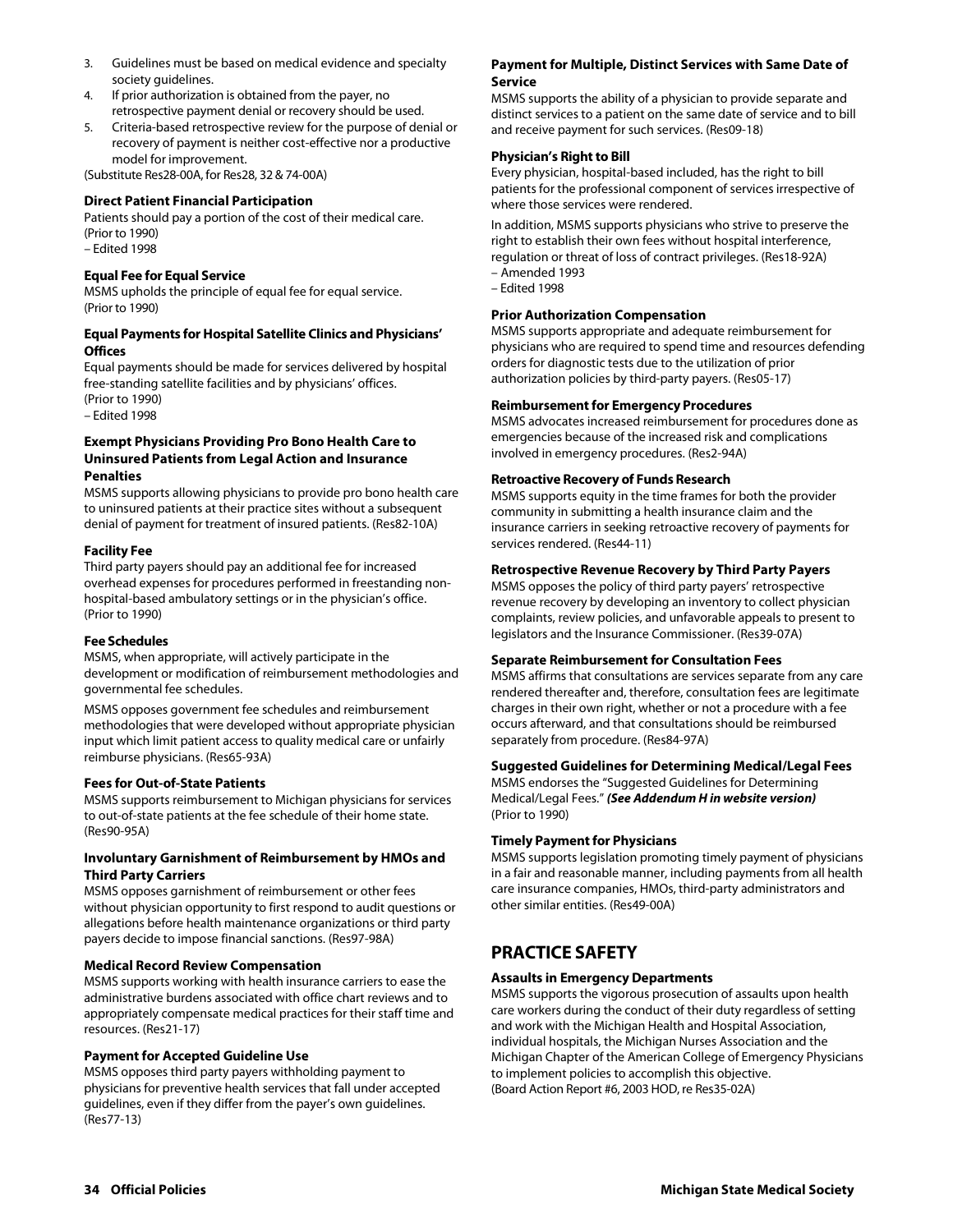3. Guidelines must be based on medical evidence and specialty society guidelines.
4. If prior authorization is obtained from the payer, no retrospective payment denial or recovery should be used.
5. Criteria-based retrospective review for the purpose of denial or recovery of payment is neither cost-effective nor a productive model for improvement.

(Substitute Res28-00A, for Res28, 32 & 74-00A)

**Direct Patient Financial Participation**

Patients should pay a portion of the cost of their medical care.
(Prior to 1990)
– Edited 1998

**Equal Fee for Equal Service**

MSMS upholds the principle of equal fee for equal service.
(Prior to 1990)

**Equal Payments for Hospital Satellite Clinics and Physicians' Offices**

Equal payments should be made for services delivered by hospital free-standing satellite facilities and by physicians' offices.
(Prior to 1990)
– Edited 1998

**Exempt Physicians Providing Pro Bono Health Care to Uninsured Patients from Legal Action and Insurance Penalties**

MSMS supports allowing physicians to provide pro bono health care to uninsured patients at their practice sites without a subsequent denial of payment for treatment of insured patients. (Res82-10A)

**Facility Fee**

Third party payers should pay an additional fee for increased overhead expenses for procedures performed in freestanding non-hospital-based ambulatory settings or in the physician's office.
(Prior to 1990)

**Fee Schedules**

MSMS, when appropriate, will actively participate in the development or modification of reimbursement methodologies and governmental fee schedules.

MSMS opposes government fee schedules and reimbursement methodologies that were developed without appropriate physician input which limit patient access to quality medical care or unfairly reimburse physicians. (Res65-93A)

**Fees for Out-of-State Patients**

MSMS supports reimbursement to Michigan physicians for services to out-of-state patients at the fee schedule of their home state.
(Res90-95A)

**Involuntary Garnishment of Reimbursement by HMOs and Third Party Carriers**

MSMS opposes garnishment of reimbursement or other fees without physician opportunity to first respond to audit questions or allegations before health maintenance organizations or third party payers decide to impose financial sanctions. (Res97-98A)

**Medical Record Review Compensation**

MSMS supports working with health insurance carriers to ease the administrative burdens associated with office chart reviews and to appropriately compensate medical practices for their staff time and resources. (Res21-17)

**Payment for Accepted Guideline Use**

MSMS opposes third party payers withholding payment to physicians for preventive health services that fall under accepted guidelines, even if they differ from the payer's own guidelines.
(Res77-13)

**Payment for Multiple, Distinct Services with Same Date of Service**

MSMS supports the ability of a physician to provide separate and distinct services to a patient on the same date of service and to bill and receive payment for such services. (Res09-18)

**Physician's Right to Bill**

Every physician, hospital-based included, has the right to bill patients for the professional component of services irrespective of where those services were rendered.

In addition, MSMS supports physicians who strive to preserve the right to establish their own fees without hospital interference, regulation or threat of loss of contract privileges. (Res18-92A)
– Amended 1993
– Edited 1998

**Prior Authorization Compensation**

MSMS supports appropriate and adequate reimbursement for physicians who are required to spend time and resources defending orders for diagnostic tests due to the utilization of prior authorization policies by third-party payers. (Res05-17)

**Reimbursement for Emergency Procedures**

MSMS advocates increased reimbursement for procedures done as emergencies because of the increased risk and complications involved in emergency procedures. (Res2-94A)

**Retroactive Recovery of Funds Research**

MSMS supports equity in the time frames for both the provider community in submitting a health insurance claim and the insurance carriers in seeking retroactive recovery of payments for services rendered. (Res44-11)

**Retrospective Revenue Recovery by Third Party Payers**

MSMS opposes the policy of third party payers' retrospective revenue recovery by developing an inventory to collect physician complaints, review policies, and unfavorable appeals to present to legislators and the Insurance Commissioner. (Res39-07A)

**Separate Reimbursement for Consultation Fees**

MSMS affirms that consultations are services separate from any care rendered thereafter and, therefore, consultation fees are legitimate charges in their own right, whether or not a procedure with a fee occurs afterward, and that consultations should be reimbursed separately from procedure. (Res84-97A)

**Suggested Guidelines for Determining Medical/Legal Fees**

MSMS endorses the "Suggested Guidelines for Determining Medical/Legal Fees." ***(See Addendum H in website version)***
(Prior to 1990)

**Timely Payment for Physicians**

MSMS supports legislation promoting timely payment of physicians in a fair and reasonable manner, including payments from all health care insurance companies, HMOs, third-party administrators and other similar entities. (Res49-00A)

## PRACTICE SAFETY

**Assaults in Emergency Departments**

MSMS supports the vigorous prosecution of assaults upon health care workers during the conduct of their duty regardless of setting and work with the Michigan Health and Hospital Association, individual hospitals, the Michigan Nurses Association and the Michigan Chapter of the American College of Emergency Physicians to implement policies to accomplish this objective.
(Board Action Report #6, 2003 HOD, re Res35-02A)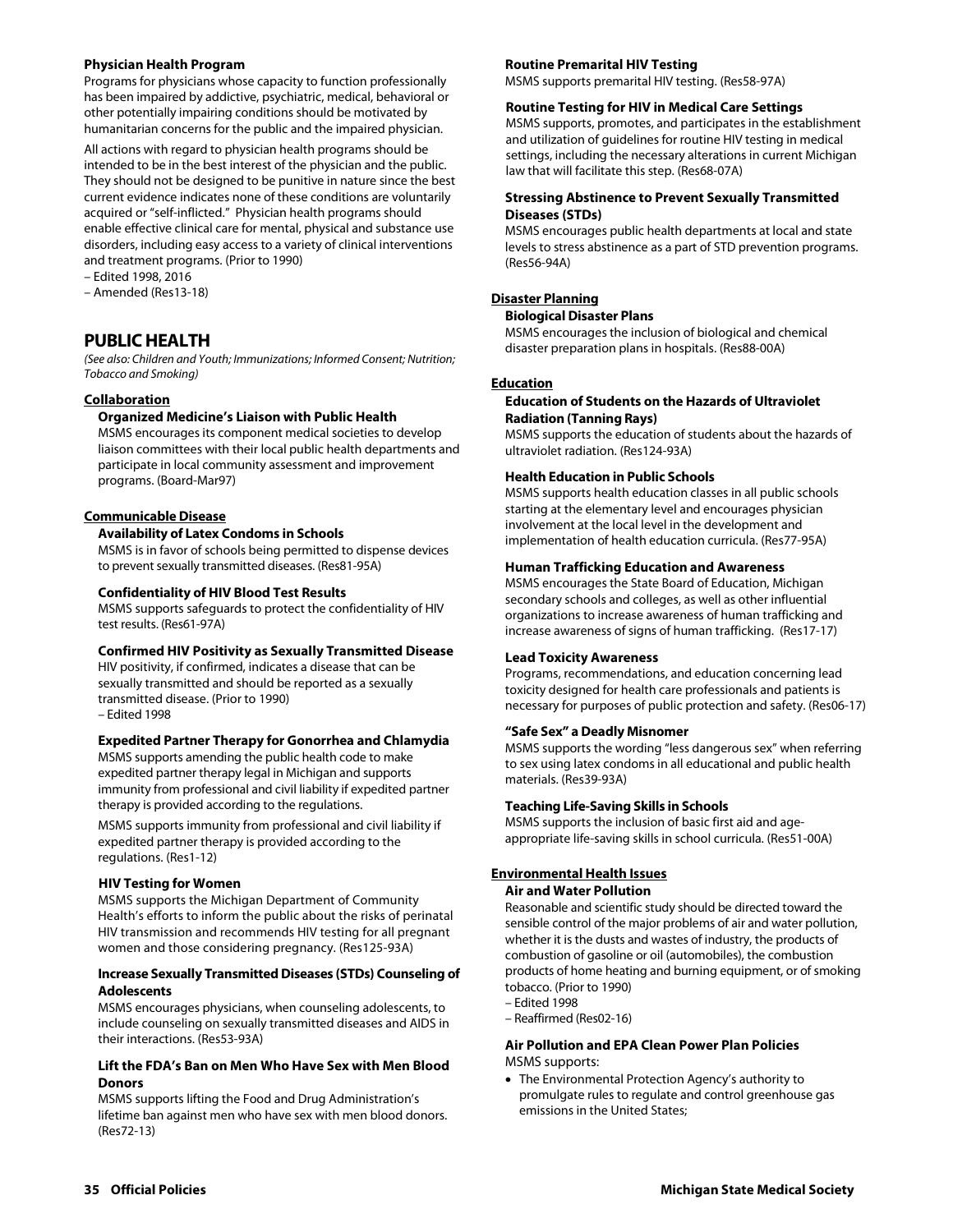### Physician Health Program

Programs for physicians whose capacity to function professionally has been impaired by addictive, psychiatric, medical, behavioral or other potentially impairing conditions should be motivated by humanitarian concerns for the public and the impaired physician.

All actions with regard to physician health programs should be intended to be in the best interest of the physician and the public. They should not be designed to be punitive in nature since the best current evidence indicates none of these conditions are voluntarily acquired or "self-inflicted." Physician health programs should enable effective clinical care for mental, physical and substance use disorders, including easy access to a variety of clinical interventions and treatment programs. (Prior to 1990)

– Edited 1998, 2016

– Amended (Res13-18)

# PUBLIC HEALTH

*(See also: Children and Youth; Immunizations; Informed Consent; Nutrition; Tobacco and Smoking)*

## Collaboration

### Organized Medicine's Liaison with Public Health

MSMS encourages its component medical societies to develop liaison committees with their local public health departments and participate in local community assessment and improvement programs. (Board-Mar97)

## Communicable Disease

### Availability of Latex Condoms in Schools

MSMS is in favor of schools being permitted to dispense devices to prevent sexually transmitted diseases. (Res81-95A)

### Confidentiality of HIV Blood Test Results

MSMS supports safeguards to protect the confidentiality of HIV test results. (Res61-97A)

### Confirmed HIV Positivity as Sexually Transmitted Disease

HIV positivity, if confirmed, indicates a disease that can be sexually transmitted and should be reported as a sexually transmitted disease. (Prior to 1990)

– Edited 1998

### Expedited Partner Therapy for Gonorrhea and Chlamydia

MSMS supports amending the public health code to make expedited partner therapy legal in Michigan and supports immunity from professional and civil liability if expedited partner therapy is provided according to the regulations.

MSMS supports immunity from professional and civil liability if expedited partner therapy is provided according to the regulations. (Res1-12)

### HIV Testing for Women

MSMS supports the Michigan Department of Community Health's efforts to inform the public about the risks of perinatal HIV transmission and recommends HIV testing for all pregnant women and those considering pregnancy. (Res125-93A)

### Increase Sexually Transmitted Diseases (STDs) Counseling of Adolescents

MSMS encourages physicians, when counseling adolescents, to include counseling on sexually transmitted diseases and AIDS in their interactions. (Res53-93A)

### Lift the FDA's Ban on Men Who Have Sex with Men Blood Donors

MSMS supports lifting the Food and Drug Administration's lifetime ban against men who have sex with men blood donors. (Res72-13)

### Routine Premarital HIV Testing

MSMS supports premarital HIV testing. (Res58-97A)

### Routine Testing for HIV in Medical Care Settings

MSMS supports, promotes, and participates in the establishment and utilization of guidelines for routine HIV testing in medical settings, including the necessary alterations in current Michigan law that will facilitate this step. (Res68-07A)

### Stressing Abstinence to Prevent Sexually Transmitted Diseases (STDs)

MSMS encourages public health departments at local and state levels to stress abstinence as a part of STD prevention programs. (Res56-94A)

## Disaster Planning

### Biological Disaster Plans

MSMS encourages the inclusion of biological and chemical disaster preparation plans in hospitals. (Res88-00A)

## Education

### Education of Students on the Hazards of Ultraviolet Radiation (Tanning Rays)

MSMS supports the education of students about the hazards of ultraviolet radiation. (Res124-93A)

### Health Education in Public Schools

MSMS supports health education classes in all public schools starting at the elementary level and encourages physician involvement at the local level in the development and implementation of health education curricula. (Res77-95A)

### Human Trafficking Education and Awareness

MSMS encourages the State Board of Education, Michigan secondary schools and colleges, as well as other influential organizations to increase awareness of human trafficking and increase awareness of signs of human trafficking. (Res17-17)

### Lead Toxicity Awareness

Programs, recommendations, and education concerning lead toxicity designed for health care professionals and patients is necessary for purposes of public protection and safety. (Res06-17)

### "Safe Sex" a Deadly Misnomer

MSMS supports the wording "less dangerous sex" when referring to sex using latex condoms in all educational and public health materials. (Res39-93A)

### Teaching Life-Saving Skills in Schools

MSMS supports the inclusion of basic first aid and age-appropriate life-saving skills in school curricula. (Res51-00A)

## Environmental Health Issues

### Air and Water Pollution

Reasonable and scientific study should be directed toward the sensible control of the major problems of air and water pollution, whether it is the dusts and wastes of industry, the products of combustion of gasoline or oil (automobiles), the combustion products of home heating and burning equipment, or of smoking tobacco. (Prior to 1990)

– Edited 1998

– Reaffirmed (Res02-16)

### Air Pollution and EPA Clean Power Plan Policies

MSMS supports:

- The Environmental Protection Agency's authority to promulgate rules to regulate and control greenhouse gas emissions in the United States;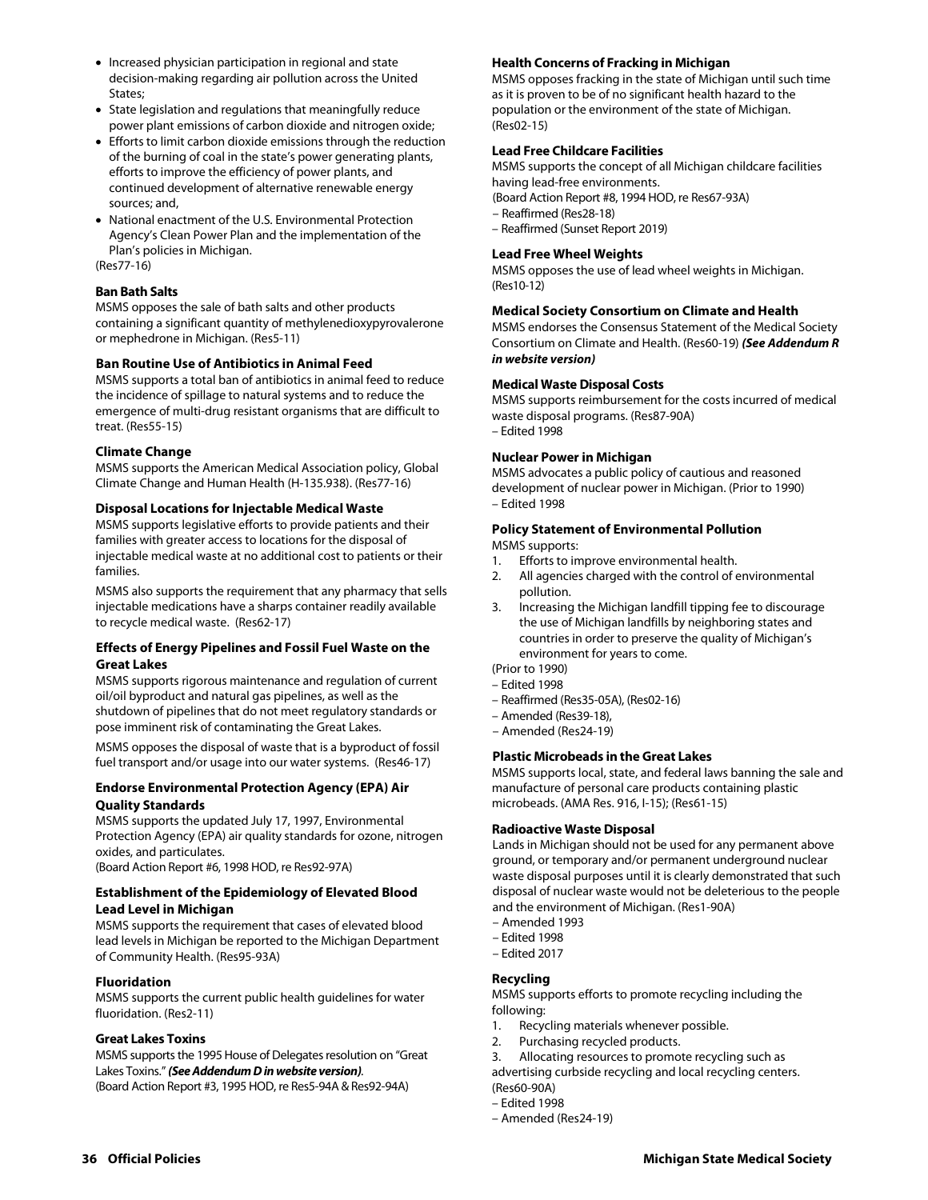- Increased physician participation in regional and state decision-making regarding air pollution across the United States;
- State legislation and regulations that meaningfully reduce power plant emissions of carbon dioxide and nitrogen oxide;
- Efforts to limit carbon dioxide emissions through the reduction of the burning of coal in the state's power generating plants, efforts to improve the efficiency of power plants, and continued development of alternative renewable energy sources; and,
- National enactment of the U.S. Environmental Protection Agency's Clean Power Plan and the implementation of the Plan's policies in Michigan.

(Res77-16)

**Ban Bath Salts**

MSMS opposes the sale of bath salts and other products containing a significant quantity of methylenedioxypyrovalerone or mephedrone in Michigan. (Res5-11)

**Ban Routine Use of Antibiotics in Animal Feed**

MSMS supports a total ban of antibiotics in animal feed to reduce the incidence of spillage to natural systems and to reduce the emergence of multi-drug resistant organisms that are difficult to treat. (Res55-15)

**Climate Change**

MSMS supports the American Medical Association policy, Global Climate Change and Human Health (H-135.938). (Res77-16)

**Disposal Locations for Injectable Medical Waste**

MSMS supports legislative efforts to provide patients and their families with greater access to locations for the disposal of injectable medical waste at no additional cost to patients or their families.

MSMS also supports the requirement that any pharmacy that sells injectable medications have a sharps container readily available to recycle medical waste. (Res62-17)

**Effects of Energy Pipelines and Fossil Fuel Waste on the Great Lakes**

MSMS supports rigorous maintenance and regulation of current oil/oil byproduct and natural gas pipelines, as well as the shutdown of pipelines that do not meet regulatory standards or pose imminent risk of contaminating the Great Lakes.

MSMS opposes the disposal of waste that is a byproduct of fossil fuel transport and/or usage into our water systems. (Res46-17)

**Endorse Environmental Protection Agency (EPA) Air Quality Standards**

MSMS supports the updated July 17, 1997, Environmental Protection Agency (EPA) air quality standards for ozone, nitrogen oxides, and particulates.

(Board Action Report #6, 1998 HOD, re Res92-97A)

**Establishment of the Epidemiology of Elevated Blood Lead Level in Michigan**

MSMS supports the requirement that cases of elevated blood lead levels in Michigan be reported to the Michigan Department of Community Health. (Res95-93A)

**Fluoridation**

MSMS supports the current public health guidelines for water fluoridation. (Res2-11)

**Great Lakes Toxins**

MSMS supports the 1995 House of Delegates resolution on "Great Lakes Toxins." ***(See Addendum D in website version)***.

(Board Action Report #3, 1995 HOD, re Res5-94A & Res92-94A)

**Health Concerns of Fracking in Michigan**

MSMS opposes fracking in the state of Michigan until such time as it is proven to be of no significant health hazard to the population or the environment of the state of Michigan. (Res02-15)

**Lead Free Childcare Facilities**

MSMS supports the concept of all Michigan childcare facilities having lead-free environments.

(Board Action Report #8, 1994 HOD, re Res67-93A)

– Reaffirmed (Res28-18)

– Reaffirmed (Sunset Report 2019)

**Lead Free Wheel Weights**

MSMS opposes the use of lead wheel weights in Michigan. (Res10-12)

**Medical Society Consortium on Climate and Health**

MSMS endorses the Consensus Statement of the Medical Society Consortium on Climate and Health. (Res60-19) ***(See Addendum R in website version)***

**Medical Waste Disposal Costs**

MSMS supports reimbursement for the costs incurred of medical waste disposal programs. (Res87-90A)

– Edited 1998

**Nuclear Power in Michigan**

MSMS advocates a public policy of cautious and reasoned development of nuclear power in Michigan. (Prior to 1990)

– Edited 1998

**Policy Statement of Environmental Pollution**

MSMS supports:

1. Efforts to improve environmental health.
2. All agencies charged with the control of environmental pollution.
3. Increasing the Michigan landfill tipping fee to discourage the use of Michigan landfills by neighboring states and countries in order to preserve the quality of Michigan's environment for years to come.

(Prior to 1990)

– Edited 1998

– Reaffirmed (Res35-05A), (Res02-16)

– Amended (Res39-18),

– Amended (Res24-19)

**Plastic Microbeads in the Great Lakes**

MSMS supports local, state, and federal laws banning the sale and manufacture of personal care products containing plastic microbeads. (AMA Res. 916, I-15); (Res61-15)

**Radioactive Waste Disposal**

Lands in Michigan should not be used for any permanent above ground, or temporary and/or permanent underground nuclear waste disposal purposes until it is clearly demonstrated that such disposal of nuclear waste would not be deleterious to the people and the environment of Michigan. (Res1-90A)

– Amended 1993

– Edited 1998

– Edited 2017

**Recycling**

MSMS supports efforts to promote recycling including the following:

1. Recycling materials whenever possible.
2. Purchasing recycled products.
3. Allocating resources to promote recycling such as advertising curbside recycling and local recycling centers.

(Res60-90A)

– Edited 1998

– Amended (Res24-19)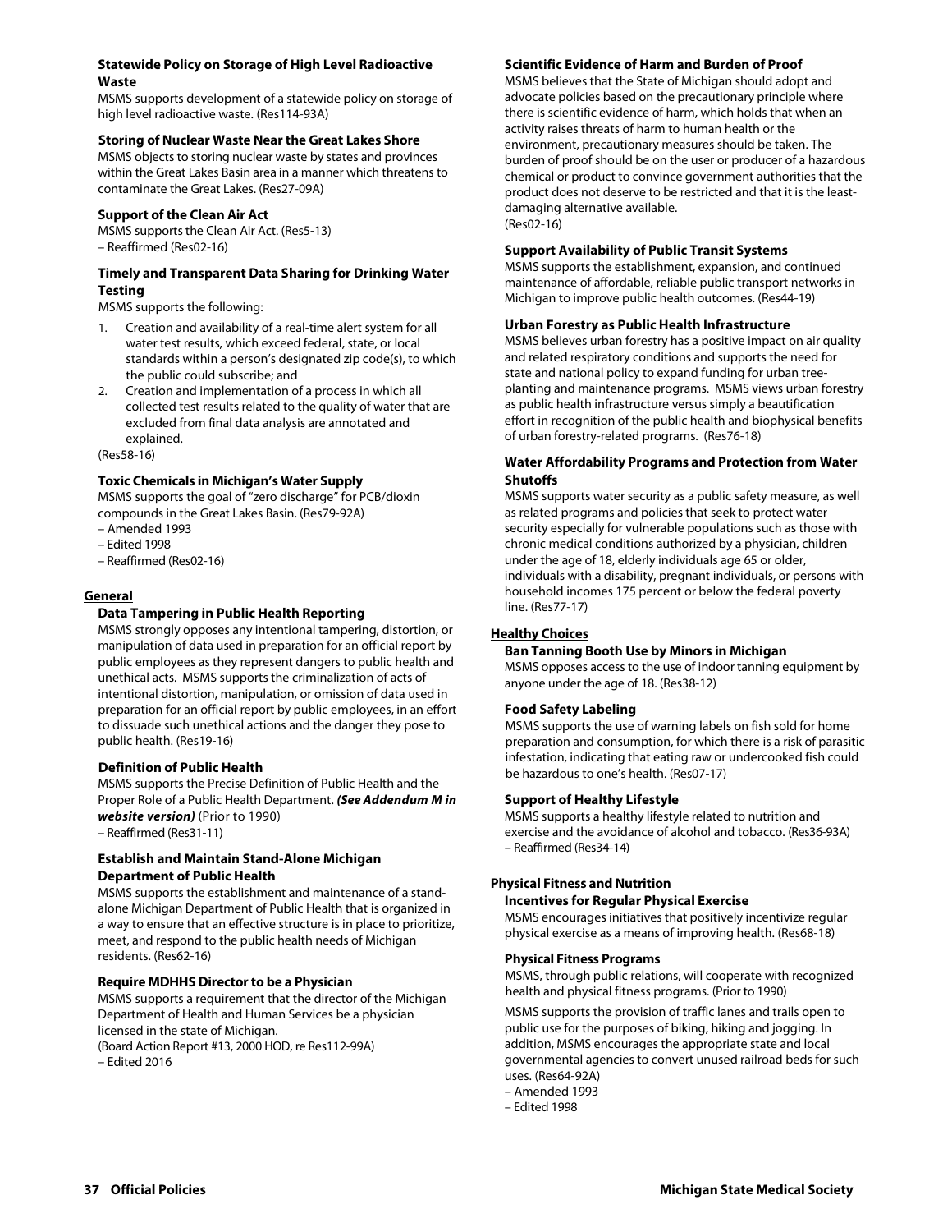**Statewide Policy on Storage of High Level Radioactive Waste**

MSMS supports development of a statewide policy on storage of high level radioactive waste. (Res114-93A)

**Storing of Nuclear Waste Near the Great Lakes Shore**

MSMS objects to storing nuclear waste by states and provinces within the Great Lakes Basin area in a manner which threatens to contaminate the Great Lakes. (Res27-09A)

**Support of the Clean Air Act**

MSMS supports the Clean Air Act. (Res5-13)
– Reaffirmed (Res02-16)

**Timely and Transparent Data Sharing for Drinking Water Testing**

MSMS supports the following:

1. Creation and availability of a real-time alert system for all water test results, which exceed federal, state, or local standards within a person's designated zip code(s), to which the public could subscribe; and
2. Creation and implementation of a process in which all collected test results related to the quality of water that are excluded from final data analysis are annotated and explained.

(Res58-16)

**Toxic Chemicals in Michigan's Water Supply**

MSMS supports the goal of "zero discharge" for PCB/dioxin compounds in the Great Lakes Basin. (Res79-92A)
– Amended 1993
– Edited 1998
– Reaffirmed (Res02-16)

## General

**Data Tampering in Public Health Reporting**

MSMS strongly opposes any intentional tampering, distortion, or manipulation of data used in preparation for an official report by public employees as they represent dangers to public health and unethical acts. MSMS supports the criminalization of acts of intentional distortion, manipulation, or omission of data used in preparation for an official report by public employees, in an effort to dissuade such unethical actions and the danger they pose to public health. (Res19-16)

**Definition of Public Health**

MSMS supports the Precise Definition of Public Health and the Proper Role of a Public Health Department. ***(See Addendum M in website version)*** (Prior to 1990)
– Reaffirmed (Res31-11)

**Establish and Maintain Stand-Alone Michigan Department of Public Health**

MSMS supports the establishment and maintenance of a stand-alone Michigan Department of Public Health that is organized in a way to ensure that an effective structure is in place to prioritize, meet, and respond to the public health needs of Michigan residents. (Res62-16)

**Require MDHHS Director to be a Physician**

MSMS supports a requirement that the director of the Michigan Department of Health and Human Services be a physician licensed in the state of Michigan.
(Board Action Report #13, 2000 HOD, re Res112-99A)
– Edited 2016

**Scientific Evidence of Harm and Burden of Proof**

MSMS believes that the State of Michigan should adopt and advocate policies based on the precautionary principle where there is scientific evidence of harm, which holds that when an activity raises threats of harm to human health or the environment, precautionary measures should be taken. The burden of proof should be on the user or producer of a hazardous chemical or product to convince government authorities that the product does not deserve to be restricted and that it is the least-damaging alternative available.
(Res02-16)

**Support Availability of Public Transit Systems**

MSMS supports the establishment, expansion, and continued maintenance of affordable, reliable public transport networks in Michigan to improve public health outcomes. (Res44-19)

**Urban Forestry as Public Health Infrastructure**

MSMS believes urban forestry has a positive impact on air quality and related respiratory conditions and supports the need for state and national policy to expand funding for urban tree-planting and maintenance programs. MSMS views urban forestry as public health infrastructure versus simply a beautification effort in recognition of the public health and biophysical benefits of urban forestry-related programs. (Res76-18)

**Water Affordability Programs and Protection from Water Shutoffs**

MSMS supports water security as a public safety measure, as well as related programs and policies that seek to protect water security especially for vulnerable populations such as those with chronic medical conditions authorized by a physician, children under the age of 18, elderly individuals age 65 or older, individuals with a disability, pregnant individuals, or persons with household incomes 175 percent or below the federal poverty line. (Res77-17)

## Healthy Choices

**Ban Tanning Booth Use by Minors in Michigan**

MSMS opposes access to the use of indoor tanning equipment by anyone under the age of 18. (Res38-12)

**Food Safety Labeling**

MSMS supports the use of warning labels on fish sold for home preparation and consumption, for which there is a risk of parasitic infestation, indicating that eating raw or undercooked fish could be hazardous to one's health. (Res07-17)

**Support of Healthy Lifestyle**

MSMS supports a healthy lifestyle related to nutrition and exercise and the avoidance of alcohol and tobacco. (Res36-93A)
– Reaffirmed (Res34-14)

## Physical Fitness and Nutrition

**Incentives for Regular Physical Exercise**

MSMS encourages initiatives that positively incentivize regular physical exercise as a means of improving health. (Res68-18)

**Physical Fitness Programs**

MSMS, through public relations, will cooperate with recognized health and physical fitness programs. (Prior to 1990)

MSMS supports the provision of traffic lanes and trails open to public use for the purposes of biking, hiking and jogging. In addition, MSMS encourages the appropriate state and local governmental agencies to convert unused railroad beds for such uses. (Res64-92A)
– Amended 1993
– Edited 1998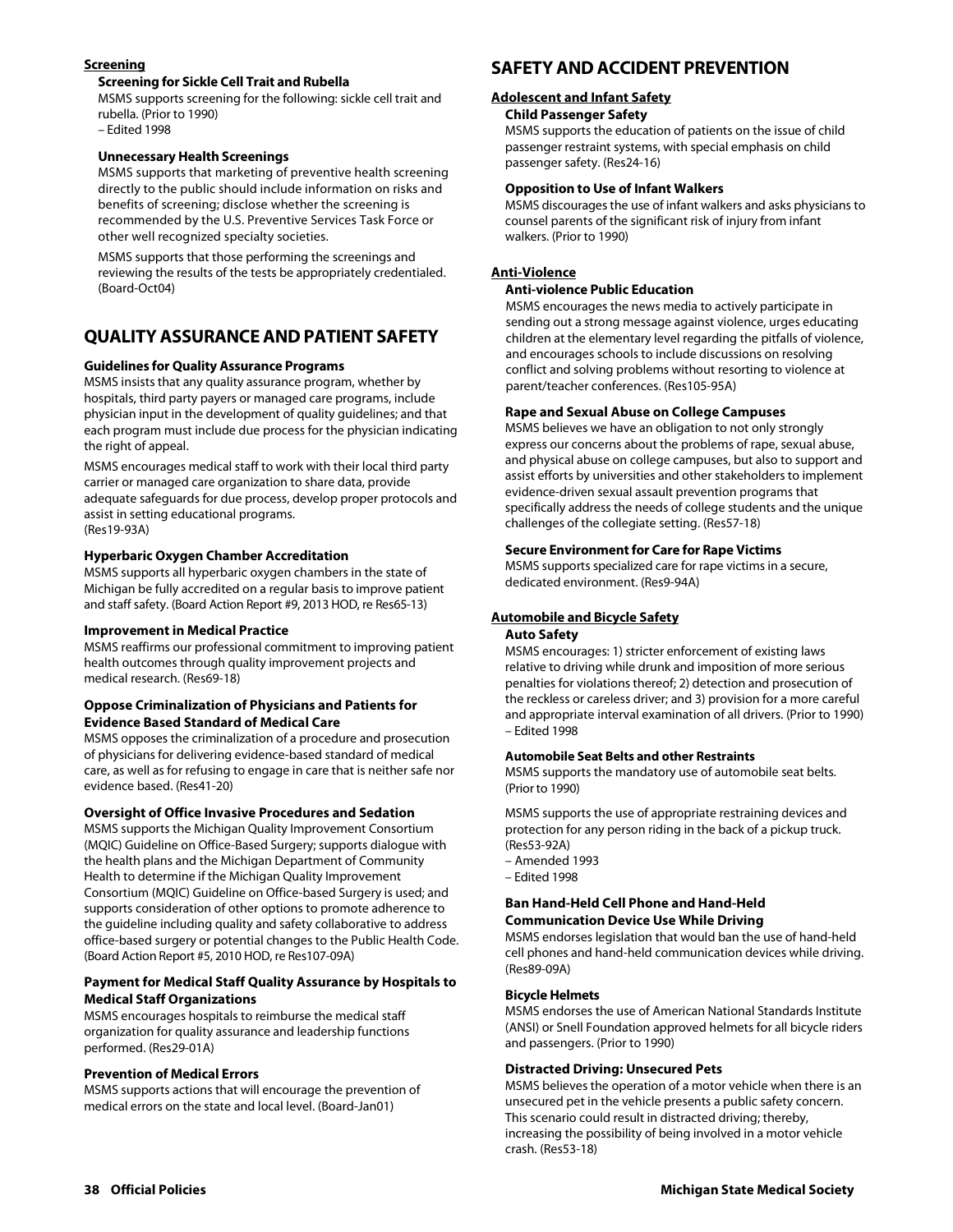**Screening**

**Screening for Sickle Cell Trait and Rubella**

MSMS supports screening for the following: sickle cell trait and rubella. (Prior to 1990)
– Edited 1998

**Unnecessary Health Screenings**

MSMS supports that marketing of preventive health screening directly to the public should include information on risks and benefits of screening; disclose whether the screening is recommended by the U.S. Preventive Services Task Force or other well recognized specialty societies.

MSMS supports that those performing the screenings and reviewing the results of the tests be appropriately credentialed. (Board-Oct04)

## QUALITY ASSURANCE AND PATIENT SAFETY

**Guidelines for Quality Assurance Programs**

MSMS insists that any quality assurance program, whether by hospitals, third party payers or managed care programs, include physician input in the development of quality guidelines; and that each program must include due process for the physician indicating the right of appeal.

MSMS encourages medical staff to work with their local third party carrier or managed care organization to share data, provide adequate safeguards for due process, develop proper protocols and assist in setting educational programs.
(Res19-93A)

**Hyperbaric Oxygen Chamber Accreditation**

MSMS supports all hyperbaric oxygen chambers in the state of Michigan be fully accredited on a regular basis to improve patient and staff safety. (Board Action Report #9, 2013 HOD, re Res65-13)

**Improvement in Medical Practice**

MSMS reaffirms our professional commitment to improving patient health outcomes through quality improvement projects and medical research. (Res69-18)

**Oppose Criminalization of Physicians and Patients for Evidence Based Standard of Medical Care**

MSMS opposes the criminalization of a procedure and prosecution of physicians for delivering evidence-based standard of medical care, as well as for refusing to engage in care that is neither safe nor evidence based. (Res41-20)

**Oversight of Office Invasive Procedures and Sedation**

MSMS supports the Michigan Quality Improvement Consortium (MQIC) Guideline on Office-Based Surgery; supports dialogue with the health plans and the Michigan Department of Community Health to determine if the Michigan Quality Improvement Consortium (MQIC) Guideline on Office-based Surgery is used; and supports consideration of other options to promote adherence to the guideline including quality and safety collaborative to address office-based surgery or potential changes to the Public Health Code. (Board Action Report #5, 2010 HOD, re Res107-09A)

**Payment for Medical Staff Quality Assurance by Hospitals to Medical Staff Organizations**

MSMS encourages hospitals to reimburse the medical staff organization for quality assurance and leadership functions performed. (Res29-01A)

**Prevention of Medical Errors**

MSMS supports actions that will encourage the prevention of medical errors on the state and local level. (Board-Jan01)

## SAFETY AND ACCIDENT PREVENTION

**Adolescent and Infant Safety**

**Child Passenger Safety**

MSMS supports the education of patients on the issue of child passenger restraint systems, with special emphasis on child passenger safety. (Res24-16)

**Opposition to Use of Infant Walkers**

MSMS discourages the use of infant walkers and asks physicians to counsel parents of the significant risk of injury from infant walkers. (Prior to 1990)

**Anti-Violence**

**Anti-violence Public Education**

MSMS encourages the news media to actively participate in sending out a strong message against violence, urges educating children at the elementary level regarding the pitfalls of violence, and encourages schools to include discussions on resolving conflict and solving problems without resorting to violence at parent/teacher conferences. (Res105-95A)

**Rape and Sexual Abuse on College Campuses**

MSMS believes we have an obligation to not only strongly express our concerns about the problems of rape, sexual abuse, and physical abuse on college campuses, but also to support and assist efforts by universities and other stakeholders to implement evidence-driven sexual assault prevention programs that specifically address the needs of college students and the unique challenges of the collegiate setting. (Res57-18)

**Secure Environment for Care for Rape Victims**

MSMS supports specialized care for rape victims in a secure, dedicated environment. (Res9-94A)

**Automobile and Bicycle Safety**

**Auto Safety**

MSMS encourages: 1) stricter enforcement of existing laws relative to driving while drunk and imposition of more serious penalties for violations thereof; 2) detection and prosecution of the reckless or careless driver; and 3) provision for a more careful and appropriate interval examination of all drivers. (Prior to 1990)
– Edited 1998

**Automobile Seat Belts and other Restraints**

MSMS supports the mandatory use of automobile seat belts. (Prior to 1990)

MSMS supports the use of appropriate restraining devices and protection for any person riding in the back of a pickup truck. (Res53-92A)
– Amended 1993
– Edited 1998

**Ban Hand-Held Cell Phone and Hand-Held Communication Device Use While Driving**

MSMS endorses legislation that would ban the use of hand-held cell phones and hand-held communication devices while driving. (Res89-09A)

**Bicycle Helmets**

MSMS endorses the use of American National Standards Institute (ANSI) or Snell Foundation approved helmets for all bicycle riders and passengers. (Prior to 1990)

**Distracted Driving: Unsecured Pets**

MSMS believes the operation of a motor vehicle when there is an unsecured pet in the vehicle presents a public safety concern. This scenario could result in distracted driving; thereby, increasing the possibility of being involved in a motor vehicle crash. (Res53-18)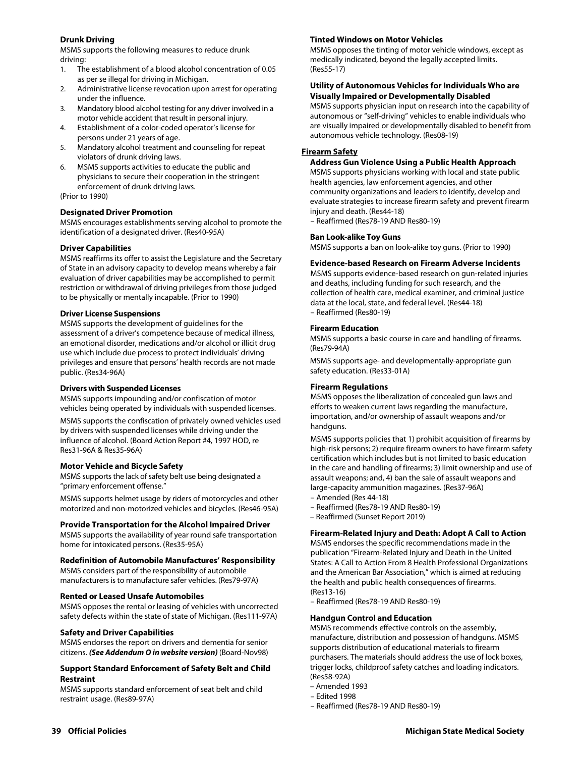### Drunk Driving

MSMS supports the following measures to reduce drunk driving:

1. The establishment of a blood alcohol concentration of 0.05 as per se illegal for driving in Michigan.
2. Administrative license revocation upon arrest for operating under the influence.
3. Mandatory blood alcohol testing for any driver involved in a motor vehicle accident that result in personal injury.
4. Establishment of a color-coded operator's license for persons under 21 years of age.
5. Mandatory alcohol treatment and counseling for repeat violators of drunk driving laws.
6. MSMS supports activities to educate the public and physicians to secure their cooperation in the stringent enforcement of drunk driving laws.

(Prior to 1990)

### Designated Driver Promotion

MSMS encourages establishments serving alcohol to promote the identification of a designated driver. (Res40-95A)

### Driver Capabilities

MSMS reaffirms its offer to assist the Legislature and the Secretary of State in an advisory capacity to develop means whereby a fair evaluation of driver capabilities may be accomplished to permit restriction or withdrawal of driving privileges from those judged to be physically or mentally incapable. (Prior to 1990)

### Driver License Suspensions

MSMS supports the development of guidelines for the assessment of a driver's competence because of medical illness, an emotional disorder, medications and/or alcohol or illicit drug use which include due process to protect individuals' driving privileges and ensure that persons' health records are not made public. (Res34-96A)

### Drivers with Suspended Licenses

MSMS supports impounding and/or confiscation of motor vehicles being operated by individuals with suspended licenses.

MSMS supports the confiscation of privately owned vehicles used by drivers with suspended licenses while driving under the influence of alcohol. (Board Action Report #4, 1997 HOD, re Res31-96A & Res35-96A)

### Motor Vehicle and Bicycle Safety

MSMS supports the lack of safety belt use being designated a "primary enforcement offense."

MSMS supports helmet usage by riders of motorcycles and other motorized and non-motorized vehicles and bicycles. (Res46-95A)

### Provide Transportation for the Alcohol Impaired Driver

MSMS supports the availability of year round safe transportation home for intoxicated persons. (Res35-95A)

### Redefinition of Automobile Manufactures' Responsibility

MSMS considers part of the responsibility of automobile manufacturers is to manufacture safer vehicles. (Res79-97A)

### Rented or Leased Unsafe Automobiles

MSMS opposes the rental or leasing of vehicles with uncorrected safety defects within the state of state of Michigan. (Res111-97A)

### Safety and Driver Capabilities

MSMS endorses the report on drivers and dementia for senior citizens. ***(See Addendum O in website version)*** (Board-Nov98)

### Support Standard Enforcement of Safety Belt and Child Restraint

MSMS supports standard enforcement of seat belt and child restraint usage. (Res89-97A)

### Tinted Windows on Motor Vehicles

MSMS opposes the tinting of motor vehicle windows, except as medically indicated, beyond the legally accepted limits. (Res55-17)

### Utility of Autonomous Vehicles for Individuals Who are Visually Impaired or Developmentally Disabled

MSMS supports physician input on research into the capability of autonomous or "self-driving" vehicles to enable individuals who are visually impaired or developmentally disabled to benefit from autonomous vehicle technology. (Res08-19)

## Firearm Safety

### Address Gun Violence Using a Public Health Approach

MSMS supports physicians working with local and state public health agencies, law enforcement agencies, and other community organizations and leaders to identify, develop and evaluate strategies to increase firearm safety and prevent firearm injury and death. (Res44-18)
– Reaffirmed (Res78-19 AND Res80-19)

### Ban Look-alike Toy Guns

MSMS supports a ban on look-alike toy guns. (Prior to 1990)

### Evidence-based Research on Firearm Adverse Incidents

MSMS supports evidence-based research on gun-related injuries and deaths, including funding for such research, and the collection of health care, medical examiner, and criminal justice data at the local, state, and federal level. (Res44-18)
– Reaffirmed (Res80-19)

### Firearm Education

MSMS supports a basic course in care and handling of firearms. (Res79-94A)

MSMS supports age- and developmentally-appropriate gun safety education. (Res33-01A)

### Firearm Regulations

MSMS opposes the liberalization of concealed gun laws and efforts to weaken current laws regarding the manufacture, importation, and/or ownership of assault weapons and/or handguns.

MSMS supports policies that 1) prohibit acquisition of firearms by high-risk persons; 2) require firearm owners to have firearm safety certification which includes but is not limited to basic education in the care and handling of firearms; 3) limit ownership and use of assault weapons; and, 4) ban the sale of assault weapons and large-capacity ammunition magazines. (Res37-96A)
– Amended (Res 44-18)
– Reaffirmed (Res78-19 AND Res80-19)
– Reaffirmed (Sunset Report 2019)

### Firearm-Related Injury and Death: Adopt A Call to Action

MSMS endorses the specific recommendations made in the publication "Firearm-Related Injury and Death in the United States: A Call to Action From 8 Health Professional Organizations and the American Bar Association," which is aimed at reducing the health and public health consequences of firearms. (Res13-16)
– Reaffirmed (Res78-19 AND Res80-19)

### Handgun Control and Education

MSMS recommends effective controls on the assembly, manufacture, distribution and possession of handguns. MSMS supports distribution of educational materials to firearm purchasers. The materials should address the use of lock boxes, trigger locks, childproof safety catches and loading indicators. (Res58-92A)
– Amended 1993
– Edited 1998
– Reaffirmed (Res78-19 AND Res80-19)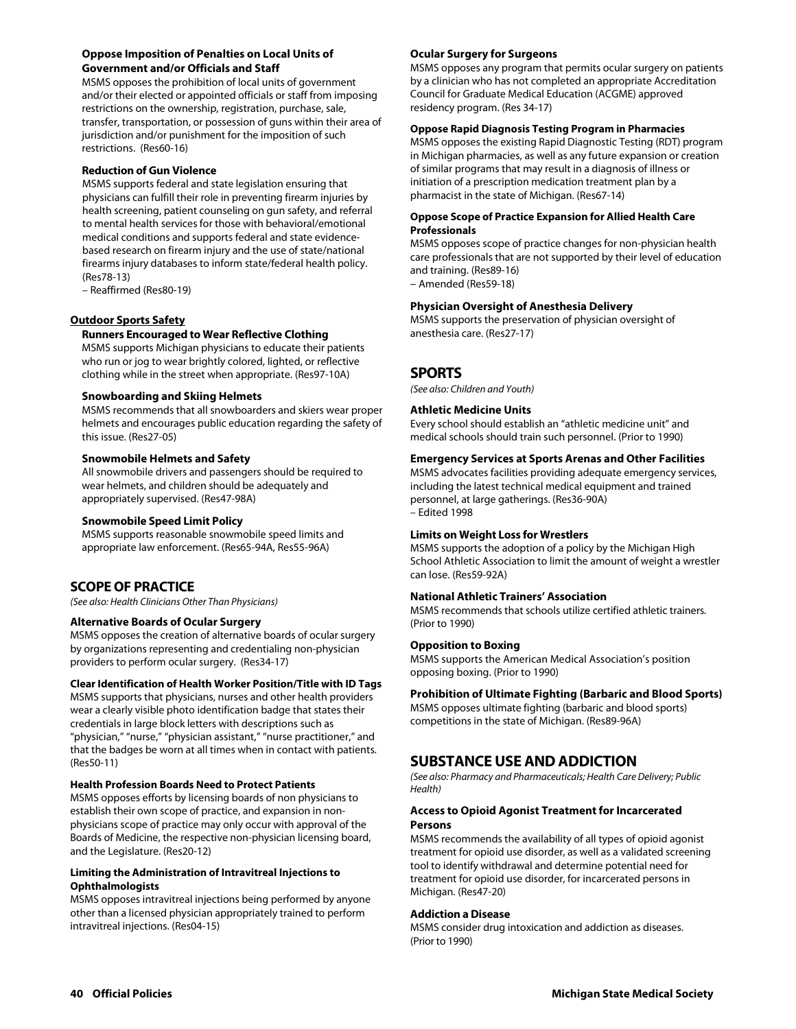#### Oppose Imposition of Penalties on Local Units of Government and/or Officials and Staff

MSMS opposes the prohibition of local units of government and/or their elected or appointed officials or staff from imposing restrictions on the ownership, registration, purchase, sale, transfer, transportation, or possession of guns within their area of jurisdiction and/or punishment for the imposition of such restrictions. (Res60-16)

#### Reduction of Gun Violence

MSMS supports federal and state legislation ensuring that physicians can fulfill their role in preventing firearm injuries by health screening, patient counseling on gun safety, and referral to mental health services for those with behavioral/emotional medical conditions and supports federal and state evidence-based research on firearm injury and the use of state/national firearms injury databases to inform state/federal health policy. (Res78-13)
– Reaffirmed (Res80-19)

### Outdoor Sports Safety

#### Runners Encouraged to Wear Reflective Clothing

MSMS supports Michigan physicians to educate their patients who run or jog to wear brightly colored, lighted, or reflective clothing while in the street when appropriate. (Res97-10A)

#### Snowboarding and Skiing Helmets

MSMS recommends that all snowboarders and skiers wear proper helmets and encourages public education regarding the safety of this issue. (Res27-05)

#### Snowmobile Helmets and Safety

All snowmobile drivers and passengers should be required to wear helmets, and children should be adequately and appropriately supervised. (Res47-98A)

#### Snowmobile Speed Limit Policy

MSMS supports reasonable snowmobile speed limits and appropriate law enforcement. (Res65-94A, Res55-96A)

## SCOPE OF PRACTICE

*(See also: Health Clinicians Other Than Physicians)*

#### Alternative Boards of Ocular Surgery

MSMS opposes the creation of alternative boards of ocular surgery by organizations representing and credentialing non-physician providers to perform ocular surgery. (Res34-17)

#### Clear Identification of Health Worker Position/Title with ID Tags

MSMS supports that physicians, nurses and other health providers wear a clearly visible photo identification badge that states their credentials in large block letters with descriptions such as "physician," "nurse," "physician assistant," "nurse practitioner," and that the badges be worn at all times when in contact with patients. (Res50-11)

#### Health Profession Boards Need to Protect Patients

MSMS opposes efforts by licensing boards of non physicians to establish their own scope of practice, and expansion in non-physicians scope of practice may only occur with approval of the Boards of Medicine, the respective non-physician licensing board, and the Legislature. (Res20-12)

#### Limiting the Administration of Intravitreal Injections to Ophthalmologists

MSMS opposes intravitreal injections being performed by anyone other than a licensed physician appropriately trained to perform intravitreal injections. (Res04-15)

#### Ocular Surgery for Surgeons

MSMS opposes any program that permits ocular surgery on patients by a clinician who has not completed an appropriate Accreditation Council for Graduate Medical Education (ACGME) approved residency program. (Res 34-17)

#### Oppose Rapid Diagnosis Testing Program in Pharmacies

MSMS opposes the existing Rapid Diagnostic Testing (RDT) program in Michigan pharmacies, as well as any future expansion or creation of similar programs that may result in a diagnosis of illness or initiation of a prescription medication treatment plan by a pharmacist in the state of Michigan. (Res67-14)

#### Oppose Scope of Practice Expansion for Allied Health Care Professionals

MSMS opposes scope of practice changes for non-physician health care professionals that are not supported by their level of education and training. (Res89-16)
– Amended (Res59-18)

#### Physician Oversight of Anesthesia Delivery

MSMS supports the preservation of physician oversight of anesthesia care. (Res27-17)

## SPORTS

*(See also: Children and Youth)*

#### Athletic Medicine Units

Every school should establish an "athletic medicine unit" and medical schools should train such personnel. (Prior to 1990)

#### Emergency Services at Sports Arenas and Other Facilities

MSMS advocates facilities providing adequate emergency services, including the latest technical medical equipment and trained personnel, at large gatherings. (Res36-90A)
– Edited 1998

#### Limits on Weight Loss for Wrestlers

MSMS supports the adoption of a policy by the Michigan High School Athletic Association to limit the amount of weight a wrestler can lose. (Res59-92A)

#### National Athletic Trainers' Association

MSMS recommends that schools utilize certified athletic trainers. (Prior to 1990)

#### Opposition to Boxing

MSMS supports the American Medical Association's position opposing boxing. (Prior to 1990)

#### Prohibition of Ultimate Fighting (Barbaric and Blood Sports)

MSMS opposes ultimate fighting (barbaric and blood sports) competitions in the state of Michigan. (Res89-96A)

## SUBSTANCE USE AND ADDICTION

*(See also: Pharmacy and Pharmaceuticals; Health Care Delivery; Public Health)*

#### Access to Opioid Agonist Treatment for Incarcerated Persons

MSMS recommends the availability of all types of opioid agonist treatment for opioid use disorder, as well as a validated screening tool to identify withdrawal and determine potential need for treatment for opioid use disorder, for incarcerated persons in Michigan. (Res47-20)

#### Addiction a Disease

MSMS consider drug intoxication and addiction as diseases. (Prior to 1990)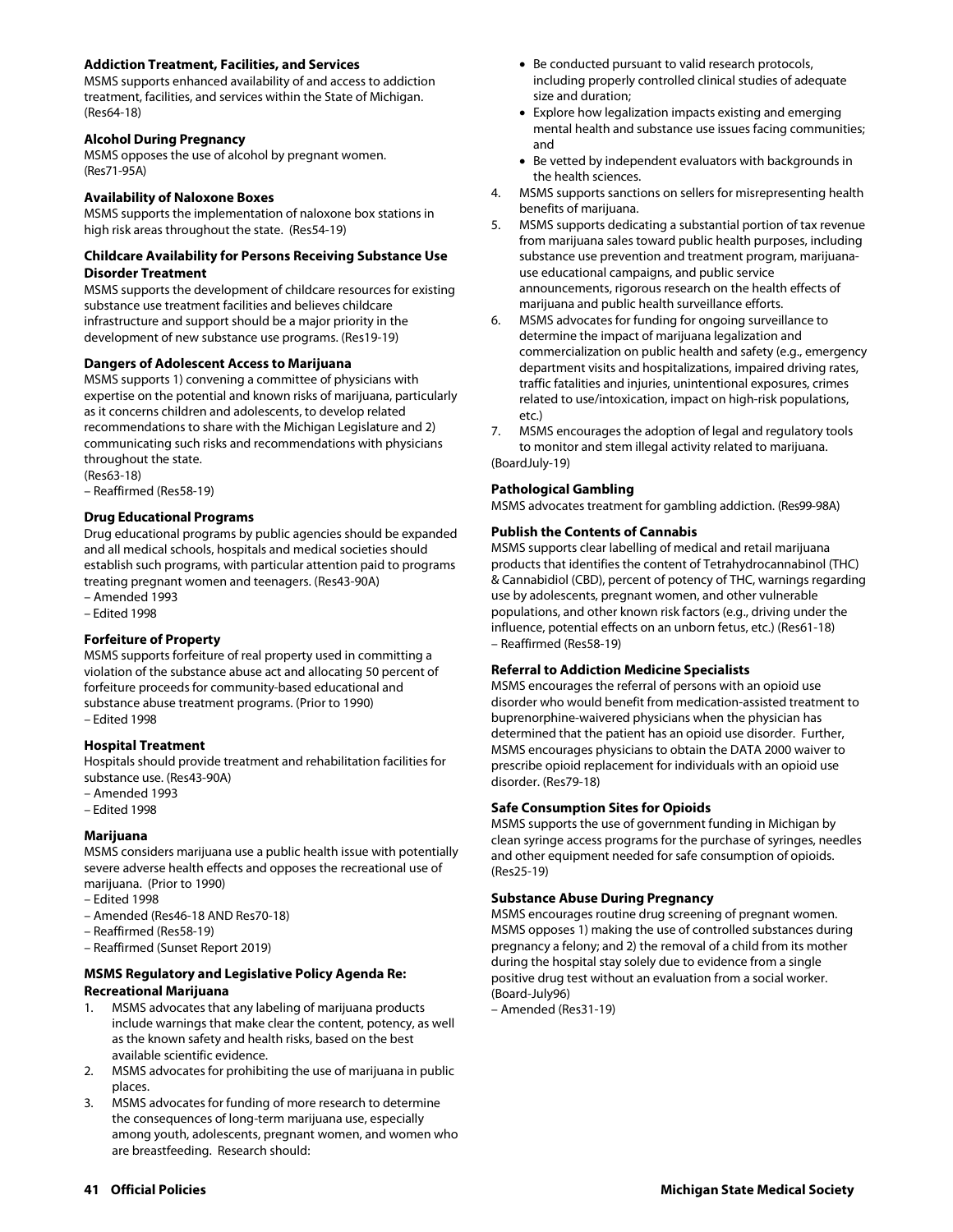### Addiction Treatment, Facilities, and Services

MSMS supports enhanced availability of and access to addiction treatment, facilities, and services within the State of Michigan. (Res64-18)

### Alcohol During Pregnancy

MSMS opposes the use of alcohol by pregnant women. (Res71-95A)

### Availability of Naloxone Boxes

MSMS supports the implementation of naloxone box stations in high risk areas throughout the state. (Res54-19)

### Childcare Availability for Persons Receiving Substance Use Disorder Treatment

MSMS supports the development of childcare resources for existing substance use treatment facilities and believes childcare infrastructure and support should be a major priority in the development of new substance use programs. (Res19-19)

### Dangers of Adolescent Access to Marijuana

MSMS supports 1) convening a committee of physicians with expertise on the potential and known risks of marijuana, particularly as it concerns children and adolescents, to develop related recommendations to share with the Michigan Legislature and 2) communicating such risks and recommendations with physicians throughout the state.
(Res63-18)
– Reaffirmed (Res58-19)

### Drug Educational Programs

Drug educational programs by public agencies should be expanded and all medical schools, hospitals and medical societies should establish such programs, with particular attention paid to programs treating pregnant women and teenagers. (Res43-90A)
– Amended 1993
– Edited 1998

### Forfeiture of Property

MSMS supports forfeiture of real property used in committing a violation of the substance abuse act and allocating 50 percent of forfeiture proceeds for community-based educational and substance abuse treatment programs. (Prior to 1990)
– Edited 1998

### Hospital Treatment

Hospitals should provide treatment and rehabilitation facilities for substance use. (Res43-90A)
– Amended 1993
– Edited 1998

### Marijuana

MSMS considers marijuana use a public health issue with potentially severe adverse health effects and opposes the recreational use of marijuana. (Prior to 1990)
– Edited 1998
– Amended (Res46-18 AND Res70-18)
– Reaffirmed (Res58-19)
– Reaffirmed (Sunset Report 2019)

### MSMS Regulatory and Legislative Policy Agenda Re: Recreational Marijuana

1. MSMS advocates that any labeling of marijuana products include warnings that make clear the content, potency, as well as the known safety and health risks, based on the best available scientific evidence.
2. MSMS advocates for prohibiting the use of marijuana in public places.
3. MSMS advocates for funding of more research to determine the consequences of long-term marijuana use, especially among youth, adolescents, pregnant women, and women who are breastfeeding. Research should:
   - Be conducted pursuant to valid research protocols, including properly controlled clinical studies of adequate size and duration;
   - Explore how legalization impacts existing and emerging mental health and substance use issues facing communities; and
   - Be vetted by independent evaluators with backgrounds in the health sciences.
4. MSMS supports sanctions on sellers for misrepresenting health benefits of marijuana.
5. MSMS supports dedicating a substantial portion of tax revenue from marijuana sales toward public health purposes, including substance use prevention and treatment program, marijuana-use educational campaigns, and public service announcements, rigorous research on the health effects of marijuana and public health surveillance efforts.
6. MSMS advocates for funding for ongoing surveillance to determine the impact of marijuana legalization and commercialization on public health and safety (e.g., emergency department visits and hospitalizations, impaired driving rates, traffic fatalities and injuries, unintentional exposures, crimes related to use/intoxication, impact on high-risk populations, etc.)
7. MSMS encourages the adoption of legal and regulatory tools to monitor and stem illegal activity related to marijuana.

(BoardJuly-19)

### Pathological Gambling

MSMS advocates treatment for gambling addiction. (Res99-98A)

### Publish the Contents of Cannabis

MSMS supports clear labelling of medical and retail marijuana products that identifies the content of Tetrahydrocannabinol (THC) & Cannabidiol (CBD), percent of potency of THC, warnings regarding use by adolescents, pregnant women, and other vulnerable populations, and other known risk factors (e.g., driving under the influence, potential effects on an unborn fetus, etc.) (Res61-18)
– Reaffirmed (Res58-19)

### Referral to Addiction Medicine Specialists

MSMS encourages the referral of persons with an opioid use disorder who would benefit from medication-assisted treatment to buprenorphine-waivered physicians when the physician has determined that the patient has an opioid use disorder. Further, MSMS encourages physicians to obtain the DATA 2000 waiver to prescribe opioid replacement for individuals with an opioid use disorder. (Res79-18)

### Safe Consumption Sites for Opioids

MSMS supports the use of government funding in Michigan by clean syringe access programs for the purchase of syringes, needles and other equipment needed for safe consumption of opioids. (Res25-19)

### Substance Abuse During Pregnancy

MSMS encourages routine drug screening of pregnant women. MSMS opposes 1) making the use of controlled substances during pregnancy a felony; and 2) the removal of a child from its mother during the hospital stay solely due to evidence from a single positive drug test without an evaluation from a social worker. (Board-July96)
– Amended (Res31-19)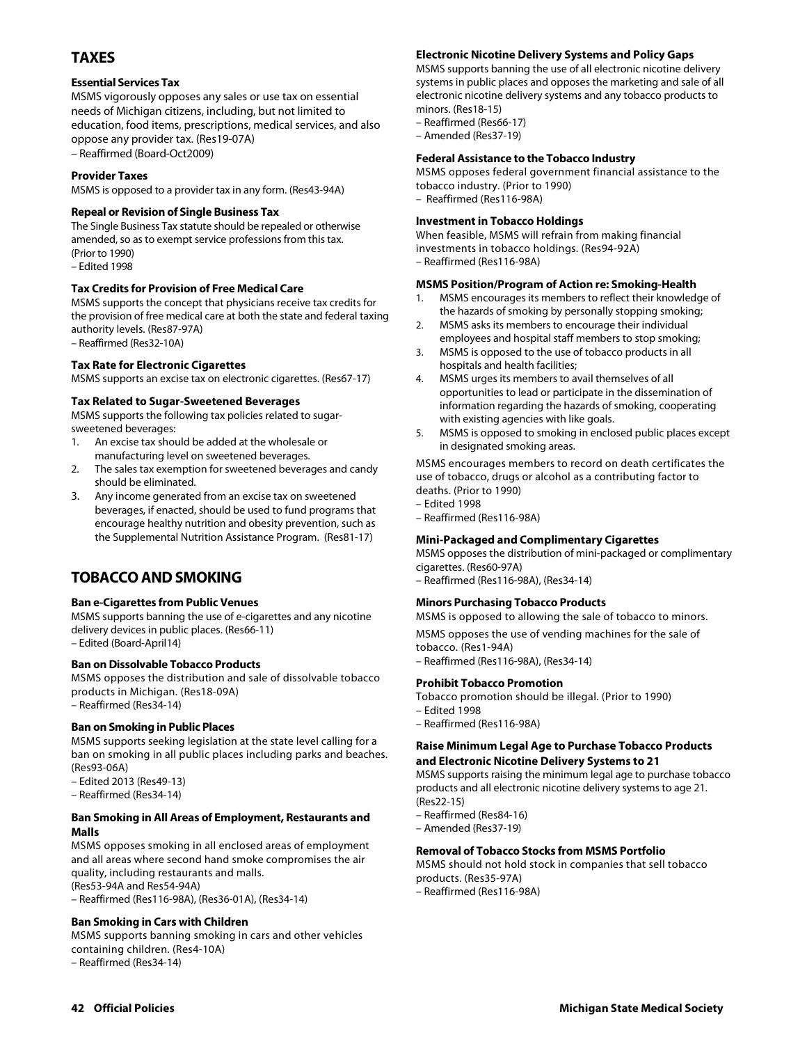## TAXES

### Essential Services Tax

MSMS vigorously opposes any sales or use tax on essential needs of Michigan citizens, including, but not limited to education, food items, prescriptions, medical services, and also oppose any provider tax. (Res19-07A)
– Reaffirmed (Board-Oct2009)

### Provider Taxes

MSMS is opposed to a provider tax in any form. (Res43-94A)

### Repeal or Revision of Single Business Tax

The Single Business Tax statute should be repealed or otherwise amended, so as to exempt service professions from this tax. (Prior to 1990)
– Edited 1998

### Tax Credits for Provision of Free Medical Care

MSMS supports the concept that physicians receive tax credits for the provision of free medical care at both the state and federal taxing authority levels. (Res87-97A)
– Reaffirmed (Res32-10A)

### Tax Rate for Electronic Cigarettes

MSMS supports an excise tax on electronic cigarettes. (Res67-17)

### Tax Related to Sugar-Sweetened Beverages

MSMS supports the following tax policies related to sugar-sweetened beverages:

1. An excise tax should be added at the wholesale or manufacturing level on sweetened beverages.
2. The sales tax exemption for sweetened beverages and candy should be eliminated.
3. Any income generated from an excise tax on sweetened beverages, if enacted, should be used to fund programs that encourage healthy nutrition and obesity prevention, such as the Supplemental Nutrition Assistance Program. (Res81-17)

## TOBACCO AND SMOKING

### Ban e-Cigarettes from Public Venues

MSMS supports banning the use of e-cigarettes and any nicotine delivery devices in public places. (Res66-11)
– Edited (Board-April14)

### Ban on Dissolvable Tobacco Products

MSMS opposes the distribution and sale of dissolvable tobacco products in Michigan. (Res18-09A)
– Reaffirmed (Res34-14)

### Ban on Smoking in Public Places

MSMS supports seeking legislation at the state level calling for a ban on smoking in all public places including parks and beaches. (Res93-06A)
– Edited 2013 (Res49-13)
– Reaffirmed (Res34-14)

### Ban Smoking in All Areas of Employment, Restaurants and Malls

MSMS opposes smoking in all enclosed areas of employment and all areas where second hand smoke compromises the air quality, including restaurants and malls.
(Res53-94A and Res54-94A)
– Reaffirmed (Res116-98A), (Res36-01A), (Res34-14)

### Ban Smoking in Cars with Children

MSMS supports banning smoking in cars and other vehicles containing children. (Res4-10A)
– Reaffirmed (Res34-14)

### Electronic Nicotine Delivery Systems and Policy Gaps

MSMS supports banning the use of all electronic nicotine delivery systems in public places and opposes the marketing and sale of all electronic nicotine delivery systems and any tobacco products to minors. (Res18-15)
– Reaffirmed (Res66-17)
– Amended (Res37-19)

### Federal Assistance to the Tobacco Industry

MSMS opposes federal government financial assistance to the tobacco industry. (Prior to 1990)
– Reaffirmed (Res116-98A)

### Investment in Tobacco Holdings

When feasible, MSMS will refrain from making financial investments in tobacco holdings. (Res94-92A)
– Reaffirmed (Res116-98A)

### MSMS Position/Program of Action re: Smoking-Health

1. MSMS encourages its members to reflect their knowledge of the hazards of smoking by personally stopping smoking;
2. MSMS asks its members to encourage their individual employees and hospital staff members to stop smoking;
3. MSMS is opposed to the use of tobacco products in all hospitals and health facilities;
4. MSMS urges its members to avail themselves of all opportunities to lead or participate in the dissemination of information regarding the hazards of smoking, cooperating with existing agencies with like goals.
5. MSMS is opposed to smoking in enclosed public places except in designated smoking areas.

MSMS encourages members to record on death certificates the use of tobacco, drugs or alcohol as a contributing factor to deaths. (Prior to 1990)
– Edited 1998
– Reaffirmed (Res116-98A)

### Mini-Packaged and Complimentary Cigarettes

MSMS opposes the distribution of mini-packaged or complimentary cigarettes. (Res60-97A)
– Reaffirmed (Res116-98A), (Res34-14)

### Minors Purchasing Tobacco Products

MSMS is opposed to allowing the sale of tobacco to minors.

MSMS opposes the use of vending machines for the sale of tobacco. (Res1-94A)
– Reaffirmed (Res116-98A), (Res34-14)

### Prohibit Tobacco Promotion

Tobacco promotion should be illegal. (Prior to 1990)
– Edited 1998
– Reaffirmed (Res116-98A)

### Raise Minimum Legal Age to Purchase Tobacco Products and Electronic Nicotine Delivery Systems to 21

MSMS supports raising the minimum legal age to purchase tobacco products and all electronic nicotine delivery systems to age 21. (Res22-15)
– Reaffirmed (Res84-16)
– Amended (Res37-19)

### Removal of Tobacco Stocks from MSMS Portfolio

MSMS should not hold stock in companies that sell tobacco products. (Res35-97A)
– Reaffirmed (Res116-98A)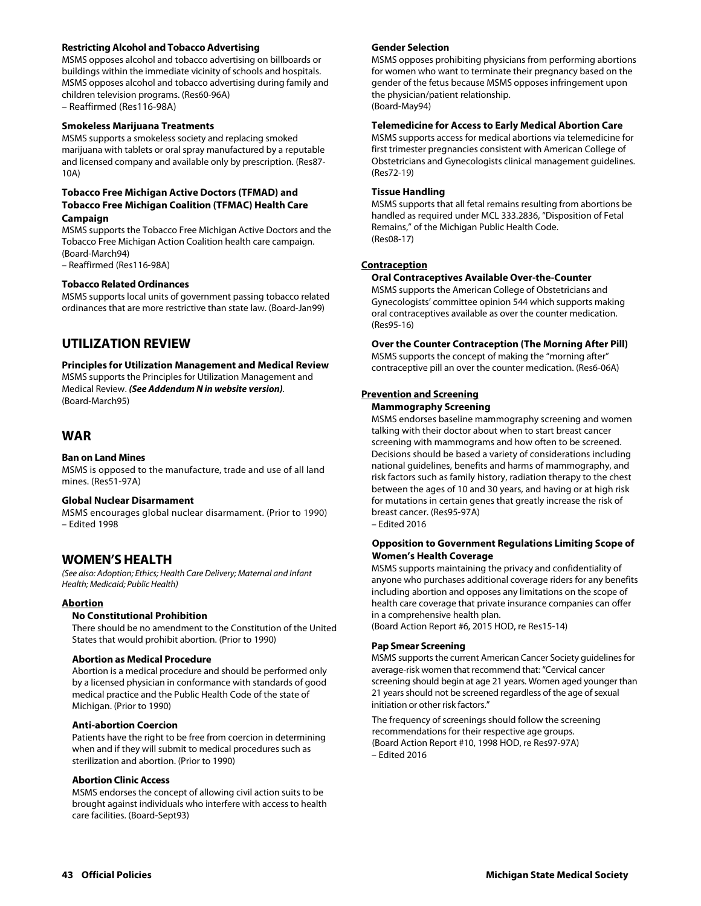### Restricting Alcohol and Tobacco Advertising

MSMS opposes alcohol and tobacco advertising on billboards or buildings within the immediate vicinity of schools and hospitals. MSMS opposes alcohol and tobacco advertising during family and children television programs. (Res60-96A)
– Reaffirmed (Res116-98A)

### Smokeless Marijuana Treatments

MSMS supports a smokeless society and replacing smoked marijuana with tablets or oral spray manufactured by a reputable and licensed company and available only by prescription. (Res87-10A)

### Tobacco Free Michigan Active Doctors (TFMAD) and Tobacco Free Michigan Coalition (TFMAC) Health Care Campaign

MSMS supports the Tobacco Free Michigan Active Doctors and the Tobacco Free Michigan Action Coalition health care campaign. (Board-March94)
– Reaffirmed (Res116-98A)

### Tobacco Related Ordinances

MSMS supports local units of government passing tobacco related ordinances that are more restrictive than state law. (Board-Jan99)

## UTILIZATION REVIEW

### Principles for Utilization Management and Medical Review

MSMS supports the Principles for Utilization Management and Medical Review. ***(See Addendum N in website version)***. (Board-March95)

## WAR

### Ban on Land Mines

MSMS is opposed to the manufacture, trade and use of all land mines. (Res51-97A)

### Global Nuclear Disarmament

MSMS encourages global nuclear disarmament. (Prior to 1990)
– Edited 1998

## WOMEN'S HEALTH

*(See also: Adoption; Ethics; Health Care Delivery; Maternal and Infant Health; Medicaid; Public Health)*

**Abortion**

### No Constitutional Prohibition

There should be no amendment to the Constitution of the United States that would prohibit abortion. (Prior to 1990)

### Abortion as Medical Procedure

Abortion is a medical procedure and should be performed only by a licensed physician in conformance with standards of good medical practice and the Public Health Code of the state of Michigan. (Prior to 1990)

### Anti-abortion Coercion

Patients have the right to be free from coercion in determining when and if they will submit to medical procedures such as sterilization and abortion. (Prior to 1990)

### Abortion Clinic Access

MSMS endorses the concept of allowing civil action suits to be brought against individuals who interfere with access to health care facilities. (Board-Sept93)

### Gender Selection

MSMS opposes prohibiting physicians from performing abortions for women who want to terminate their pregnancy based on the gender of the fetus because MSMS opposes infringement upon the physician/patient relationship.
(Board-May94)

### Telemedicine for Access to Early Medical Abortion Care

MSMS supports access for medical abortions via telemedicine for first trimester pregnancies consistent with American College of Obstetricians and Gynecologists clinical management guidelines. (Res72-19)

### Tissue Handling

MSMS supports that all fetal remains resulting from abortions be handled as required under MCL 333.2836, "Disposition of Fetal Remains," of the Michigan Public Health Code.
(Res08-17)

**Contraception**

### Oral Contraceptives Available Over-the-Counter

MSMS supports the American College of Obstetricians and Gynecologists' committee opinion 544 which supports making oral contraceptives available as over the counter medication. (Res95-16)

### Over the Counter Contraception (The Morning After Pill)

MSMS supports the concept of making the "morning after" contraceptive pill an over the counter medication. (Res6-06A)

**Prevention and Screening**

### Mammography Screening

MSMS endorses baseline mammography screening and women talking with their doctor about when to start breast cancer screening with mammograms and how often to be screened. Decisions should be based a variety of considerations including national guidelines, benefits and harms of mammography, and risk factors such as family history, radiation therapy to the chest between the ages of 10 and 30 years, and having or at high risk for mutations in certain genes that greatly increase the risk of breast cancer. (Res95-97A)
– Edited 2016

### Opposition to Government Regulations Limiting Scope of Women's Health Coverage

MSMS supports maintaining the privacy and confidentiality of anyone who purchases additional coverage riders for any benefits including abortion and opposes any limitations on the scope of health care coverage that private insurance companies can offer in a comprehensive health plan.
(Board Action Report #6, 2015 HOD, re Res15-14)

### Pap Smear Screening

MSMS supports the current American Cancer Society guidelines for average-risk women that recommend that: "Cervical cancer screening should begin at age 21 years. Women aged younger than 21 years should not be screened regardless of the age of sexual initiation or other risk factors."

The frequency of screenings should follow the screening recommendations for their respective age groups.
(Board Action Report #10, 1998 HOD, re Res97-97A)
– Edited 2016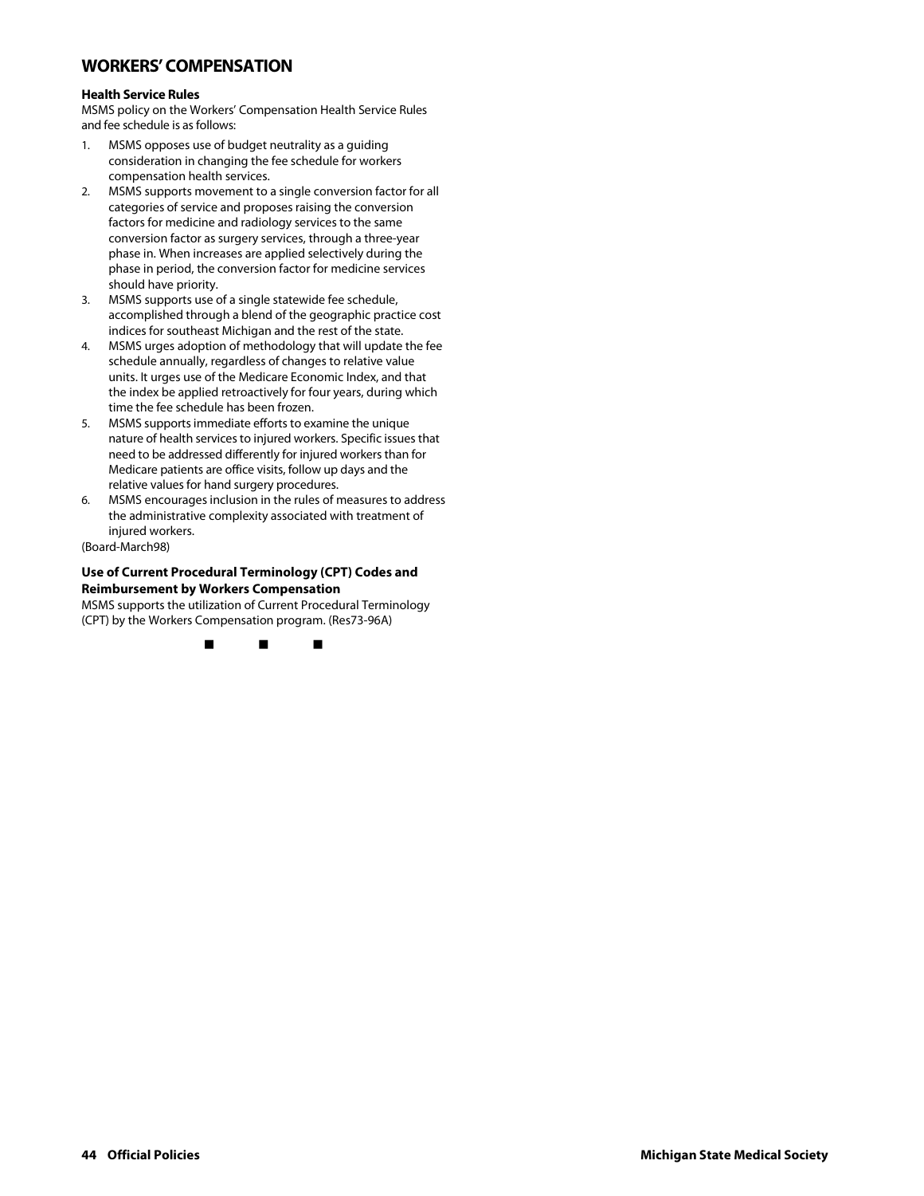## WORKERS' COMPENSATION

### Health Service Rules

MSMS policy on the Workers' Compensation Health Service Rules and fee schedule is as follows:

1. MSMS opposes use of budget neutrality as a guiding consideration in changing the fee schedule for workers compensation health services.
2. MSMS supports movement to a single conversion factor for all categories of service and proposes raising the conversion factors for medicine and radiology services to the same conversion factor as surgery services, through a three-year phase in. When increases are applied selectively during the phase in period, the conversion factor for medicine services should have priority.
3. MSMS supports use of a single statewide fee schedule, accomplished through a blend of the geographic practice cost indices for southeast Michigan and the rest of the state.
4. MSMS urges adoption of methodology that will update the fee schedule annually, regardless of changes to relative value units. It urges use of the Medicare Economic Index, and that the index be applied retroactively for four years, during which time the fee schedule has been frozen.
5. MSMS supports immediate efforts to examine the unique nature of health services to injured workers. Specific issues that need to be addressed differently for injured workers than for Medicare patients are office visits, follow up days and the relative values for hand surgery procedures.
6. MSMS encourages inclusion in the rules of measures to address the administrative complexity associated with treatment of injured workers.

(Board-March98)

### Use of Current Procedural Terminology (CPT) Codes and Reimbursement by Workers Compensation

MSMS supports the utilization of Current Procedural Terminology (CPT) by the Workers Compensation program. (Res73-96A)

■ ■ ■